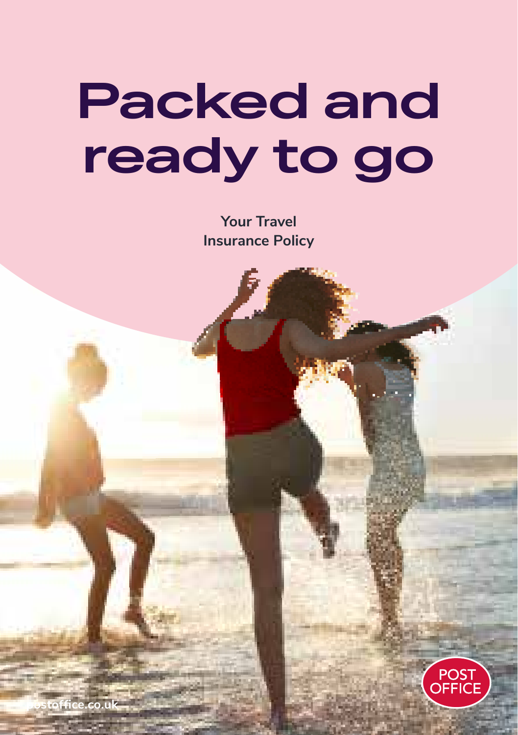# Packed and ready to go

**Your Travel Insurance Policy**

postoffice.co.uk

POST OFFICE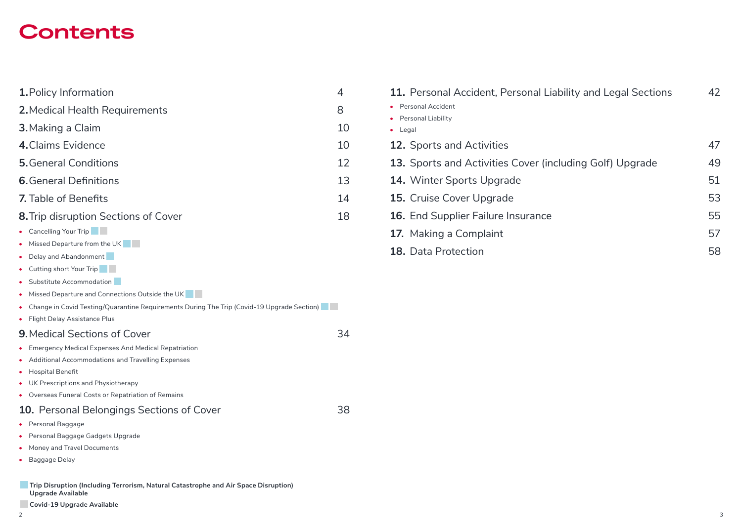# Contents

| | |
|---|---|
| **1.** Policy Information | 4 |
| **2.** Medical Health Requirements | 8 |
| **3.** Making a Claim | 10 |
| **4.** Claims Evidence | 10 |
| **5.** General Conditions | 12 |
| **6.** General Definitions | 13 |
| **7.** Table of Benefits | 14 |
| **8.** Trip disruption Sections of Cover | 18 |
| **9.** Medical Sections of Cover | 34 |
| **10.** Personal Belongings Sections of Cover | 38 |
| **11.** Personal Accident, Personal Liability and Legal Sections | 42 |
| **12.** Sports and Activities | 47 |
| **13.** Sports and Activities Cover (including Golf) Upgrade | 49 |
| **14.** Winter Sports Upgrade | 51 |
| **15.** Cruise Cover Upgrade | 53 |
| **16.** End Supplier Failure Insurance | 55 |
| **17.** Making a Complaint | 57 |
| **18.** Data Protection | 58 |

**8. Trip disruption Sections of Cover**

- Cancelling Your Trip
- Missed Departure from the UK
- Delay and Abandonment
- Cutting short Your Trip
- Substitute Accommodation
- Missed Departure and Connections Outside the UK
- Change in Covid Testing/Quarantine Requirements During The Trip (Covid-19 Upgrade Section)
- Flight Delay Assistance Plus

**9. Medical Sections of Cover**

- Emergency Medical Expenses And Medical Repatriation
- Additional Accommodations and Travelling Expenses
- Hospital Benefit
- UK Prescriptions and Physiotherapy
- Overseas Funeral Costs or Repatriation of Remains

**10. Personal Belongings Sections of Cover**

- Personal Baggage
- Personal Baggage Gadgets Upgrade
- Money and Travel Documents
- Baggage Delay

**11. Personal Accident, Personal Liability and Legal Sections**

- Personal Accident
- Personal Liability
- Legal

**Trip Disruption (Including Terrorism, Natural Catastrophe and Air Space Disruption) Upgrade Available**

**Covid-19 Upgrade Available**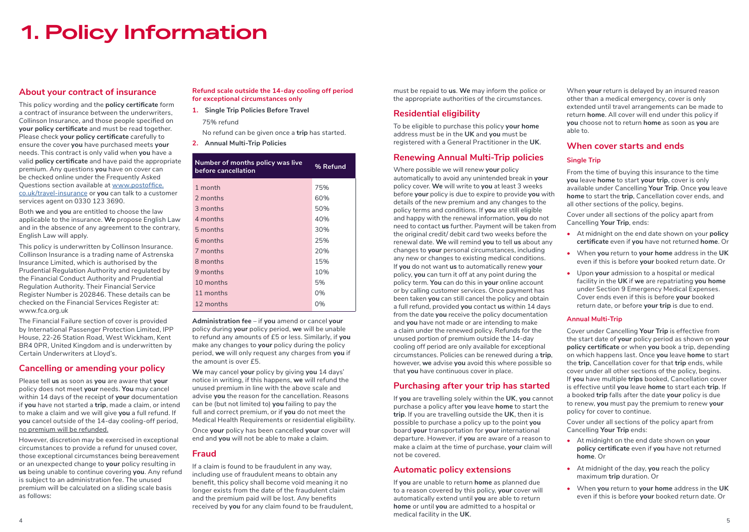# 1. Policy Information

## About your contract of insurance

This policy wording and the **policy certificate** form a contract of insurance between the underwriters, Collinson Insurance, and those people specified on **your policy certificate** and must be read together. Please check **your policy certificate** carefully to ensure the cover **you** have purchased meets **your** needs. This contract is only valid when **you** have a valid **policy certificate** and have paid the appropriate premium. Any questions **you** have on cover can be checked online under the Frequently Asked Questions section available at www.postoffice.co.uk/travel-insurance or **you** can talk to a customer services agent on 0330 123 3690.

Both **we** and **you** are entitled to choose the law applicable to the insurance. **We** propose English Law and in the absence of any agreement to the contrary, English Law will apply.

This policy is underwritten by Collinson Insurance. Collinson Insurance is a trading name of Astrenska Insurance Limited, which is authorised by the Prudential Regulation Authority and regulated by the Financial Conduct Authority and Prudential Regulation Authority. Their Financial Service Register Number is 202846. These details can be checked on the Financial Services Register at: www.fca.org.uk

The Financial Failure section of cover is provided by International Passenger Protection Limited, IPP House, 22-26 Station Road, West Wickham, Kent BR4 0PR, United Kingdom and is underwritten by Certain Underwriters at Lloyd's.

## Cancelling or amending your policy

Please tell **us** as soon as **you** are aware that **your** policy does not meet **your** needs. **You** may cancel within 14 days of the receipt of **your** documentation if **you** have not started a **trip**, made a claim, or intend to make a claim and we will give **you** a full refund. If **you** cancel outside of the 14-day cooling-off period, no premium will be refunded.

However, discretion may be exercised in exceptional circumstances to provide a refund for unused cover, those exceptional circumstances being bereavement or an unexpected change to **your** policy resulting in **us** being unable to continue covering **you**. Any refund is subject to an administration fee. The unused premium will be calculated on a sliding scale basis as follows:

**Refund scale outside the 14-day cooling off period for exceptional circumstances only**

1. **Single Trip Policies Before Travel**

   75% refund

   No refund can be given once a **trip** has started.

2. **Annual Multi-Trip Policies**

| Number of months policy was live before cancellation | % Refund |
|---|---|
| 1 month | 75% |
| 2 months | 60% |
| 3 months | 50% |
| 4 months | 40% |
| 5 months | 30% |
| 6 months | 25% |
| 7 months | 20% |
| 8 months | 15% |
| 9 months | 10% |
| 10 months | 5% |
| 11 months | 0% |
| 12 months | 0% |

**Administration fee** – if **you** amend or cancel **your** policy during **your** policy period, **we** will be unable to refund any amounts of £5 or less. Similarly, if **you** make any changes to **your** policy during the policy period, **we** will only request any charges from **you** if the amount is over £5.

**We** may cancel **your** policy by giving **you** 14 days' notice in writing, if this happens, **we** will refund the unused premium in line with the above scale and advise **you** the reason for the cancellation. Reasons can be (but not limited to) **you** failing to pay the full and correct premium, or if **you** do not meet the Medical Health Requirements or residential eligibility.

Once **your** policy has been cancelled **your** cover will end and **you** will not be able to make a claim.

## Fraud

If a claim is found to be fraudulent in any way, including use of fraudulent means to obtain any benefit, this policy shall become void meaning it no longer exists from the date of the fraudulent claim and the premium paid will be lost. Any benefits received by **you** for any claim found to be fraudulent, must be repaid to **us**. **We** may inform the police or the appropriate authorities of the circumstances.

## Residential eligibility

To be eligible to purchase this policy **your home** address must be in the **UK** and **you** must be registered with a General Practitioner in the **UK**.

## Renewing Annual Multi-Trip policies

Where possible we will renew **your** policy automatically to avoid any unintended break in **your** policy cover. **We** will write to **you** at least 3 weeks before **your** policy is due to expire to provide **you** with details of the new premium and any changes to the policy terms and conditions. If **you** are still eligible and happy with the renewal information, **you** do not need to contact **us** further. Payment will be taken from the original credit/ debit card two weeks before the renewal date. **We** will remind **you** to tell **us** about any changes to **your** personal circumstances, including any new or changes to existing medical conditions. If **you** do not want **us** to automatically renew **your** policy, **you** can turn it off at any point during the policy term. **You** can do this in **your** online account or by calling customer services. Once payment has been taken **you** can still cancel the policy and obtain a full refund, provided **you** contact **us** within 14 days from the date **you** receive the policy documentation and **you** have not made or are intending to make a claim under the renewed policy. Refunds for the unused portion of premium outside the 14-day cooling off period are only available for exceptional circumstances. Policies can be renewed during a **trip**, however, **we** advise **you** avoid this where possible so that **you** have continuous cover in place.

## Purchasing after your trip has started

If **you** are travelling solely within the **UK**, **you** cannot purchase a policy after **you** leave **home** to start the **trip**. If you are travelling outside the **UK**, then it is possible to purchase a policy up to the point **you** board **your** transportation for **your** international departure. However, if **you** are aware of a reason to make a claim at the time of purchase, **your** claim will not be covered.

## Automatic policy extensions

If **you** are unable to return **home** as planned due to a reason covered by this policy, **your** cover will automatically extend until **you** are able to return **home** or until **you** are admitted to a hospital or medical facility in the **UK**.

When **your** return is delayed by an insured reason other than a medical emergency, cover is only extended until travel arrangements can be made to return **home**. All cover will end under this policy if **you** choose not to return **home** as soon as **you** are able to.

## When cover starts and ends

### Single Trip

From the time of buying this insurance to the time **you** leave **home** to start **your trip**, cover is only available under Cancelling **Your Trip**. Once **you** leave **home** to start the **trip**, Cancellation cover ends, and all other sections of the policy, begins.

Cover under all sections of the policy apart from Cancelling **Your Trip**, ends:

- At midnight on the end date shown on your **policy certificate** even if **you** have not returned **home**. Or
- When **you** return to **your home** address in the **UK** even if this is before **your** booked return date. Or
- Upon **your** admission to a hospital or medical facility in the **UK** if **we** are repatriating **you home** under Section 9 Emergency Medical Expenses. Cover ends even if this is before **your** booked return date, or before **your trip** is due to end.

### Annual Multi-Trip

Cover under Cancelling **Your Trip** is effective from the start date of **your** policy period as shown on **your policy certificate** or when **you** book a trip, depending on which happens last. Once **you** leave **home** to start the **trip**, Cancellation cover for that **trip** ends, while cover under all other sections of the policy, begins. If **you** have multiple **trips** booked, Cancellation cover is effective until **you** leave **home** to start each **trip**. If a booked **trip** falls after the date **your** policy is due to renew, **you** must pay the premium to renew **your** policy for cover to continue.

Cover under all sections of the policy apart from Cancelling **Your Trip** ends:

- At midnight on the end date shown on **your policy certificate** even if **you** have not returned **home**. Or
- At midnight of the day, **you** reach the policy maximum **trip** duration. Or
- When **you** return to **your home** address in the **UK** even if this is before **your** booked return date. Or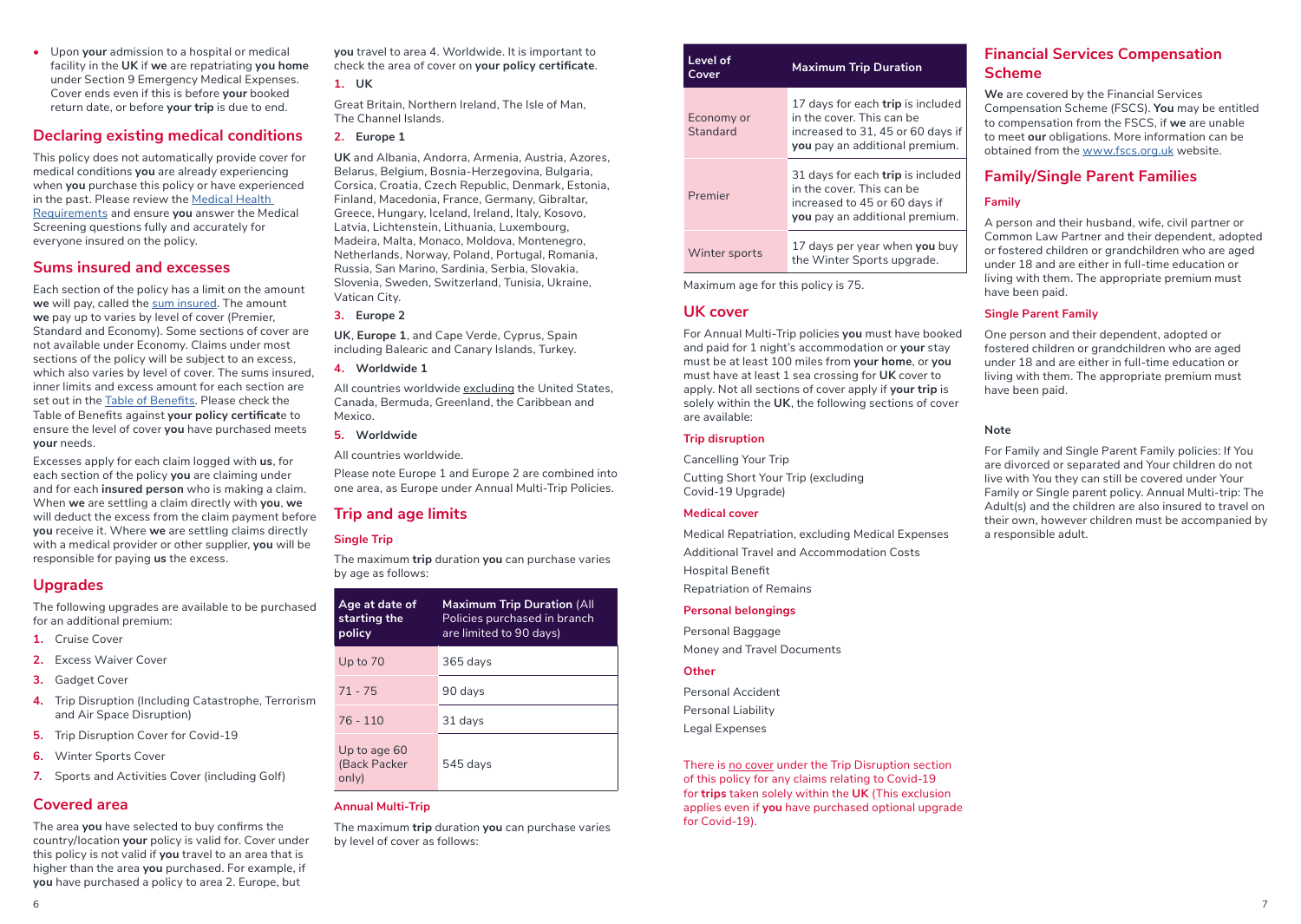- Upon **your** admission to a hospital or medical facility in the **UK** if **we** are repatriating **you home** under Section 9 Emergency Medical Expenses. Cover ends even if this is before **your** booked return date, or before **your trip** is due to end.

## Declaring existing medical conditions

This policy does not automatically provide cover for medical conditions **you** are already experiencing when **you** purchase this policy or have experienced in the past. Please review the Medical Health Requirements and ensure **you** answer the Medical Screening questions fully and accurately for everyone insured on the policy.

## Sums insured and excesses

Each section of the policy has a limit on the amount **we** will pay, called the sum insured. The amount **we** pay up to varies by level of cover (Premier, Standard and Economy). Some sections of cover are not available under Economy. Claims under most sections of the policy will be subject to an excess, which also varies by level of cover. The sums insured, inner limits and excess amount for each section are set out in the Table of Benefits. Please check the Table of Benefits against **your policy certificat**e to ensure the level of cover **you** have purchased meets **your** needs.

Excesses apply for each claim logged with **us**, for each section of the policy **you** are claiming under and for each **insured person** who is making a claim. When **we** are settling a claim directly with **you**, **we** will deduct the excess from the claim payment before **you** receive it. Where **we** are settling claims directly with a medical provider or other supplier, **you** will be responsible for paying **us** the excess.

## Upgrades

The following upgrades are available to be purchased for an additional premium:

1. Cruise Cover
2. Excess Waiver Cover
3. Gadget Cover
4. Trip Disruption (Including Catastrophe, Terrorism and Air Space Disruption)
5. Trip Disruption Cover for Covid-19
6. Winter Sports Cover
7. Sports and Activities Cover (including Golf)

## Covered area

The area **you** have selected to buy confirms the country/location **your** policy is valid for. Cover under this policy is not valid if **you** travel to an area that is higher than the area **you** purchased. For example, if **you** have purchased a policy to area 2. Europe, but **you** travel to area 4. Worldwide. It is important to check the area of cover on **your policy certificate**.

**1. UK**

Great Britain, Northern Ireland, The Isle of Man, The Channel Islands.

**2. Europe 1**

**UK** and Albania, Andorra, Armenia, Austria, Azores, Belarus, Belgium, Bosnia-Herzegovina, Bulgaria, Corsica, Croatia, Czech Republic, Denmark, Estonia, Finland, Macedonia, France, Germany, Gibraltar, Greece, Hungary, Iceland, Ireland, Italy, Kosovo, Latvia, Lichtenstein, Lithuania, Luxembourg, Madeira, Malta, Monaco, Moldova, Montenegro, Netherlands, Norway, Poland, Portugal, Romania, Russia, San Marino, Sardinia, Serbia, Slovakia, Slovenia, Sweden, Switzerland, Tunisia, Ukraine, Vatican City.

**3. Europe 2**

**UK**, **Europe 1**, and Cape Verde, Cyprus, Spain including Balearic and Canary Islands, Turkey.

**4. Worldwide 1**

All countries worldwide excluding the United States, Canada, Bermuda, Greenland, the Caribbean and Mexico.

**5. Worldwide**

All countries worldwide.

Please note Europe 1 and Europe 2 are combined into one area, as Europe under Annual Multi-Trip Policies.

## Trip and age limits

### Single Trip

The maximum **trip** duration **you** can purchase varies by age as follows:

| Age at date of starting the policy | Maximum Trip Duration (All Policies purchased in branch are limited to 90 days) |
|---|---|
| Up to 70 | 365 days |
| 71 - 75 | 90 days |
| 76 - 110 | 31 days |
| Up to age 60 (Back Packer only) | 545 days |

### Annual Multi-Trip

The maximum **trip** duration **you** can purchase varies by level of cover as follows:

| Level of Cover | Maximum Trip Duration |
|---|---|
| Economy or Standard | 17 days for each **trip** is included in the cover. This can be increased to 31, 45 or 60 days if **you** pay an additional premium. |
| Premier | 31 days for each **trip** is included in the cover. This can be increased to 45 or 60 days if **you** pay an additional premium. |
| Winter sports | 17 days per year when **you** buy the Winter Sports upgrade. |

Maximum age for this policy is 75.

## UK cover

For Annual Multi-Trip policies **you** must have booked and paid for 1 night's accommodation or **your** stay must be at least 100 miles from **your home**, or **you** must have at least 1 sea crossing for **UK** cover to apply. Not all sections of cover apply if **your trip** is solely within the **UK**, the following sections of cover are available:

### Trip disruption

Cancelling Your Trip

Cutting Short Your Trip (excluding Covid-19 Upgrade)

### Medical cover

Medical Repatriation, excluding Medical Expenses

Additional Travel and Accommodation Costs

Hospital Benefit

Repatriation of Remains

### Personal belongings

Personal Baggage

Money and Travel Documents

### Other

Personal Accident

Personal Liability

Legal Expenses

There is no cover under the Trip Disruption section of this policy for any claims relating to Covid-19 for **trips** taken solely within the **UK** (This exclusion applies even if **you** have purchased optional upgrade for Covid-19).

## Financial Services Compensation Scheme

**We** are covered by the Financial Services Compensation Scheme (FSCS). **You** may be entitled to compensation from the FSCS, if **we** are unable to meet **our** obligations. More information can be obtained from the www.fscs.org.uk website.

## Family/Single Parent Families

### Family

A person and their husband, wife, civil partner or Common Law Partner and their dependent, adopted or fostered children or grandchildren who are aged under 18 and are either in full-time education or living with them. The appropriate premium must have been paid.

### Single Parent Family

One person and their dependent, adopted or fostered children or grandchildren who are aged under 18 and are either in full-time education or living with them. The appropriate premium must have been paid.

#### Note

For Family and Single Parent Family policies: If You are divorced or separated and Your children do not live with You they can still be covered under Your Family or Single parent policy. Annual Multi-trip: The Adult(s) and the children are also insured to travel on their own, however children must be accompanied by a responsible adult.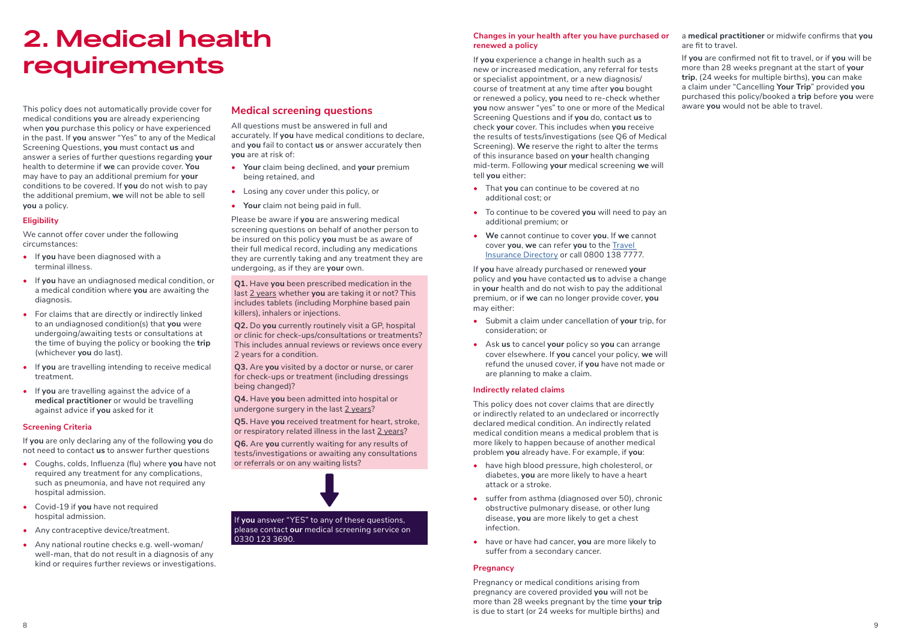# 2. Medical health requirements

This policy does not automatically provide cover for medical conditions **you** are already experiencing when **you** purchase this policy or have experienced in the past. If **you** answer "Yes" to any of the Medical Screening Questions, **you** must contact **us** and answer a series of further questions regarding **your** health to determine if **we** can provide cover. **You** may have to pay an additional premium for **your** conditions to be covered. If **you** do not wish to pay the additional premium, **we** will not be able to sell **you** a policy.

### Eligibility

We cannot offer cover under the following circumstances:

- If **you** have been diagnosed with a terminal illness.
- If **you** have an undiagnosed medical condition, or a medical condition where **you** are awaiting the diagnosis.
- For claims that are directly or indirectly linked to an undiagnosed condition(s) that **you** were undergoing/awaiting tests or consultations at the time of buying the policy or booking the **trip** (whichever **you** do last).
- If **you** are travelling intending to receive medical treatment.
- If **you** are travelling against the advice of a **medical practitioner** or would be travelling against advice if **you** asked for it

### Screening Criteria

If **you** are only declaring any of the following **you** do not need to contact **us** to answer further questions

- Coughs, colds, Influenza (flu) where **you** have not required any treatment for any complications, such as pneumonia, and have not required any hospital admission.
- Covid-19 if **you** have not required hospital admission.
- Any contraceptive device/treatment.
- Any national routine checks e.g. well-woman/ well-man, that do not result in a diagnosis of any kind or requires further reviews or investigations.

## Medical screening questions

All questions must be answered in full and accurately. If **you** have medical conditions to declare, and **you** fail to contact **us** or answer accurately then **you** are at risk of:

- **Your** claim being declined, and **your** premium being retained, and
- Losing any cover under this policy, or
- **Your** claim not being paid in full.

Please be aware if **you** are answering medical screening questions on behalf of another person to be insured on this policy **you** must be as aware of their full medical record, including any medications they are currently taking and any treatment they are undergoing, as if they are **your** own.

**Q1.** Have **you** been prescribed medication in the last 2 years whether **you** are taking it or not? This includes tablets (including Morphine based pain killers), inhalers or injections.

**Q2.** Do **you** currently routinely visit a GP, hospital or clinic for check-ups/consultations or treatments? This includes annual reviews or reviews once every 2 years for a condition.

**Q3.** Are **you** visited by a doctor or nurse, or carer for check-ups or treatment (including dressings being changed)?

**Q4.** Have **you** been admitted into hospital or undergone surgery in the last 2 years?

**Q5.** Have **you** received treatment for heart, stroke, or respiratory related illness in the last 2 years?

**Q6.** Are **you** currently waiting for any results of tests/investigations or awaiting any consultations or referrals or on any waiting lists?

If **you** answer "YES" to any of these questions, please contact **our** medical screening service on 0330 123 3690.

### Changes in your health after you have purchased or renewed a policy

If **you** experience a change in health such as a new or increased medication, any referral for tests or specialist appointment, or a new diagnosis/ course of treatment at any time after **you** bought or renewed a policy, **you** need to re-check whether **you** now answer "yes" to one or more of the Medical Screening Questions and if **you** do, contact **us** to check **your** cover. This includes when **you** receive the results of tests/investigations (see Q6 of Medical Screening). **We** reserve the right to alter the terms of this insurance based on **your** health changing mid-term. Following **your** medical screening **we** will tell **you** either:

- That **you** can continue to be covered at no additional cost; or
- To continue to be covered **you** will need to pay an additional premium; or
- **We** cannot continue to cover **you**. If **we** cannot cover **you**, **we** can refer **you** to the Travel Insurance Directory or call 0800 138 7777.

If **you** have already purchased or renewed **your** policy and **you** have contacted **us** to advise a change in **your** health and do not wish to pay the additional premium, or if **we** can no longer provide cover, **you** may either:

- Submit a claim under cancellation of **your** trip, for consideration; or
- Ask **us** to cancel **your** policy so **you** can arrange cover elsewhere. If **you** cancel your policy, **we** will refund the unused cover, if **you** have not made or are planning to make a claim.

### Indirectly related claims

This policy does not cover claims that are directly or indirectly related to an undeclared or incorrectly declared medical condition. An indirectly related medical condition means a medical problem that is more likely to happen because of another medical problem **you** already have. For example, if **you**:

- have high blood pressure, high cholesterol, or diabetes, **you** are more likely to have a heart attack or a stroke.
- suffer from asthma (diagnosed over 50), chronic obstructive pulmonary disease, or other lung disease, **you** are more likely to get a chest infection.
- have or have had cancer, **you** are more likely to suffer from a secondary cancer.

### Pregnancy

Pregnancy or medical conditions arising from pregnancy are covered provided **you** will not be more than 28 weeks pregnant by the time **your trip** is due to start (or 24 weeks for multiple births) and a **medical practitioner** or midwife confirms that **you** are fit to travel.

If **you** are confirmed not fit to travel, or if **you** will be more than 28 weeks pregnant at the start of **your trip**, (24 weeks for multiple births), **you** can make a claim under "Cancelling **Your Trip**" provided **you** purchased this policy/booked a **trip** before **you** were aware **you** would not be able to travel.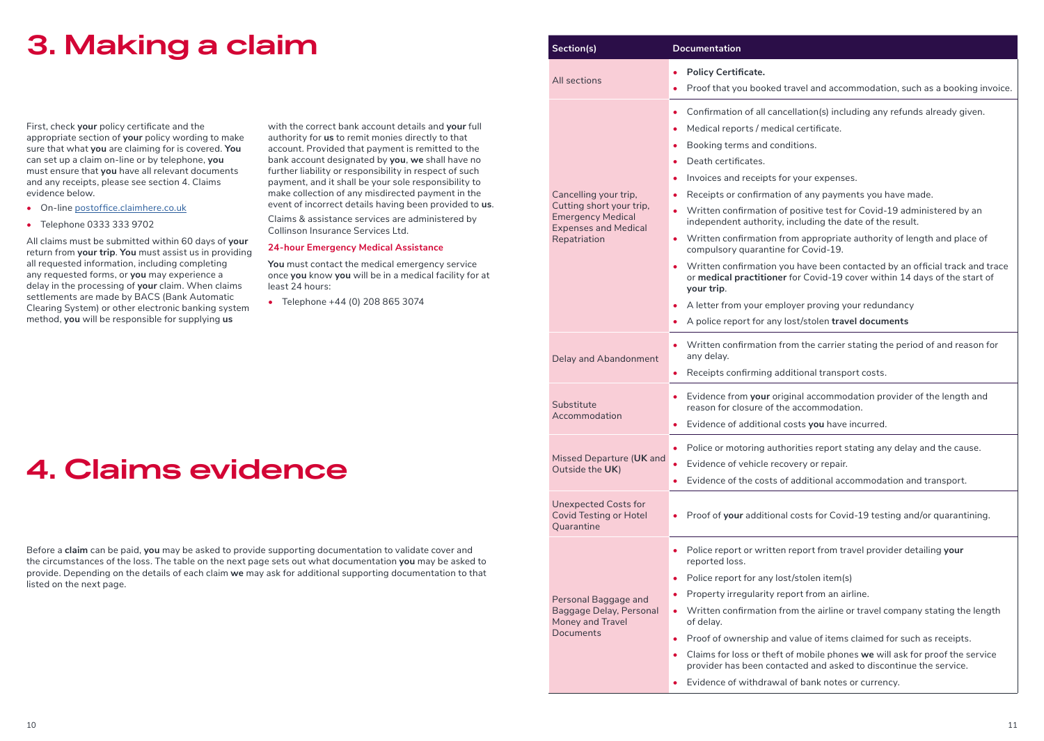# 3. Making a claim

First, check **your** policy certificate and the appropriate section of **your** policy wording to make sure that what **you** are claiming for is covered. **You** can set up a claim on-line or by telephone, **you** must ensure that **you** have all relevant documents and any receipts, please see section 4. Claims evidence below.

- On-line postoffice.claimhere.co.uk
- Telephone 0333 333 9702

All claims must be submitted within 60 days of **your** return from **your trip**. **You** must assist us in providing all requested information, including completing any requested forms, or **you** may experience a delay in the processing of **your** claim. When claims settlements are made by BACS (Bank Automatic Clearing System) or other electronic banking system method, **you** will be responsible for supplying **us** with the correct bank account details and **your** full authority for **us** to remit monies directly to that account. Provided that payment is remitted to the bank account designated by **you**, **we** shall have no further liability or responsibility in respect of such payment, and it shall be your sole responsibility to make collection of any misdirected payment in the event of incorrect details having been provided to **us**.

Claims & assistance services are administered by Collinson Insurance Services Ltd.

### 24-hour Emergency Medical Assistance

**You** must contact the medical emergency service once **you** know **you** will be in a medical facility for at least 24 hours:

- Telephone +44 (0) 208 865 3074

# 4. Claims evidence

Before a **claim** can be paid, **you** may be asked to provide supporting documentation to validate cover and the circumstances of the loss. The table on the next page sets out what documentation **you** may be asked to provide. Depending on the details of each claim **we** may ask for additional supporting documentation to that listed on the next page.

| Section(s) | Documentation |
|---|---|
| All sections | • **Policy Certificate.**<br>• Proof that you booked travel and accommodation, such as a booking invoice. |
| Cancelling your trip, Cutting short your trip, Emergency Medical Expenses and Medical Repatriation | • Confirmation of all cancellation(s) including any refunds already given.<br>• Medical reports / medical certificate.<br>• Booking terms and conditions.<br>• Death certificates.<br>• Invoices and receipts for your expenses.<br>• Receipts or confirmation of any payments you have made.<br>• Written confirmation of positive test for Covid-19 administered by an independent authority, including the date of the result.<br>• Written confirmation from appropriate authority of length and place of compulsory quarantine for Covid-19.<br>• Written confirmation you have been contacted by an official track and trace or **medical practitioner** for Covid-19 cover within 14 days of the start of **your trip**.<br>• A letter from your employer proving your redundancy<br>• A police report for any lost/stolen **travel documents** |
| Delay and Abandonment | • Written confirmation from the carrier stating the period of and reason for any delay.<br>• Receipts confirming additional transport costs. |
| Substitute Accommodation | • Evidence from **your** original accommodation provider of the length and reason for closure of the accommodation.<br>• Evidence of additional costs **you** have incurred. |
| Missed Departure (**UK** and Outside the **UK**) | • Police or motoring authorities report stating any delay and the cause.<br>• Evidence of vehicle recovery or repair.<br>• Evidence of the costs of additional accommodation and transport. |
| Unexpected Costs for Covid Testing or Hotel Quarantine | • Proof of **your** additional costs for Covid-19 testing and/or quarantining. |
| Personal Baggage and Baggage Delay, Personal Money and Travel Documents | • Police report or written report from travel provider detailing **your** reported loss.<br>• Police report for any lost/stolen item(s)<br>• Property irregularity report from an airline.<br>• Written confirmation from the airline or travel company stating the length of delay.<br>• Proof of ownership and value of items claimed for such as receipts.<br>• Claims for loss or theft of mobile phones **we** will ask for proof the service provider has been contacted and asked to discontinue the service.<br>• Evidence of withdrawal of bank notes or currency. |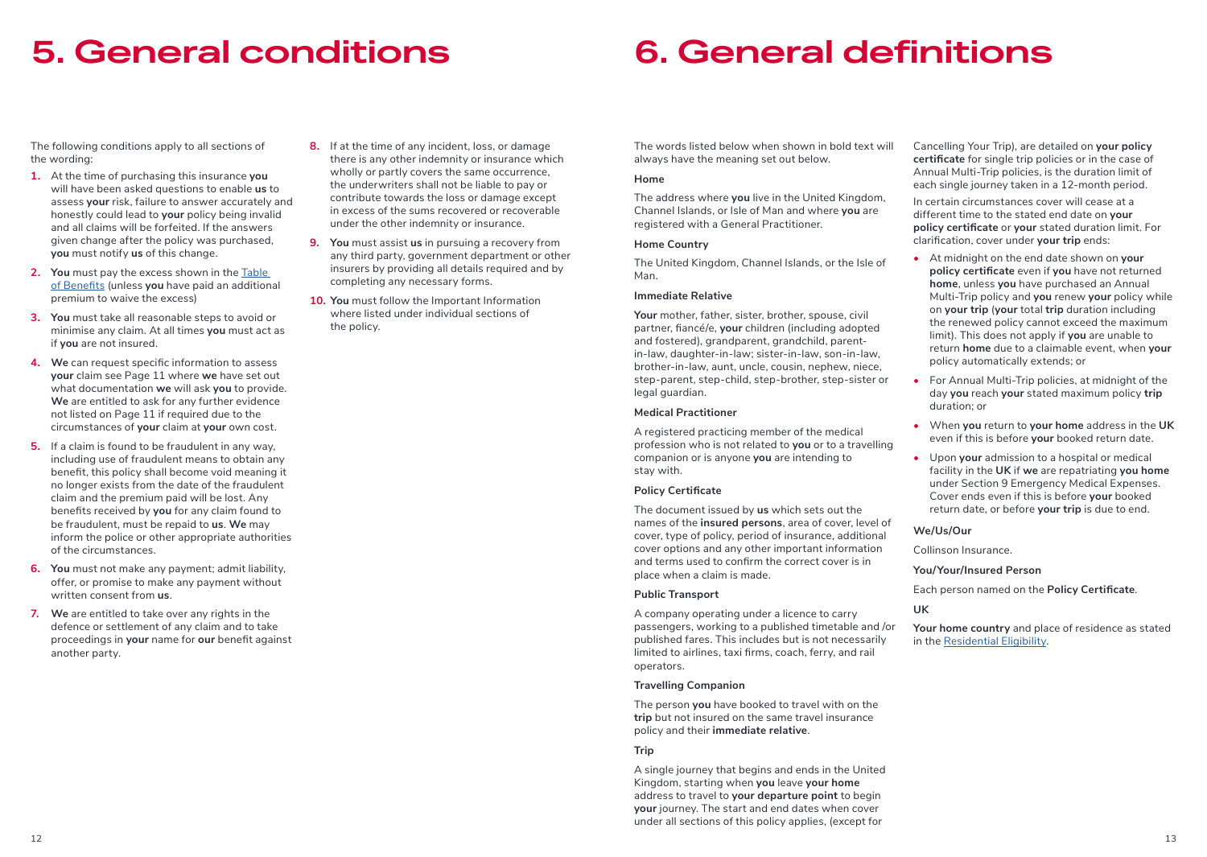# 5. General conditions

The following conditions apply to all sections of the wording:

1. At the time of purchasing this insurance **you** will have been asked questions to enable **us** to assess **your** risk, failure to answer accurately and honestly could lead to **your** policy being invalid and all claims will be forfeited. If the answers given change after the policy was purchased, **you** must notify **us** of this change.
2. **You** must pay the excess shown in the Table of Benefits (unless **you** have paid an additional premium to waive the excess)
3. **You** must take all reasonable steps to avoid or minimise any claim. At all times **you** must act as if **you** are not insured.
4. **We** can request specific information to assess **your** claim see Page 11 where **we** have set out what documentation **we** will ask **you** to provide. **We** are entitled to ask for any further evidence not listed on Page 11 if required due to the circumstances of **your** claim at **your** own cost.
5. If a claim is found to be fraudulent in any way, including use of fraudulent means to obtain any benefit, this policy shall become void meaning it no longer exists from the date of the fraudulent claim and the premium paid will be lost. Any benefits received by **you** for any claim found to be fraudulent, must be repaid to **us**. **We** may inform the police or other appropriate authorities of the circumstances.
6. **You** must not make any payment; admit liability, offer, or promise to make any payment without written consent from **us**.
7. **We** are entitled to take over any rights in the defence or settlement of any claim and to take proceedings in **your** name for **our** benefit against another party.
8. If at the time of any incident, loss, or damage there is any other indemnity or insurance which wholly or partly covers the same occurrence, the underwriters shall not be liable to pay or contribute towards the loss or damage except in excess of the sums recovered or recoverable under the other indemnity or insurance.
9. **You** must assist **us** in pursuing a recovery from any third party, government department or other insurers by providing all details required and by completing any necessary forms.
10. **You** must follow the Important Information where listed under individual sections of the policy.

# 6. General definitions

The words listed below when shown in bold text will always have the meaning set out below.

**Home**

The address where **you** live in the United Kingdom, Channel Islands, or Isle of Man and where **you** are registered with a General Practitioner.

**Home Country**

The United Kingdom, Channel Islands, or the Isle of Man.

**Immediate Relative**

**Your** mother, father, sister, brother, spouse, civil partner, fiancé/e, **your** children (including adopted and fostered), grandparent, grandchild, parent-in-law, daughter-in-law; sister-in-law, son-in-law, brother-in-law, aunt, uncle, cousin, nephew, niece, step-parent, step-child, step-brother, step-sister or legal guardian.

**Medical Practitioner**

A registered practicing member of the medical profession who is not related to **you** or to a travelling companion or is anyone **you** are intending to stay with.

**Policy Certificate**

The document issued by **us** which sets out the names of the **insured persons**, area of cover, level of cover, type of policy, period of insurance, additional cover options and any other important information and terms used to confirm the correct cover is in place when a claim is made.

**Public Transport**

A company operating under a licence to carry passengers, working to a published timetable and /or published fares. This includes but is not necessarily limited to airlines, taxi firms, coach, ferry, and rail operators.

**Travelling Companion**

The person **you** have booked to travel with on the **trip** but not insured on the same travel insurance policy and their **immediate relative**.

**Trip**

A single journey that begins and ends in the United Kingdom, starting when **you** leave **your home** address to travel to **your departure point** to begin **your** journey. The start and end dates when cover under all sections of this policy applies, (except for Cancelling Your Trip), are detailed on **your policy certificate** for single trip policies or in the case of Annual Multi-Trip policies, is the duration limit of each single journey taken in a 12-month period.

In certain circumstances cover will cease at a different time to the stated end date on **your policy certificate** or **your** stated duration limit. For clarification, cover under **your trip** ends:

- At midnight on the end date shown on **your policy certificate** even if **you** have not returned **home**, unless **you** have purchased an Annual Multi-Trip policy and **you** renew **your** policy while on **your trip** (**your** total **trip** duration including the renewed policy cannot exceed the maximum limit). This does not apply if **you** are unable to return **home** due to a claimable event, when **your** policy automatically extends; or
- For Annual Multi-Trip policies, at midnight of the day **you** reach **your** stated maximum policy **trip** duration; or
- When **you** return to **your home** address in the **UK** even if this is before **your** booked return date.
- Upon **your** admission to a hospital or medical facility in the **UK** if **we** are repatriating **you home** under Section 9 Emergency Medical Expenses. Cover ends even if this is before **your** booked return date, or before **your trip** is due to end.

**We/Us/Our**

Collinson Insurance.

**You/Your/Insured Person**

Each person named on the **Policy Certificate**.

**UK**

**Your home country** and place of residence as stated in the Residential Eligibility.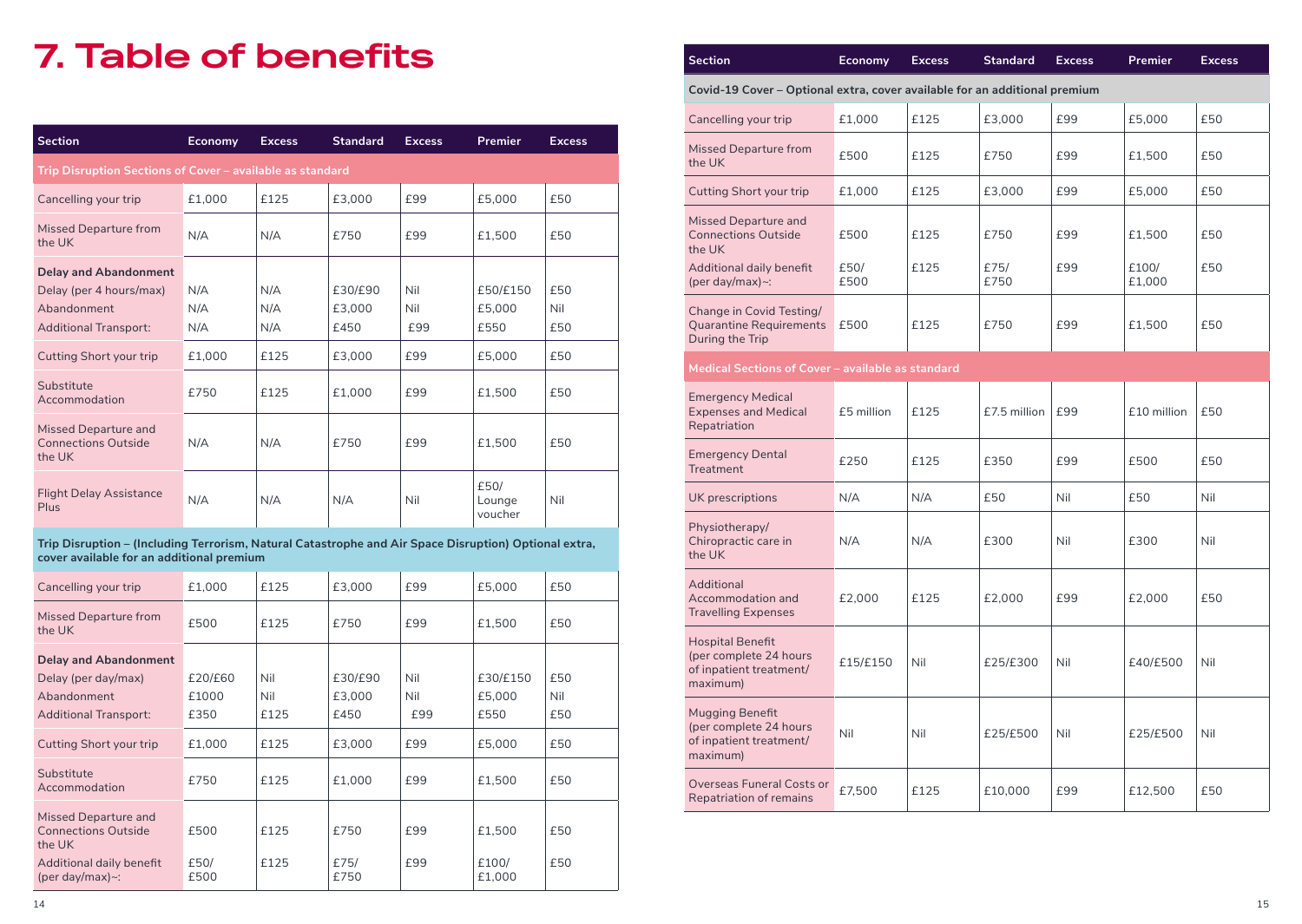# 7. Table of benefits

| Section | Economy | Excess | Standard | Excess | Premier | Excess |
|---|---|---|---|---|---|---|
| **Trip Disruption Sections of Cover – available as standard** | | | | | | |
| Cancelling your trip | £1,000 | £125 | £3,000 | £99 | £5,000 | £50 |
| Missed Departure from the UK | N/A | N/A | £750 | £99 | £1,500 | £50 |
| **Delay and Abandonment** | | | | | | |
| Delay (per 4 hours/max) | N/A | N/A | £30/£90 | Nil | £50/£150 | £50 |
| Abandonment | N/A | N/A | £3,000 | Nil | £5,000 | Nil |
| Additional Transport: | N/A | N/A | £450 | £99 | £550 | £50 |
| Cutting Short your trip | £1,000 | £125 | £3,000 | £99 | £5,000 | £50 |
| Substitute Accommodation | £750 | £125 | £1,000 | £99 | £1,500 | £50 |
| Missed Departure and Connections Outside the UK | N/A | N/A | £750 | £99 | £1,500 | £50 |
| Flight Delay Assistance Plus | N/A | N/A | N/A | Nil | £50/ Lounge voucher | Nil |
| **Trip Disruption – (Including Terrorism, Natural Catastrophe and Air Space Disruption) Optional extra, cover available for an additional premium** | | | | | | |
| Cancelling your trip | £1,000 | £125 | £3,000 | £99 | £5,000 | £50 |
| Missed Departure from the UK | £500 | £125 | £750 | £99 | £1,500 | £50 |
| **Delay and Abandonment** | | | | | | |
| Delay (per day/max) | £20/£60 | Nil | £30/£90 | Nil | £30/£150 | £50 |
| Abandonment | £1000 | Nil | £3,000 | Nil | £5,000 | Nil |
| Additional Transport: | £350 | £125 | £450 | £99 | £550 | £50 |
| Cutting Short your trip | £1,000 | £125 | £3,000 | £99 | £5,000 | £50 |
| Substitute Accommodation | £750 | £125 | £1,000 | £99 | £1,500 | £50 |
| Missed Departure and Connections Outside the UK | £500 | £125 | £750 | £99 | £1,500 | £50 |
| Additional daily benefit (per day/max)~: | £50/ £500 | £125 | £75/ £750 | £99 | £100/ £1,000 | £50 |
| **Covid-19 Cover – Optional extra, cover available for an additional premium** | | | | | | |
| Cancelling your trip | £1,000 | £125 | £3,000 | £99 | £5,000 | £50 |
| Missed Departure from the UK | £500 | £125 | £750 | £99 | £1,500 | £50 |
| Cutting Short your trip | £1,000 | £125 | £3,000 | £99 | £5,000 | £50 |
| Missed Departure and Connections Outside the UK | £500 | £125 | £750 | £99 | £1,500 | £50 |
| Additional daily benefit (per day/max)~: | £50/ £500 | £125 | £75/ £750 | £99 | £100/ £1,000 | £50 |
| Change in Covid Testing/ Quarantine Requirements During the Trip | £500 | £125 | £750 | £99 | £1,500 | £50 |
| **Medical Sections of Cover – available as standard** | | | | | | |
| Emergency Medical Expenses and Medical Repatriation | £5 million | £125 | £7.5 million | £99 | £10 million | £50 |
| Emergency Dental Treatment | £250 | £125 | £350 | £99 | £500 | £50 |
| UK prescriptions | N/A | N/A | £50 | Nil | £50 | Nil |
| Physiotherapy/ Chiropractic care in the UK | N/A | N/A | £300 | Nil | £300 | Nil |
| Additional Accommodation and Travelling Expenses | £2,000 | £125 | £2,000 | £99 | £2,000 | £50 |
| Hospital Benefit (per complete 24 hours of inpatient treatment/ maximum) | £15/£150 | Nil | £25/£300 | Nil | £40/£500 | Nil |
| Mugging Benefit (per complete 24 hours of inpatient treatment/ maximum) | Nil | Nil | £25/£500 | Nil | £25/£500 | Nil |
| Overseas Funeral Costs or Repatriation of remains | £7,500 | £125 | £10,000 | £99 | £12,500 | £50 |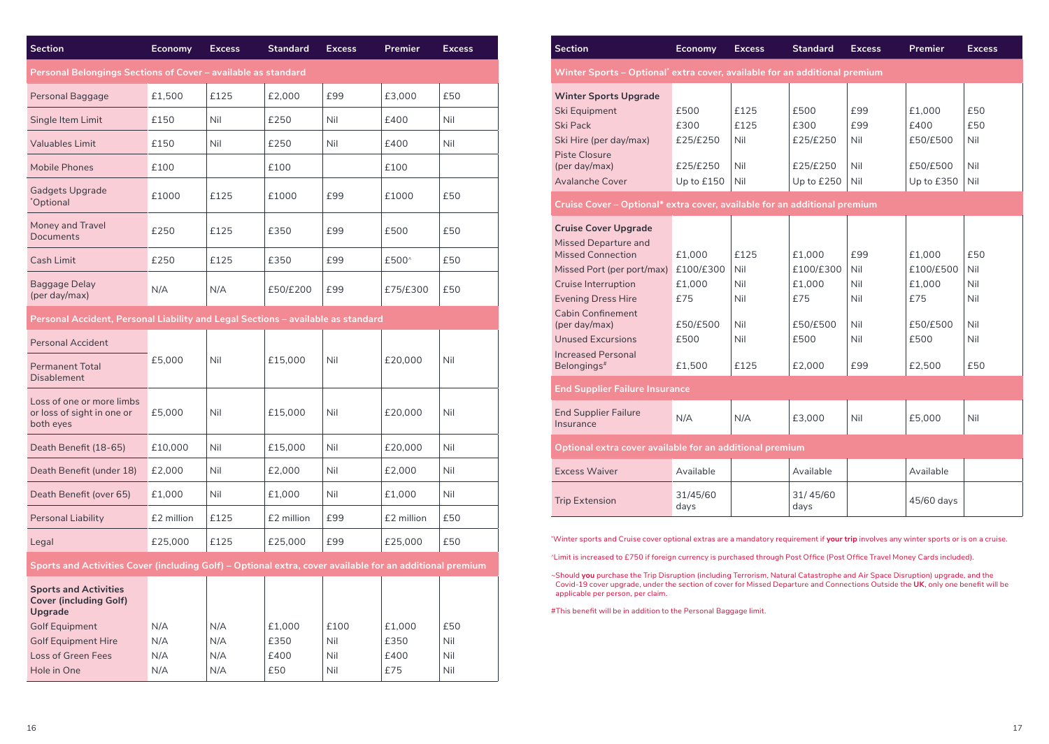| Section | Economy | Excess | Standard | Excess | Premier | Excess |
|---|---|---|---|---|---|---|
| **Personal Belongings Sections of Cover – available as standard** | | | | | | |
| Personal Baggage | £1,500 | £125 | £2,000 | £99 | £3,000 | £50 |
| Single Item Limit | £150 | Nil | £250 | Nil | £400 | Nil |
| Valuables Limit | £150 | Nil | £250 | Nil | £400 | Nil |
| Mobile Phones | £100 | | £100 | | £100 | |
| Gadgets Upgrade *Optional | £1000 | £125 | £1000 | £99 | £1000 | £50 |
| Money and Travel Documents | £250 | £125 | £350 | £99 | £500 | £50 |
| Cash Limit | £250 | £125 | £350 | £99 | £500^ | £50 |
| Baggage Delay (per day/max) | N/A | N/A | £50/£200 | £99 | £75/£300 | £50 |
| **Personal Accident, Personal Liability and Legal Sections – available as standard** | | | | | | |
| Personal Accident / Permanent Total Disablement | £5,000 | Nil | £15,000 | Nil | £20,000 | Nil |
| Loss of one or more limbs or loss of sight in one or both eyes | £5,000 | Nil | £15,000 | Nil | £20,000 | Nil |
| Death Benefit (18-65) | £10,000 | Nil | £15,000 | Nil | £20,000 | Nil |
| Death Benefit (under 18) | £2,000 | Nil | £2,000 | Nil | £2,000 | Nil |
| Death Benefit (over 65) | £1,000 | Nil | £1,000 | Nil | £1,000 | Nil |
| Personal Liability | £2 million | £125 | £2 million | £99 | £2 million | £50 |
| Legal | £25,000 | £125 | £25,000 | £99 | £25,000 | £50 |
| **Sports and Activities Cover (including Golf) – Optional extra, cover available for an additional premium** | | | | | | |
| **Sports and Activities Cover (including Golf) Upgrade** | | | | | | |
| Golf Equipment | N/A | N/A | £1,000 | £100 | £1,000 | £50 |
| Golf Equipment Hire | N/A | N/A | £350 | Nil | £350 | Nil |
| Loss of Green Fees | N/A | N/A | £400 | Nil | £400 | Nil |
| Hole in One | N/A | N/A | £50 | Nil | £75 | Nil |

| Section | Economy | Excess | Standard | Excess | Premier | Excess |
|---|---|---|---|---|---|---|
| **Winter Sports – Optional* extra cover, available for an additional premium** | | | | | | |
| **Winter Sports Upgrade** | | | | | | |
| Ski Equipment | £500 | £125 | £500 | £99 | £1,000 | £50 |
| Ski Pack | £300 | £125 | £300 | £99 | £400 | £50 |
| Ski Hire (per day/max) | £25/£250 | Nil | £25/£250 | Nil | £50/£500 | Nil |
| Piste Closure (per day/max) | £25/£250 | Nil | £25/£250 | Nil | £50/£500 | Nil |
| Avalanche Cover | Up to £150 | Nil | Up to £250 | Nil | Up to £350 | Nil |
| **Cruise Cover – Optional* extra cover, available for an additional premium** | | | | | | |
| **Cruise Cover Upgrade** | | | | | | |
| Missed Departure and Missed Connection | £1,000 | £125 | £1,000 | £99 | £1,000 | £50 |
| Missed Port (per port/max) | £100/£300 | Nil | £100/£300 | Nil | £100/£500 | Nil |
| Cruise Interruption | £1,000 | Nil | £1,000 | Nil | £1,000 | Nil |
| Evening Dress Hire | £75 | Nil | £75 | Nil | £75 | Nil |
| Cabin Confinement (per day/max) | £50/£500 | Nil | £50/£500 | Nil | £50/£500 | Nil |
| Unused Excursions | £500 | Nil | £500 | Nil | £500 | Nil |
| Increased Personal Belongings# | £1,500 | £125 | £2,000 | £99 | £2,500 | £50 |
| **End Supplier Failure Insurance** | | | | | | |
| End Supplier Failure Insurance | N/A | N/A | £3,000 | Nil | £5,000 | Nil |
| **Optional extra cover available for an additional premium** | | | | | | |
| Excess Waiver | Available | | Available | | Available | |
| Trip Extension | 31/45/60 days | | 31/ 45/60 days | | 45/60 days | |

*Winter sports and Cruise cover optional extras are a mandatory requirement if **your trip** involves any winter sports or is on a cruise.

^Limit is increased to £750 if foreign currency is purchased through Post Office (Post Office Travel Money Cards included).

~Should **you** purchase the Trip Disruption (including Terrorism, Natural Catastrophe and Air Space Disruption) upgrade, and the Covid-19 cover upgrade, under the section of cover for Missed Departure and Connections Outside the **UK**, only one benefit will be applicable per person, per claim.

#This benefit will be in addition to the Personal Baggage limit.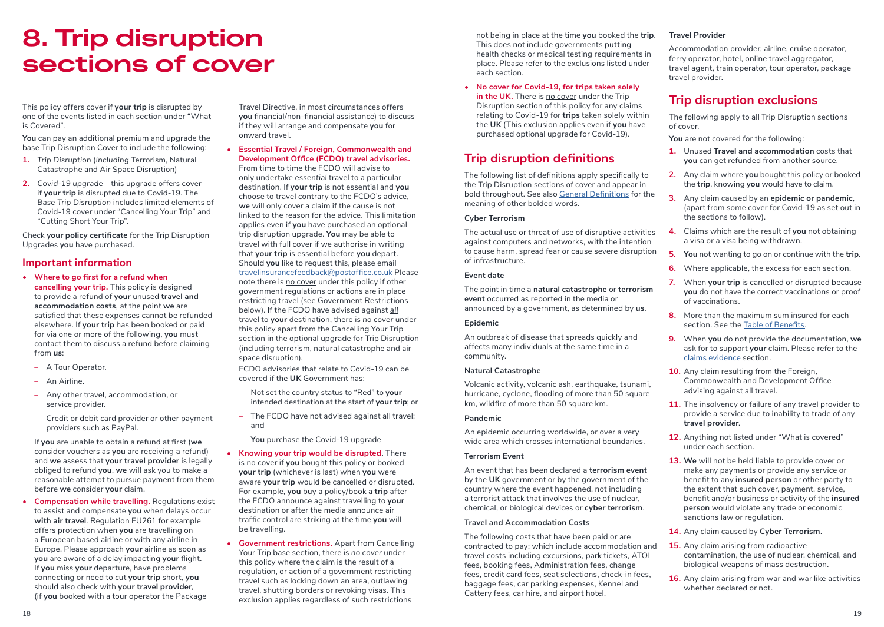# 8. Trip disruption sections of cover

This policy offers cover if **your trip** is disrupted by one of the events listed in each section under "What is Covered".

**You** can pay an additional premium and upgrade the base Trip Disruption Cover to include the following:

1. *Trip Disruption (Including* Terrorism, Natural Catastrophe and Air Space Disruption)
2. *Covid-19 upgrade* – this upgrade offers cover if **your trip** is disrupted due to Covid-19. The *Base Trip Disruption* includes limited elements of Covid-19 cover under "Cancelling Your Trip" and "Cutting Short Your Trip".

Check **your policy certificate** for the Trip Disruption Upgrades **you** have purchased.

## Important information

- **Where to go first for a refund when cancelling your trip.** This policy is designed to provide a refund of **your** unused **travel and accommodation costs**, at the point **we** are satisfied that these expenses cannot be refunded elsewhere. If **your trip** has been booked or paid for via one or more of the following, **you** must contact them to discuss a refund before claiming from **us**:
  - A Tour Operator.
  - An Airline.
  - Any other travel, accommodation, or service provider.
  - Credit or debit card provider or other payment providers such as PayPal.

  If **you** are unable to obtain a refund at first (**we** consider vouchers as **you** are receiving a refund) and **we** assess that **your travel provider** is legally obliged to refund **you**, **we** will ask you to make a reasonable attempt to pursue payment from them before **we** consider **your** claim.

- **Compensation while travelling.** Regulations exist to assist and compensate **you** when delays occur **with air travel**. Regulation EU261 for example offers protection when **you** are travelling on a European based airline or with any airline in Europe. Please approach **your** airline as soon as **you** are aware of a delay impacting **your** flight. If **you** miss **your** departure, have problems connecting or need to cut **your trip** short, **you** should also check with **your travel provider**, (if **you** booked with a tour operator the Package Travel Directive, in most circumstances offers **you** financial/non-financial assistance) to discuss if they will arrange and compensate **you** for onward travel.

- **Essential Travel / Foreign, Commonwealth and Development Office (FCDO) travel advisories.** From time to time the FCDO will advise to only undertake *essential* travel to a particular destination. If **your trip** is not essential and **you** choose to travel contrary to the FCDO's advice, **we** will only cover a claim if the cause is not linked to the reason for the advice. This limitation applies even if **you** have purchased an optional trip disruption upgrade. **You** may be able to travel with full cover if we authorise in writing that **your trip** is essential before **you** depart. Should **you** like to request this, please email travelinsurancefeedback@postoffice.co.uk Please note there is *no cover* under this policy if other government regulations or actions are in place restricting travel (see Government Restrictions below). If the FCDO have advised against *all* travel to **your** destination, there is *no cover* under this policy apart from the Cancelling Your Trip section in the optional upgrade for Trip Disruption (including terrorism, natural catastrophe and air space disruption).

  FCDO advisories that relate to Covid-19 can be covered if the **UK** Government has:
  - Not set the country status to "Red" to **your** intended destination at the start of **your trip**; or
  - The FCDO have not advised against all travel; and
  - **You** purchase the Covid-19 upgrade

- **Knowing your trip would be disrupted.** There is no cover if **you** bought this policy or booked **your trip** (whichever is last) when **you** were aware **your trip** would be cancelled or disrupted. For example, **you** buy a policy/book a **trip** after the FCDO announce against travelling to **your** destination or after the media announce air traffic control are striking at the time **you** will be travelling.

- **Government restrictions.** Apart from Cancelling Your Trip base section, there is *no cover* under this policy where the claim is the result of a regulation, or action of a government restricting travel such as locking down an area, outlawing travel, shutting borders or revoking visas. This exclusion applies regardless of such restrictions not being in place at the time **you** booked the **trip**. This does not include governments putting health checks or medical testing requirements in place. Please refer to the exclusions listed under each section.

- **No cover for Covid-19, for trips taken solely in the UK.** There is *no cover* under the Trip Disruption section of this policy for any claims relating to Covid-19 for **trips** taken solely within the **UK** (This exclusion applies even if **you** have purchased optional upgrade for Covid-19).

## Trip disruption definitions

The following list of definitions apply specifically to the Trip Disruption sections of cover and appear in bold throughout. See also General Definitions for the meaning of other bolded words.

**Cyber Terrorism**

The actual use or threat of use of disruptive activities against computers and networks, with the intention to cause harm, spread fear or cause severe disruption of infrastructure.

**Event date**

The point in time a **natural catastrophe** or **terrorism event** occurred as reported in the media or announced by a government, as determined by **us**.

**Epidemic**

An outbreak of disease that spreads quickly and affects many individuals at the same time in a community.

**Natural Catastrophe**

Volcanic activity, volcanic ash, earthquake, tsunami, hurricane, cyclone, flooding of more than 50 square km, wildfire of more than 50 square km.

**Pandemic**

An epidemic occurring worldwide, or over a very wide area which crosses international boundaries.

**Terrorism Event**

An event that has been declared a **terrorism event** by the **UK** government or by the government of the country where the event happened, not including a terrorist attack that involves the use of nuclear, chemical, or biological devices or **cyber terrorism**.

**Travel and Accommodation Costs**

The following costs that have been paid or are contracted to pay; which include accommodation and travel costs including excursions, park tickets, ATOL fees, booking fees, Administration fees, change fees, credit card fees, seat selections, check-in fees, baggage fees, car parking expenses, Kennel and Cattery fees, car hire, and airport hotel.

**Travel Provider**

Accommodation provider, airline, cruise operator, ferry operator, hotel, online travel aggregator, travel agent, train operator, tour operator, package travel provider.

## Trip disruption exclusions

The following apply to all Trip Disruption sections of cover.

**You** are not covered for the following:

1. Unused **Travel and accommodation** costs that **you** can get refunded from another source.
2. Any claim where **you** bought this policy or booked the **trip**, knowing **you** would have to claim.
3. Any claim caused by an **epidemic or pandemic**, (apart from some cover for Covid-19 as set out in the sections to follow).
4. Claims which are the result of **you** not obtaining a visa or a visa being withdrawn.
5. **You** not wanting to go on or continue with the **trip**.
6. Where applicable, the excess for each section.
7. When **your trip** is cancelled or disrupted because **you** do not have the correct vaccinations or proof of vaccinations.
8. More than the maximum sum insured for each section. See the Table of Benefits.
9. When **you** do not provide the documentation, **we** ask for to support **your** claim. Please refer to the claims evidence section.
10. Any claim resulting from the Foreign, Commonwealth and Development Office advising against all travel.
11. The insolvency or failure of any travel provider to provide a service due to inability to trade of any **travel provider**.
12. Anything not listed under "What is covered" under each section.
13. **We** will not be held liable to provide cover or make any payments or provide any service or benefit to any **insured person** or other party to the extent that such cover, payment, service, benefit and/or business or activity of the **insured person** would violate any trade or economic sanctions law or regulation.
14. Any claim caused by **Cyber Terrorism**.
15. Any claim arising from radioactive contamination, the use of nuclear, chemical, and biological weapons of mass destruction.
16. Any claim arising from war and war like activities whether declared or not.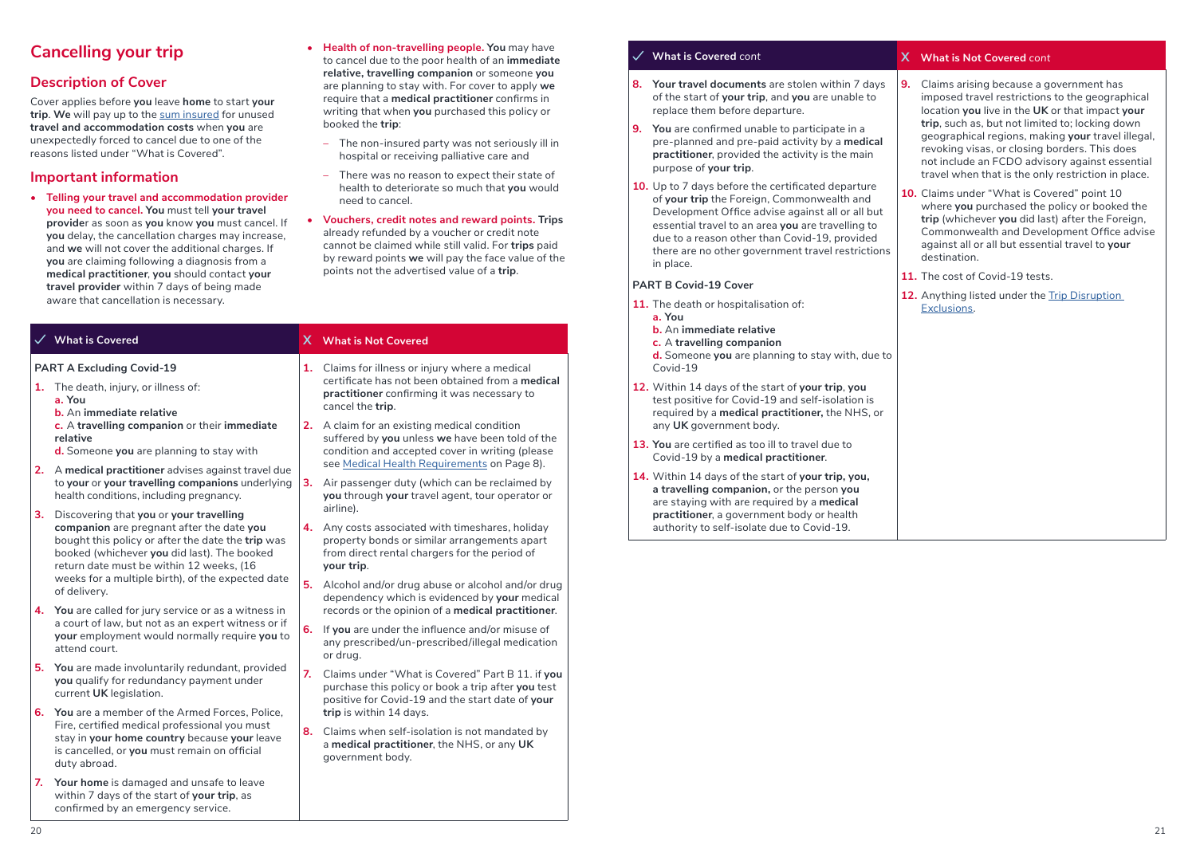## Cancelling your trip

### Description of Cover

Cover applies before **you** leave **home** to start **your trip**. **We** will pay up to the sum insured for unused **travel and accommodation costs** when **you** are unexpectedly forced to cancel due to one of the reasons listed under "What is Covered".

### Important information

- **Telling your travel and accommodation provider you need to cancel. You** must tell **your travel provide**r as soon as **you** know **you** must cancel. If **you** delay, the cancellation charges may increase, and **we** will not cover the additional charges. If **you** are claiming following a diagnosis from a **medical practitioner**, **you** should contact **your travel provider** within 7 days of being made aware that cancellation is necessary.
- **Health of non-travelling people. You** may have to cancel due to the poor health of an **immediate relative, travelling companion** or someone **you** are planning to stay with. For cover to apply **we** require that a **medical practitioner** confirms in writing that when **you** purchased this policy or booked the **trip**:
  - The non-insured party was not seriously ill in hospital or receiving palliative care and
  - There was no reason to expect their state of health to deteriorate so much that **you** would need to cancel.
- **Vouchers, credit notes and reward points. Trips** already refunded by a voucher or credit note cannot be claimed while still valid. For **trips** paid by reward points **we** will pay the face value of the points not the advertised value of a **trip**.

| ✓ What is Covered | X What is Not Covered |
|---|---|
| **PART A Excluding Covid-19**<br>**1.** The death, injury, or illness of:<br>**a. You**<br>**b.** An **immediate relative**<br>**c.** A **travelling companion** or their **immediate relative**<br>**d.** Someone **you** are planning to stay with<br>**2.** A **medical practitioner** advises against travel due to **your** or **your travelling companions** underlying health conditions, including pregnancy.<br>**3.** Discovering that **you** or **your travelling companion** are pregnant after the date **you** bought this policy or after the date the **trip** was booked (whichever **you** did last). The booked return date must be within 12 weeks, (16 weeks for a multiple birth), of the expected date of delivery.<br>**4. You** are called for jury service or as a witness in a court of law, but not as an expert witness or if **your** employment would normally require **you** to attend court.<br>**5. You** are made involuntarily redundant, provided **you** qualify for redundancy payment under current **UK** legislation.<br>**6. You** are a member of the Armed Forces, Police, Fire, certified medical professional you must stay in **your home country** because **your** leave is cancelled, or **you** must remain on official duty abroad.<br>**7. Your home** is damaged and unsafe to leave within 7 days of the start of **your trip**, as confirmed by an emergency service.<br>**8. Your travel documents** are stolen within 7 days of the start of **your trip**, and **you** are unable to replace them before departure.<br>**9. You** are confirmed unable to participate in a pre-planned and pre-paid activity by a **medical practitioner**, provided the activity is the main purpose of **your trip**.<br>**10.** Up to 7 days before the certificated departure of **your trip** the Foreign, Commonwealth and Development Office advise against all or all but essential travel to an area **you** are travelling to due to a reason other than Covid-19, provided there are no other government travel restrictions in place.<br>**PART B Covid-19 Cover**<br>**11.** The death or hospitalisation of:<br>**a. You**<br>**b.** An **immediate relative**<br>**c.** A **travelling companion**<br>**d.** Someone **you** are planning to stay with, due to Covid-19<br>**12.** Within 14 days of the start of **your trip**, **you** test positive for Covid-19 and self-isolation is required by a **medical practitioner,** the NHS, or any **UK** government body.<br>**13. You** are certified as too ill to travel due to Covid-19 by a **medical practitioner**.<br>**14.** Within 14 days of the start of **your trip, you, a travelling companion,** or the person **you** are staying with are required by a **medical practitioner**, a government body or health authority to self-isolate due to Covid-19. | **1.** Claims for illness or injury where a medical certificate has not been obtained from a **medical practitioner** confirming it was necessary to cancel the **trip**.<br>**2.** A claim for an existing medical condition suffered by **you** unless **we** have been told of the condition and accepted cover in writing (please see Medical Health Requirements on Page 8).<br>**3.** Air passenger duty (which can be reclaimed by **you** through **your** travel agent, tour operator or airline).<br>**4.** Any costs associated with timeshares, holiday property bonds or similar arrangements apart from direct rental chargers for the period of **your trip**.<br>**5.** Alcohol and/or drug abuse or alcohol and/or drug dependency which is evidenced by **your** medical records or the opinion of a **medical practitioner**.<br>**6.** If **you** are under the influence and/or misuse of any prescribed/un-prescribed/illegal medication or drug.<br>**7.** Claims under "What is Covered" Part B 11. if **you** purchase this policy or book a trip after **you** test positive for Covid-19 and the start date of **your trip** is within 14 days.<br>**8.** Claims when self-isolation is not mandated by a **medical practitioner**, the NHS, or any **UK** government body.<br>**9.** Claims arising because a government has imposed travel restrictions to the geographical location **you** live in the **UK** or that impact **your trip**, such as, but not limited to; locking down geographical regions, making **your** travel illegal, revoking visas, or closing borders. This does not include an FCDO advisory against essential travel when that is the only restriction in place.<br>**10.** Claims under "What is Covered" point 10 where **you** purchased the policy or booked the **trip** (whichever **you** did last) after the Foreign, Commonwealth and Development Office advise against all or all but essential travel to **your** destination.<br>**11.** The cost of Covid-19 tests.<br>**12.** Anything listed under the Trip Disruption Exclusions. |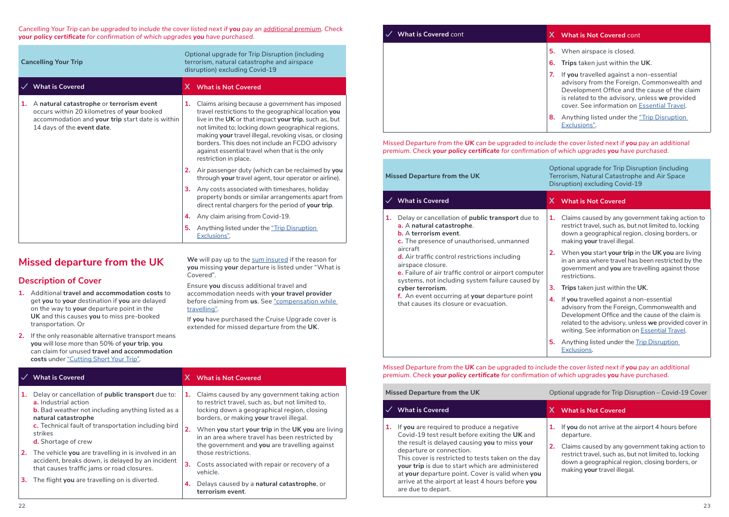*Cancelling Your Trip can be upgraded to include the cover listed next if **you** pay an additional premium. Check **your policy certificate** for confirmation of which upgrades **you** have purchased.*

| Cancelling Your Trip | Optional upgrade for Trip Disruption (including terrorism, natural catastrophe and airspace disruption) excluding Covid-19 |
|---|---|
| ✓ **What is Covered** | X **What is Not Covered** |
| 1. A **natural catastrophe** or **terrorism event** occurs within 20 kilometres of **your** booked accommodation and **your trip** start date is within 14 days of the **event date**. | 1. Claims arising because a government has imposed travel restrictions to the geographical location **you** live in the **UK** or that impact **your trip**, such as, but not limited to; locking down geographical regions, making **your** travel illegal, revoking visas, or closing borders. This does not include an FCDO advisory against essential travel when that is the only restriction in place.<br>2. Air passenger duty (which can be reclaimed by **you** through **your** travel agent, tour operator or airline).<br>3. Any costs associated with timeshares, holiday property bonds or similar arrangements apart from direct rental chargers for the period of **your trip**.<br>4. Any claim arising from Covid-19.<br>5. Anything listed under the "Trip Disruption Exclusions". |

## Missed departure from the UK

### Description of Cover

1. Additional **travel and accommodation costs** to get **you** to **your** destination if **you** are delayed on the way to **your** departure point in the **UK** and this causes **you** to miss pre-booked transportation. Or
2. If the only reasonable alternative transport means **you** will lose more than 50% of **your trip**, **you** can claim for unused **travel and accommodation costs** under "Cutting Short Your Trip".

**We** will pay up to the sum insured if the reason for **you** missing **your** departure is listed under "What is Covered".

Ensure **you** discuss additional travel and accommodation needs with **your travel provider** before claiming from **us**. See "compensation while travelling".

If **you** have purchased the Cruise Upgrade cover is extended for missed departure from the **UK**.

| ✓ **What is Covered** | X **What is Not Covered** |
|---|---|
| 1. Delay or cancellation of **public transport** due to:<br>a. Industrial action<br>b. Bad weather not including anything listed as a **natural catastrophe**<br>c. Technical fault of transportation including bird strikes<br>d. Shortage of crew<br>2. The vehicle **you** are travelling in is involved in an accident, breaks down, is delayed by an incident that causes traffic jams or road closures.<br>3. The flight **you** are travelling on is diverted. | 1. Claims caused by any government taking action to restrict travel, such as, but not limited to, locking down a geographical region, closing borders, or making **your** travel illegal.<br>2. When **you** start **your trip** in the **UK you** are living in an area where travel has been restricted by the government and **you** are travelling against those restrictions.<br>3. Costs associated with repair or recovery of a vehicle.<br>4. Delays caused by a **natural catastrophe**, or **terrorism event**.<br>5. When airspace is closed.<br>6. **Trips** taken just within the **UK**.<br>7. If **you** travelled against a non-essential advisory from the Foreign, Commonwealth and Development Office and the cause of the claim is related to the advisory, unless **we** provided cover. See information on Essential Travel.<br>8. Anything listed under the "Trip Disruption Exclusions". |

*Missed Departure from the **UK** can be upgraded to include the cover listed next if **you** pay an additional premium. Check **your policy certificate** for confirmation of which upgrades **you** have purchased.*

| Missed Departure from the UK | Optional upgrade for Trip Disruption (including Terrorism, Natural Catastrophe and Air Space Disruption) excluding Covid-19 |
|---|---|
| ✓ **What is Covered** | X **What is Not Covered** |
| 1. Delay or cancellation of **public transport** due to<br>a. A **natural catastrophe**.<br>b. A **terrorism event**.<br>c. The presence of unauthorised, unmanned aircraft<br>d. Air traffic control restrictions including airspace closure.<br>e. Failure of air traffic control or airport computer systems, not including system failure caused by **cyber terrorism**.<br>f. An event occurring at **your** departure point that causes its closure or evacuation. | 1. Claims caused by any government taking action to restrict travel, such as, but not limited to, locking down a geographical region, closing borders, or making **your** travel illegal.<br>2. When **you** start **your trip** in the **UK you** are living in an area where travel has been restricted by the government and **you** are travelling against those restrictions.<br>3. **Trips** taken just within the **UK**.<br>4. If **you** travelled against a non-essential advisory from the Foreign, Commonwealth and Development Office and the cause of the claim is related to the advisory, unless **we** provided cover in writing. See information on Essential Travel.<br>5. Anything listed under the Trip Disruption Exclusions. |

*Missed Departure from the **UK** can be upgraded to include the cover listed next if **you** pay an additional premium. Check **your policy certificate** for confirmation of which upgrades **you** have purchased.*

| Missed Departure from the UK | Optional upgrade for Trip Disruption – Covid-19 Cover |
|---|---|
| ✓ **What is Covered** | X **What is Not Covered** |
| 1. If **you** are required to produce a negative Covid-19 test result before exiting the **UK** and the result is delayed causing **you** to miss **your** departure or connection.<br>This cover is restricted to tests taken on the day **your trip** is due to start which are administered at **your** departure point. Cover is valid when **you** arrive at the airport at least 4 hours before **you** are due to depart. | 1. If **you** do not arrive at the airport 4 hours before departure.<br>2. Claims caused by any government taking action to restrict travel, such as, but not limited to, locking down a geographical region, closing borders, or making **your** travel illegal. |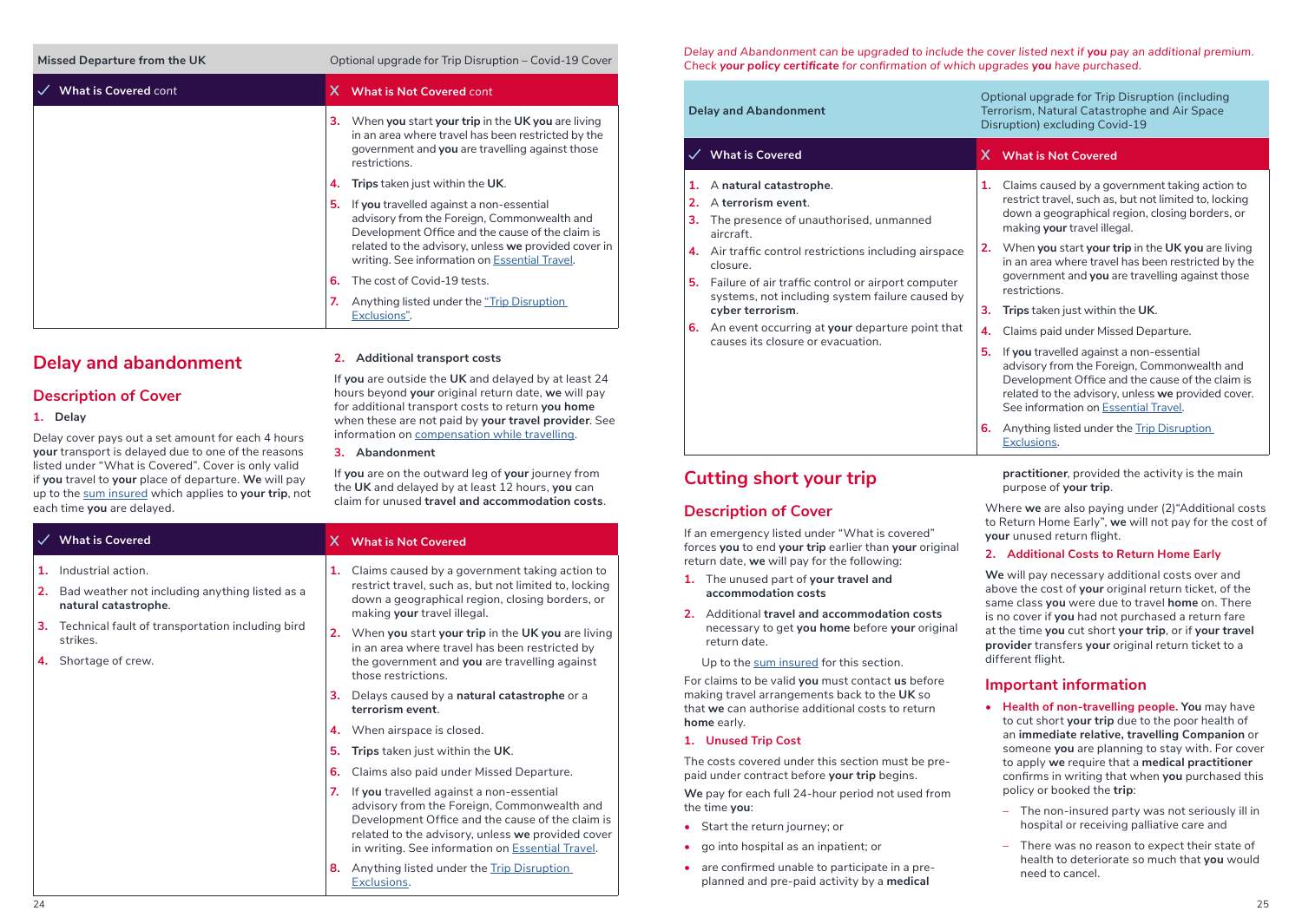| Missed Departure from the UK | Optional upgrade for Trip Disruption – Covid-19 Cover |
|---|---|
| ✓ **What is Covered** cont | X **What is Not Covered** cont |
| | 3. When **you** start **your trip** in the **UK you** are living in an area where travel has been restricted by the government and **you** are travelling against those restrictions.<br>4. **Trips** taken just within the **UK**.<br>5. If **you** travelled against a non-essential advisory from the Foreign, Commonwealth and Development Office and the cause of the claim is related to the advisory, unless **we** provided cover in writing. See information on Essential Travel.<br>6. The cost of Covid-19 tests.<br>7. Anything listed under the "Trip Disruption Exclusions". |

## Delay and abandonment

### Description of Cover

**1. Delay**

Delay cover pays out a set amount for each 4 hours **your** transport is delayed due to one of the reasons listed under "What is Covered". Cover is only valid if **you** travel to **your** place of departure. **We** will pay up to the sum insured which applies to **your trip**, not each time **you** are delayed.

**2. Additional transport costs**

If **you** are outside the **UK** and delayed by at least 24 hours beyond **your** original return date, **we** will pay for additional transport costs to return **you home** when these are not paid by **your travel provider**. See information on compensation while travelling.

**3. Abandonment**

If **you** are on the outward leg of **your** journey from the **UK** and delayed by at least 12 hours, **you** can claim for unused **travel and accommodation costs**.

| ✓ What is Covered | X What is Not Covered |
|---|---|
| 1. Industrial action.<br>2. Bad weather not including anything listed as a **natural catastrophe**.<br>3. Technical fault of transportation including bird strikes.<br>4. Shortage of crew. | 1. Claims caused by a government taking action to restrict travel, such as, but not limited to, locking down a geographical region, closing borders, or making **your** travel illegal.<br>2. When **you** start **your trip** in the **UK you** are living in an area where travel has been restricted by the government and **you** are travelling against those restrictions.<br>3. Delays caused by a **natural catastrophe** or a **terrorism event**.<br>4. When airspace is closed.<br>5. **Trips** taken just within the **UK**.<br>6. Claims also paid under Missed Departure.<br>7. If **you** travelled against a non-essential advisory from the Foreign, Commonwealth and Development Office and the cause of the claim is related to the advisory, unless **we** provided cover in writing. See information on Essential Travel.<br>8. Anything listed under the Trip Disruption Exclusions. |

*Delay and Abandonment can be upgraded to include the cover listed next if **you** pay an additional premium. Check **your policy certificate** for confirmation of which upgrades **you** have purchased.*

| Delay and Abandonment | Optional upgrade for Trip Disruption (including Terrorism, Natural Catastrophe and Air Space Disruption) excluding Covid-19 |
|---|---|
| ✓ **What is Covered** | X **What is Not Covered** |
| 1. A **natural catastrophe**.<br>2. A **terrorism event**.<br>3. The presence of unauthorised, unmanned aircraft.<br>4. Air traffic control restrictions including airspace closure.<br>5. Failure of air traffic control or airport computer systems, not including system failure caused by **cyber terrorism**.<br>6. An event occurring at **your** departure point that causes its closure or evacuation. | 1. Claims caused by a government taking action to restrict travel, such as, but not limited to, locking down a geographical region, closing borders, or making **your** travel illegal.<br>2. When **you** start **your trip** in the **UK you** are living in an area where travel has been restricted by the government and **you** are travelling against those restrictions.<br>3. **Trips** taken just within the **UK**.<br>4. Claims paid under Missed Departure.<br>5. If **you** travelled against a non-essential advisory from the Foreign, Commonwealth and Development Office and the cause of the claim is related to the advisory, unless **we** provided cover. See information on Essential Travel.<br>6. Anything listed under the Trip Disruption Exclusions. |

## Cutting short your trip

### Description of Cover

If an emergency listed under "What is covered" forces **you** to end **your trip** earlier than **your** original return date, **we** will pay for the following:

1. The unused part of **your travel and accommodation costs**
2. Additional **travel and accommodation costs** necessary to get **you home** before **your** original return date.

Up to the sum insured for this section.

For claims to be valid **you** must contact **us** before making travel arrangements back to the **UK** so that **we** can authorise additional costs to return **home** early.

**1. Unused Trip Cost**

The costs covered under this section must be pre-paid under contract before **your trip** begins.

**We** pay for each full 24-hour period not used from the time **you**:

- Start the return journey; or
- go into hospital as an inpatient; or
- are confirmed unable to participate in a pre-planned and pre-paid activity by a **medical practitioner**, provided the activity is the main purpose of **your trip**.

Where **we** are also paying under (2)"Additional costs to Return Home Early", **we** will not pay for the cost of **your** unused return flight.

**2. Additional Costs to Return Home Early**

**We** will pay necessary additional costs over and above the cost of **your** original return ticket, of the same class **you** were due to travel **home** on. There is no cover if **you** had not purchased a return fare at the time **you** cut short **your trip**, or if **your travel provider** transfers **your** original return ticket to a different flight.

### Important information

- **Health of non-travelling people. You** may have to cut short **your trip** due to the poor health of an **immediate relative, travelling Companion** or someone **you** are planning to stay with. For cover to apply **we** require that a **medical practitioner** confirms in writing that when **you** purchased this policy or booked the **trip**:
  - The non-insured party was not seriously ill in hospital or receiving palliative care and
  - There was no reason to expect their state of health to deteriorate so much that **you** would need to cancel.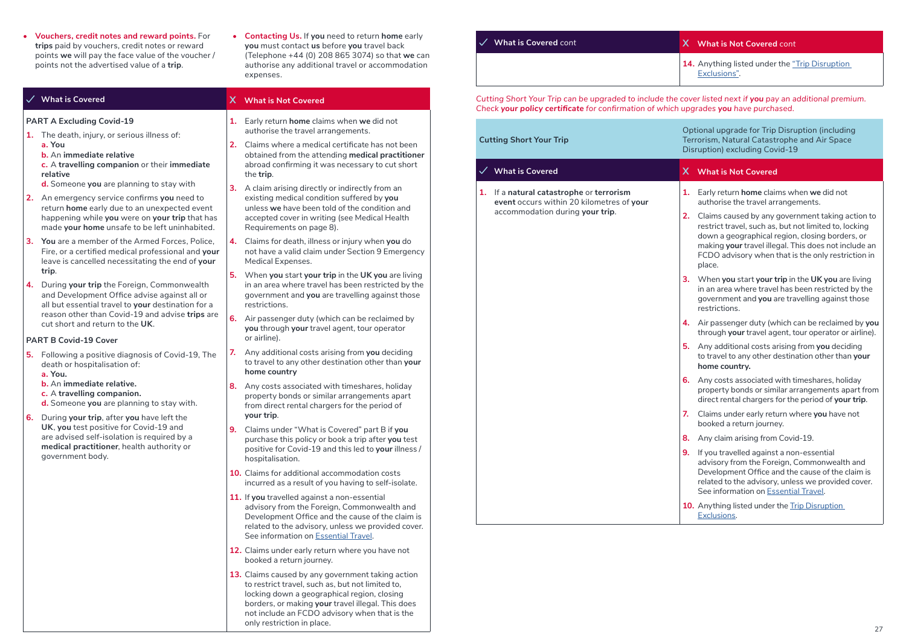- **Vouchers, credit notes and reward points.** For **trips** paid by vouchers, credit notes or reward points **we** will pay the face value of the voucher / points not the advertised value of a **trip**.
- **Contacting Us.** If **you** need to return **home** early **you** must contact **us** before **you** travel back (Telephone +44 (0) 208 865 3074) so that **we** can authorise any additional travel or accommodation expenses.

| ✓ What is Covered | X What is Not Covered |
|---|---|
| **PART A Excluding Covid-19**<br>**1.** The death, injury, or serious illness of:<br>**a.** **You**<br>**b.** An **immediate relative**<br>**c.** A **travelling companion** or their **immediate relative**<br>**d.** Someone **you** are planning to stay with<br>**2.** An emergency service confirms **you** need to return **home** early due to an unexpected event happening while **you** were on **your trip** that has made **your home** unsafe to be left uninhabited.<br>**3.** **You** are a member of the Armed Forces, Police, Fire, or a certified medical professional and **your** leave is cancelled necessitating the end of **your trip**.<br>**4.** During **your trip** the Foreign, Commonwealth and Development Office advise against all or all but essential travel to **your** destination for a reason other than Covid-19 and advise **trips** are cut short and return to the **UK**.<br>**PART B Covid-19 Cover**<br>**5.** Following a positive diagnosis of Covid-19, The death or hospitalisation of:<br>**a. You.**<br>**b.** An **immediate relative.**<br>**c.** A **travelling companion.**<br>**d.** Someone **you** are planning to stay with.<br>**6.** During **your trip**, after **you** have left the **UK**, **you** test positive for Covid-19 and are advised self-isolation is required by a **medical practitioner**, health authority or government body. | **1.** Early return **home** claims when **we** did not authorise the travel arrangements.<br>**2.** Claims where a medical certificate has not been obtained from the attending **medical practitioner** abroad confirming it was necessary to cut short the **trip**.<br>**3.** A claim arising directly or indirectly from an existing medical condition suffered by **you** unless **we** have been told of the condition and accepted cover in writing (see Medical Health Requirements on page 8).<br>**4.** Claims for death, illness or injury when **you** do not have a valid claim under Section 9 Emergency Medical Expenses.<br>**5.** When **you** start **your trip** in the **UK you** are living in an area where travel has been restricted by the government and **you** are travelling against those restrictions.<br>**6.** Air passenger duty (which can be reclaimed by **you** through **your** travel agent, tour operator or airline).<br>**7.** Any additional costs arising from **you** deciding to travel to any other destination other than **your home country**<br>**8.** Any costs associated with timeshares, holiday property bonds or similar arrangements apart from direct rental chargers for the period of **your trip**.<br>**9.** Claims under "What is Covered" part B if **you** purchase this policy or book a trip after **you** test positive for Covid-19 and this led to **your** illness / hospitalisation.<br>**10.** Claims for additional accommodation costs incurred as a result of you having to self-isolate.<br>**11.** If **you** travelled against a non-essential advisory from the Foreign, Commonwealth and Development Office and the cause of the claim is related to the advisory, unless we provided cover. See information on Essential Travel.<br>**12.** Claims under early return where you have not booked a return journey.<br>**13.** Claims caused by any government taking action to restrict travel, such as, but not limited to, locking down a geographical region, closing borders, or making **your** travel illegal. This does not include an FCDO advisory when that is the only restriction in place.<br>**14.** Anything listed under the "Trip Disruption Exclusions". |

*Cutting Short Your Trip can be upgraded to include the cover listed next if **you** pay an additional premium. Check **your policy certificate** for confirmation of which upgrades **you** have purchased.*

| **Cutting Short Your Trip** | Optional upgrade for Trip Disruption (including Terrorism, Natural Catastrophe and Air Space Disruption) excluding Covid-19 |
|---|---|
| ✓ **What is Covered** | X **What is Not Covered** |
| **1.** If a **natural catastrophe** or **terrorism event** occurs within 20 kilometres of **your** accommodation during **your trip**. | **1.** Early return **home** claims when **we** did not authorise the travel arrangements.<br>**2.** Claims caused by any government taking action to restrict travel, such as, but not limited to, locking down a geographical region, closing borders, or making **your** travel illegal. This does not include an FCDO advisory when that is the only restriction in place.<br>**3.** When **you** start **your trip** in the **UK you** are living in an area where travel has been restricted by the government and **you** are travelling against those restrictions.<br>**4.** Air passenger duty (which can be reclaimed by **you** through **your** travel agent, tour operator or airline).<br>**5.** Any additional costs arising from **you** deciding to travel to any other destination other than **your home country.**<br>**6.** Any costs associated with timeshares, holiday property bonds or similar arrangements apart from direct rental chargers for the period of **your trip**.<br>**7.** Claims under early return where **you** have not booked a return journey.<br>**8.** Any claim arising from Covid-19.<br>**9.** If you travelled against a non-essential advisory from the Foreign, Commonwealth and Development Office and the cause of the claim is related to the advisory, unless we provided cover. See information on Essential Travel.<br>**10.** Anything listed under the Trip Disruption Exclusions. |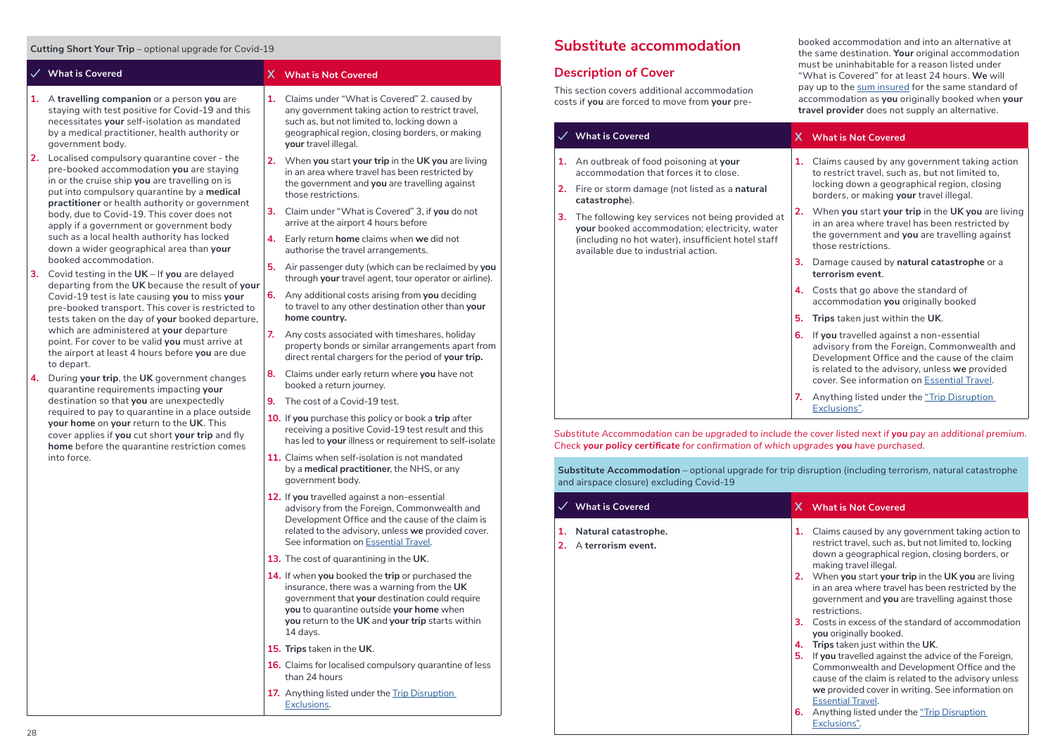**Cutting Short Your Trip** – optional upgrade for Covid-19

| ✓ What is Covered | X What is Not Covered |
|---|---|
| 1. A **travelling companion** or a person **you** are staying with test positive for Covid-19 and this necessitates **your** self-isolation as mandated by a medical practitioner, health authority or government body.<br>2. Localised compulsory quarantine cover - the pre-booked accommodation **you** are staying in or the cruise ship **you** are travelling on is put into compulsory quarantine by a **medical practitioner** or health authority or government body, due to Covid-19. This cover does not apply if a government or government body such as a local health authority has locked down a wider geographical area than **your** booked accommodation.<br>3. Covid testing in the **UK** – If **you** are delayed departing from the **UK** because the result of **your** Covid-19 test is late causing **you** to miss **your** pre-booked transport. This cover is restricted to tests taken on the day of **your** booked departure, which are administered at **your** departure point. For cover to be valid **you** must arrive at the airport at least 4 hours before **you** are due to depart.<br>4. During **your trip**, the **UK** government changes quarantine requirements impacting **your** destination so that **you** are unexpectedly required to pay to quarantine in a place outside **your home** on **your** return to the **UK**. This cover applies if **you** cut short **your trip** and fly **home** before the quarantine restriction comes into force. | 1. Claims under "What is Covered" 2. caused by any government taking action to restrict travel, such as, but not limited to, locking down a geographical region, closing borders, or making **your** travel illegal.<br>2. When **you** start **your trip** in the **UK you** are living in an area where travel has been restricted by the government and **you** are travelling against those restrictions.<br>3. Claim under "What is Covered" 3, if **you** do not arrive at the airport 4 hours before<br>4. Early return **home** claims when **we** did not authorise the travel arrangements.<br>5. Air passenger duty (which can be reclaimed by **you** through **your** travel agent, tour operator or airline).<br>6. Any additional costs arising from **you** deciding to travel to any other destination other than **your home country.**<br>7. Any costs associated with timeshares, holiday property bonds or similar arrangements apart from direct rental chargers for the period of **your trip.**<br>8. Claims under early return where **you** have not booked a return journey.<br>9. The cost of a Covid-19 test.<br>10. If **you** purchase this policy or book a **trip** after receiving a positive Covid-19 test result and this has led to **your** illness or requirement to self-isolate<br>11. Claims when self-isolation is not mandated by a **medical practitioner**, the NHS, or any government body.<br>12. If **you** travelled against a non-essential advisory from the Foreign, Commonwealth and Development Office and the cause of the claim is related to the advisory, unless **we** provided cover. See information on Essential Travel.<br>13. The cost of quarantining in the **UK**.<br>14. If when **you** booked the **trip** or purchased the insurance, there was a warning from the **UK** government that **your** destination could require **you** to quarantine outside **your home** when **you** return to the **UK** and **your trip** starts within 14 days.<br>15. **Trips** taken in the **UK**.<br>16. Claims for localised compulsory quarantine of less than 24 hours<br>17. Anything listed under the Trip Disruption Exclusions. |

# Substitute accommodation

## Description of Cover

This section covers additional accommodation costs if **you** are forced to move from **your** pre-booked accommodation and into an alternative at the same destination. **Your** original accommodation must be uninhabitable for a reason listed under "What is Covered" for at least 24 hours. **We** will pay up to the sum insured for the same standard of accommodation as **you** originally booked when **your travel provider** does not supply an alternative.

| ✓ What is Covered | X What is Not Covered |
|---|---|
| 1. An outbreak of food poisoning at **your** accommodation that forces it to close.<br>2. Fire or storm damage (not listed as a **natural catastrophe**).<br>3. The following key services not being provided at **your** booked accommodation; electricity, water (including no hot water), insufficient hotel staff available due to industrial action. | 1. Claims caused by any government taking action to restrict travel, such as, but not limited to, locking down a geographical region, closing borders, or making **your** travel illegal.<br>2. When **you** start **your trip** in the **UK you** are living in an area where travel has been restricted by the government and **you** are travelling against those restrictions.<br>3. Damage caused by **natural catastrophe** or a **terrorism event**.<br>4. Costs that go above the standard of accommodation **you** originally booked<br>5. **Trips** taken just within the **UK**.<br>6. If **you** travelled against a non-essential advisory from the Foreign, Commonwealth and Development Office and the cause of the claim is related to the advisory, unless **we** provided cover. See information on Essential Travel.<br>7. Anything listed under the "Trip Disruption Exclusions". |

*Substitute Accommodation can be upgraded to include the cover listed next if **you** pay an additional premium. Check **your policy certificate** for confirmation of which upgrades **you** have purchased.*

**Substitute Accommodation** – optional upgrade for trip disruption (including terrorism, natural catastrophe and airspace closure) excluding Covid-19

| ✓ What is Covered | X What is Not Covered |
|---|---|
| 1. **Natural catastrophe.**<br>2. A **terrorism event.** | 1. Claims caused by any government taking action to restrict travel, such as, but not limited to, locking down a geographical region, closing borders, or making travel illegal.<br>2. When **you** start **your trip** in the **UK you** are living in an area where travel has been restricted by the government and **you** are travelling against those restrictions.<br>3. Costs in excess of the standard of accommodation **you** originally booked.<br>4. **Trips** taken just within the **UK**.<br>5. If **you** travelled against the advice of the Foreign, Commonwealth and Development Office and the cause of the claim is related to the advisory unless **we** provided cover in writing. See information on Essential Travel.<br>6. Anything listed under the "Trip Disruption Exclusions". |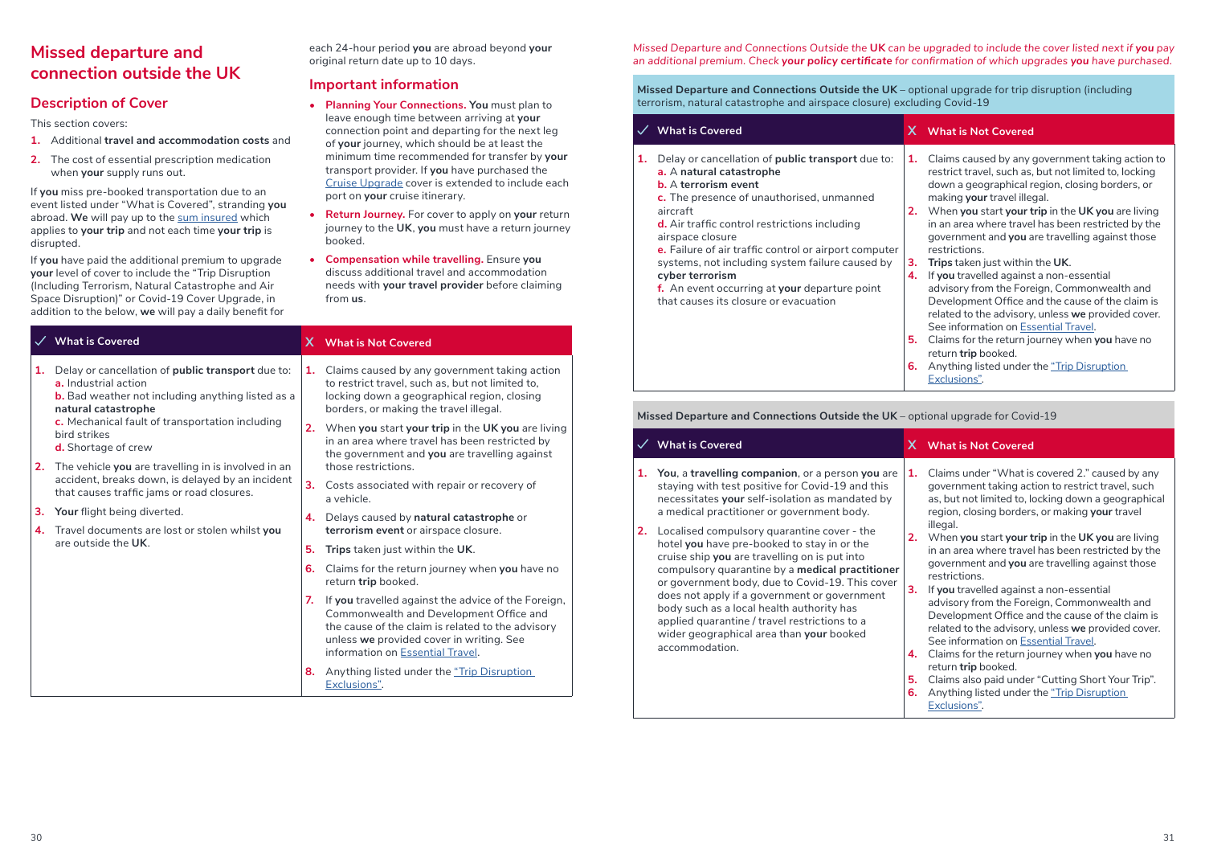## Missed departure and connection outside the UK

### Description of Cover

This section covers:

1. Additional **travel and accommodation costs** and
2. The cost of essential prescription medication when **your** supply runs out.

If **you** miss pre-booked transportation due to an event listed under "What is Covered", stranding **you** abroad. **We** will pay up to the sum insured which applies to **your trip** and not each time **your trip** is disrupted.

If **you** have paid the additional premium to upgrade **your** level of cover to include the "Trip Disruption (Including Terrorism, Natural Catastrophe and Air Space Disruption)" or Covid-19 Cover Upgrade, in addition to the below, **we** will pay a daily benefit for each 24-hour period **you** are abroad beyond **your** original return date up to 10 days.

### Important information

- **Planning Your Connections. You** must plan to leave enough time between arriving at **your** connection point and departing for the next leg of **your** journey, which should be at least the minimum time recommended for transfer by **your** transport provider. If **you** have purchased the Cruise Upgrade cover is extended to include each port on **your** cruise itinerary.
- **Return Journey.** For cover to apply on **your** return journey to the **UK**, **you** must have a return journey booked.
- **Compensation while travelling.** Ensure **you** discuss additional travel and accommodation needs with **your travel provider** before claiming from **us**.

| ✓ What is Covered | X What is Not Covered |
|---|---|
| 1. Delay or cancellation of **public transport** due to: a. Industrial action b. Bad weather not including anything listed as a **natural catastrophe** c. Mechanical fault of transportation including bird strikes d. Shortage of crew<br>2. The vehicle **you** are travelling in is involved in an accident, breaks down, is delayed by an incident that causes traffic jams or road closures.<br>3. **Your** flight being diverted.<br>4. Travel documents are lost or stolen whilst **you** are outside the **UK**. | 1. Claims caused by any government taking action to restrict travel, such as, but not limited to, locking down a geographical region, closing borders, or making the travel illegal.<br>2. When **you** start **your trip** in the **UK you** are living in an area where travel has been restricted by the government and **you** are travelling against those restrictions.<br>3. Costs associated with repair or recovery of a vehicle.<br>4. Delays caused by **natural catastrophe** or **terrorism event** or airspace closure.<br>5. **Trips** taken just within the **UK**.<br>6. Claims for the return journey when **you** have no return **trip** booked.<br>7. If **you** travelled against the advice of the Foreign, Commonwealth and Development Office and the cause of the claim is related to the advisory unless **we** provided cover in writing. See information on Essential Travel.<br>8. Anything listed under the "Trip Disruption Exclusions". |

*Missed Departure and Connections Outside the **UK** can be upgraded to include the cover listed next if **you** pay an additional premium. Check **your policy certificate** for confirmation of which upgrades **you** have purchased.*

**Missed Departure and Connections Outside the UK** – optional upgrade for trip disruption (including terrorism, natural catastrophe and airspace closure) excluding Covid-19

| ✓ What is Covered | X What is Not Covered |
|---|---|
| 1. Delay or cancellation of **public transport** due to: a. A **natural catastrophe** b. A **terrorism event** c. The presence of unauthorised, unmanned aircraft d. Air traffic control restrictions including airspace closure e. Failure of air traffic control or airport computer systems, not including system failure caused by **cyber terrorism** f. An event occurring at **your** departure point that causes its closure or evacuation | 1. Claims caused by any government taking action to restrict travel, such as, but not limited to, locking down a geographical region, closing borders, or making **your** travel illegal.<br>2. When **you** start **your trip** in the **UK you** are living in an area where travel has been restricted by the government and **you** are travelling against those restrictions.<br>3. **Trips** taken just within the **UK**.<br>4. If **you** travelled against a non-essential advisory from the Foreign, Commonwealth and Development Office and the cause of the claim is related to the advisory, unless **we** provided cover. See information on Essential Travel.<br>5. Claims for the return journey when **you** have no return **trip** booked.<br>6. Anything listed under the "Trip Disruption Exclusions". |

**Missed Departure and Connections Outside the UK** – optional upgrade for Covid-19

| ✓ What is Covered | X What is Not Covered |
|---|---|
| 1. **You**, a **travelling companion**, or a person **you** are staying with test positive for Covid-19 and this necessitates **your** self-isolation as mandated by a medical practitioner or government body.<br>2. Localised compulsory quarantine cover - the hotel **you** have pre-booked to stay in or the cruise ship **you** are travelling on is put into compulsory quarantine by a **medical practitioner** or government body, due to Covid-19. This cover does not apply if a government or government body such as a local health authority has applied quarantine / travel restrictions to a wider geographical area than **your** booked accommodation. | 1. Claims under "What is covered 2." caused by any government taking action to restrict travel, such as, but not limited to, locking down a geographical region, closing borders, or making **your** travel illegal.<br>2. When **you** start **your trip** in the **UK you** are living in an area where travel has been restricted by the government and **you** are travelling against those restrictions.<br>3. If **you** travelled against a non-essential advisory from the Foreign, Commonwealth and Development Office and the cause of the claim is related to the advisory, unless **we** provided cover. See information on Essential Travel.<br>4. Claims for the return journey when **you** have no return **trip** booked.<br>5. Claims also paid under "Cutting Short Your Trip".<br>6. Anything listed under the "Trip Disruption Exclusions". |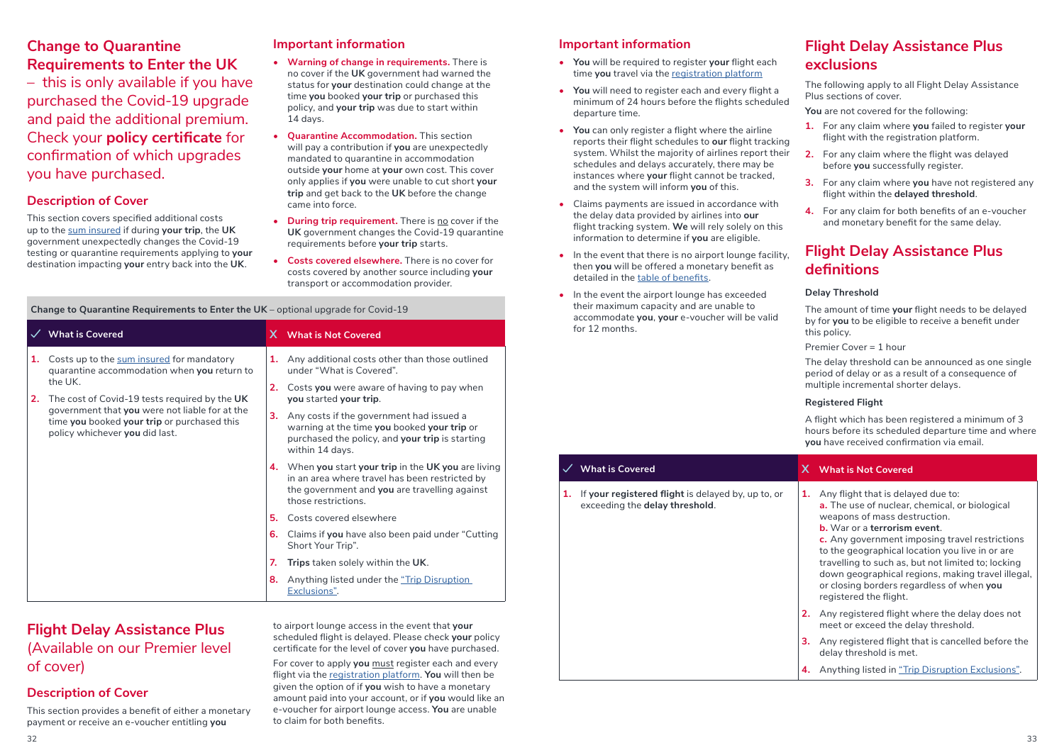## Change to Quarantine Requirements to Enter the UK

– this is only available if you have purchased the Covid-19 upgrade and paid the additional premium. Check your **policy certificate** for confirmation of which upgrades you have purchased.

### Description of Cover

This section covers specified additional costs up to the sum insured if during **your trip**, the **UK** government unexpectedly changes the Covid-19 testing or quarantine requirements applying to **your** destination impacting **your** entry back into the **UK**.

### Important information

- **Warning of change in requirements.** There is no cover if the **UK** government had warned the status for **your** destination could change at the time **you** booked **your trip** or purchased this policy, and **your trip** was due to start within 14 days.
- **Quarantine Accommodation.** This section will pay a contribution if **you** are unexpectedly mandated to quarantine in accommodation outside **your** home at **your** own cost. This cover only applies if **you** were unable to cut short **your trip** and get back to the **UK** before the change came into force.
- **During trip requirement.** There is no cover if the **UK** government changes the Covid-19 quarantine requirements before **your trip** starts.
- **Costs covered elsewhere.** There is no cover for costs covered by another source including **your** transport or accommodation provider.

**Change to Quarantine Requirements to Enter the UK** – optional upgrade for Covid-19

| ✓ What is Covered | X What is Not Covered |
|---|---|
| 1. Costs up to the sum insured for mandatory quarantine accommodation when **you** return to the UK.<br>2. The cost of Covid-19 tests required by the **UK** government that **you** were not liable for at the time **you** booked **your trip** or purchased this policy whichever **you** did last. | 1. Any additional costs other than those outlined under "What is Covered".<br>2. Costs **you** were aware of having to pay when **you** started **your trip**.<br>3. Any costs if the government had issued a warning at the time **you** booked **your trip** or purchased the policy, and **your trip** is starting within 14 days.<br>4. When **you** start **your trip** in the **UK you** are living in an area where travel has been restricted by the government and **you** are travelling against those restrictions.<br>5. Costs covered elsewhere<br>6. Claims if **you** have also been paid under "Cutting Short Your Trip".<br>7. **Trips** taken solely within the **UK**.<br>8. Anything listed under the "Trip Disruption Exclusions". |

## Flight Delay Assistance Plus (Available on our Premier level of cover)

### Description of Cover

This section provides a benefit of either a monetary payment or receive an e-voucher entitling **you** to airport lounge access in the event that **your** scheduled flight is delayed. Please check **your** policy certificate for the level of cover **you** have purchased.

For cover to apply **you** must register each and every flight via the registration platform. **You** will then be given the option of if **you** wish to have a monetary amount paid into your account, or if **you** would like an e-voucher for airport lounge access. **You** are unable to claim for both benefits.

### Important information

- **You** will be required to register **your** flight each time **you** travel via the registration platform
- **You** will need to register each and every flight a minimum of 24 hours before the flights scheduled departure time.
- **You** can only register a flight where the airline reports their flight schedules to **our** flight tracking system. Whilst the majority of airlines report their schedules and delays accurately, there may be instances where **your** flight cannot be tracked, and the system will inform **you** of this.
- Claims payments are issued in accordance with the delay data provided by airlines into **our** flight tracking system. **We** will rely solely on this information to determine if **you** are eligible.
- In the event that there is no airport lounge facility, then **you** will be offered a monetary benefit as detailed in the table of benefits.
- In the event the airport lounge has exceeded their maximum capacity and are unable to accommodate **you**, **your** e-voucher will be valid for 12 months.

## Flight Delay Assistance Plus exclusions

The following apply to all Flight Delay Assistance Plus sections of cover.

**You** are not covered for the following:

1. For any claim where **you** failed to register **your** flight with the registration platform.
2. For any claim where the flight was delayed before **you** successfully register.
3. For any claim where **you** have not registered any flight within the **delayed threshold**.
4. For any claim for both benefits of an e-voucher and monetary benefit for the same delay.

## Flight Delay Assistance Plus definitions

**Delay Threshold**

The amount of time **your** flight needs to be delayed by for **you** to be eligible to receive a benefit under this policy.

Premier Cover = 1 hour

The delay threshold can be announced as one single period of delay or as a result of a consequence of multiple incremental shorter delays.

**Registered Flight**

A flight which has been registered a minimum of 3 hours before its scheduled departure time and where **you** have received confirmation via email.

| ✓ What is Covered | X What is Not Covered |
|---|---|
| 1. If **your registered flight** is delayed by, up to, or exceeding the **delay threshold**. | 1. Any flight that is delayed due to:<br>a. The use of nuclear, chemical, or biological weapons of mass destruction.<br>b. War or a **terrorism event**.<br>c. Any government imposing travel restrictions to the geographical location you live in or are travelling to such as, but not limited to; locking down geographical regions, making travel illegal, or closing borders regardless of when **you** registered the flight.<br>2. Any registered flight where the delay does not meet or exceed the delay threshold.<br>3. Any registered flight that is cancelled before the delay threshold is met.<br>4. Anything listed in "Trip Disruption Exclusions". |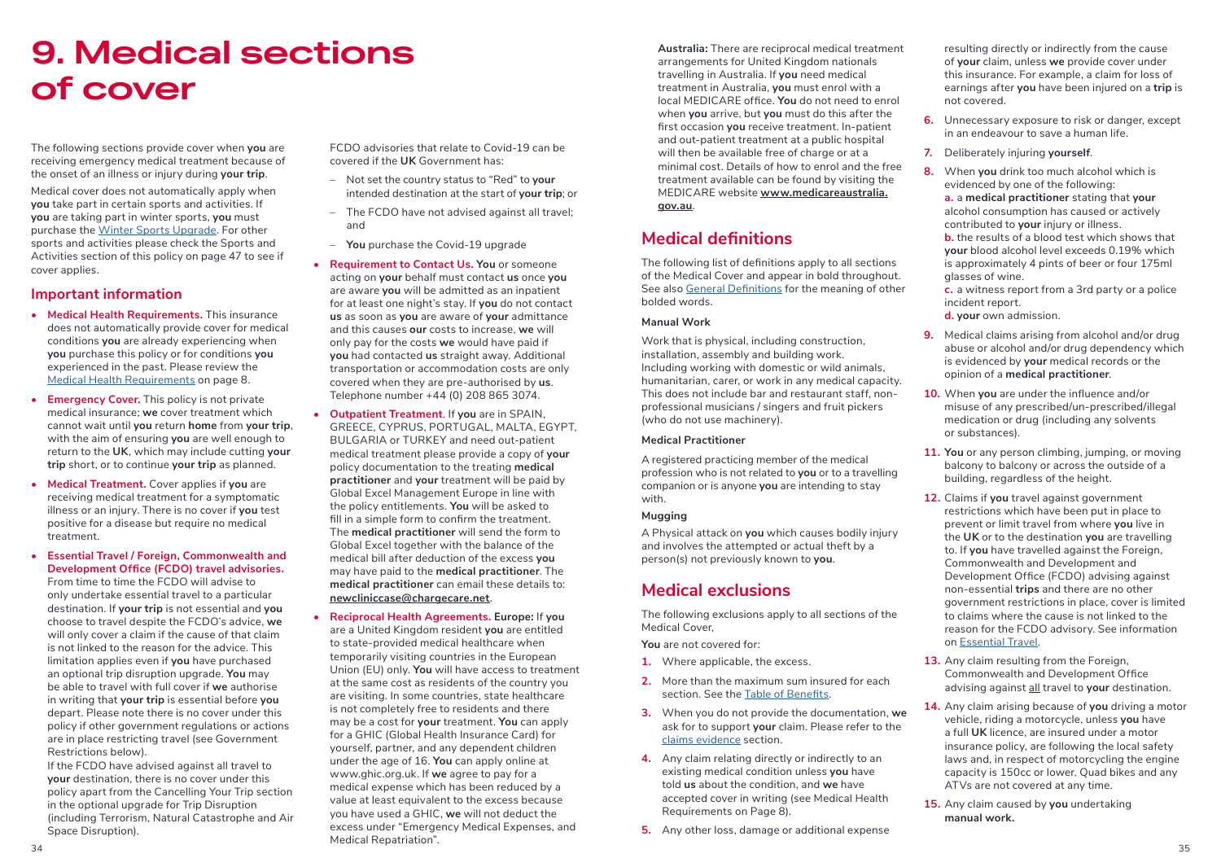# 9. Medical sections of cover

The following sections provide cover when **you** are receiving emergency medical treatment because of the onset of an illness or injury during **your trip**.

Medical cover does not automatically apply when **you** take part in certain sports and activities. If **you** are taking part in winter sports, **you** must purchase the Winter Sports Upgrade. For other sports and activities please check the Sports and Activities section of this policy on page 47 to see if cover applies.

## Important information

- **Medical Health Requirements.** This insurance does not automatically provide cover for medical conditions **you** are already experiencing when **you** purchase this policy or for conditions **you** experienced in the past. Please review the Medical Health Requirements on page 8.
- **Emergency Cover.** This policy is not private medical insurance; **we** cover treatment which cannot wait until **you** return **home** from **your trip**, with the aim of ensuring **you** are well enough to return to the **UK**, which may include cutting **your trip** short, or to continue **your trip** as planned.
- **Medical Treatment.** Cover applies if **you** are receiving medical treatment for a symptomatic illness or an injury. There is no cover if **you** test positive for a disease but require no medical treatment.
- **Essential Travel / Foreign, Commonwealth and Development Office (FCDO) travel advisories.** From time to time the FCDO will advise to only undertake essential travel to a particular destination. If **your trip** is not essential and **you** choose to travel despite the FCDO's advice, **we** will only cover a claim if the cause of that claim is not linked to the reason for the advice. This limitation applies even if **you** have purchased an optional trip disruption upgrade. **You** may be able to travel with full cover if **we** authorise in writing that **your trip** is essential before **you** depart. Please note there is no cover under this policy if other government regulations or actions are in place restricting travel (see Government Restrictions below).

  If the FCDO have advised against all travel to **your** destination, there is no cover under this policy apart from the Cancelling Your Trip section in the optional upgrade for Trip Disruption (including Terrorism, Natural Catastrophe and Air Space Disruption).

  FCDO advisories that relate to Covid-19 can be covered if the **UK** Government has:

  - Not set the country status to "Red" to **your** intended destination at the start of **your trip**; or
  - The FCDO have not advised against all travel; and
  - **You** purchase the Covid-19 upgrade
- **Requirement to Contact Us. You** or someone acting on **your** behalf must contact **us** once **you** are aware **you** will be admitted as an inpatient for at least one night's stay. If **you** do not contact **us** as soon as **you** are aware of **your** admittance and this causes **our** costs to increase, **we** will only pay for the costs **we** would have paid if **you** had contacted **us** straight away. Additional transportation or accommodation costs are only covered when they are pre-authorised by **us**. Telephone number +44 (0) 208 865 3074.
- **Outpatient Treatment**. If **you** are in SPAIN, GREECE, CYPRUS, PORTUGAL, MALTA, EGYPT, BULGARIA or TURKEY and need out-patient medical treatment please provide a copy of **your** policy documentation to the treating **medical practitioner** and **your** treatment will be paid by Global Excel Management Europe in line with the policy entitlements. **You** will be asked to fill in a simple form to confirm the treatment. The **medical practitioner** will send the form to Global Excel together with the balance of the medical bill after deduction of the excess **you** may have paid to the **medical practitioner**. The **medical practitioner** can email these details to: **newcliniccase@chargecare.net**.
- **Reciprocal Health Agreements. Europe:** If **you** are a United Kingdom resident **you** are entitled to state-provided medical healthcare when temporarily visiting countries in the European Union (EU) only. **You** will have access to treatment at the same cost as residents of the country you are visiting. In some countries, state healthcare is not completely free to residents and there may be a cost for **your** treatment. **You** can apply for a GHIC (Global Health Insurance Card) for yourself, partner, and any dependent children under the age of 16. **You** can apply online at www.ghic.org.uk. If **we** agree to pay for a medical expense which has been reduced by a value at least equivalent to the excess because you have used a GHIC, **we** will not deduct the excess under "Emergency Medical Expenses, and Medical Repatriation".

  **Australia:** There are reciprocal medical treatment arrangements for United Kingdom nationals travelling in Australia. If **you** need medical treatment in Australia, **you** must enrol with a local MEDICARE office. **You** do not need to enrol when **you** arrive, but **you** must do this after the first occasion **you** receive treatment. In-patient and out-patient treatment at a public hospital will then be available free of charge or at a minimal cost. Details of how to enrol and the free treatment available can be found by visiting the MEDICARE website **www.medicareaustralia.gov.au**.

## Medical definitions

The following list of definitions apply to all sections of the Medical Cover and appear in bold throughout. See also General Definitions for the meaning of other bolded words.

### Manual Work

Work that is physical, including construction, installation, assembly and building work. Including working with domestic or wild animals, humanitarian, carer, or work in any medical capacity. This does not include bar and restaurant staff, non-professional musicians / singers and fruit pickers (who do not use machinery).

### Medical Practitioner

A registered practicing member of the medical profession who is not related to **you** or to a travelling companion or is anyone **you** are intending to stay with.

### Mugging

A Physical attack on **you** which causes bodily injury and involves the attempted or actual theft by a person(s) not previously known to **you**.

## Medical exclusions

The following exclusions apply to all sections of the Medical Cover,

**You** are not covered for:

1. Where applicable, the excess.
2. More than the maximum sum insured for each section. See the Table of Benefits.
3. When you do not provide the documentation, **we** ask for to support **your** claim. Please refer to the claims evidence section.
4. Any claim relating directly or indirectly to an existing medical condition unless **you** have told **us** about the condition, and **we** have accepted cover in writing (see Medical Health Requirements on Page 8).
5. Any other loss, damage or additional expense resulting directly or indirectly from the cause of **your** claim, unless **we** provide cover under this insurance. For example, a claim for loss of earnings after **you** have been injured on a **trip** is not covered.
6. Unnecessary exposure to risk or danger, except in an endeavour to save a human life.
7. Deliberately injuring **yourself**.
8. When **you** drink too much alcohol which is evidenced by one of the following:
   **a.** a **medical practitioner** stating that **your** alcohol consumption has caused or actively contributed to **your** injury or illness.
   **b.** the results of a blood test which shows that **your** blood alcohol level exceeds 0.19% which is approximately 4 pints of beer or four 175ml glasses of wine.
   **c.** a witness report from a 3rd party or a police incident report.
   **d. your** own admission.
9. Medical claims arising from alcohol and/or drug abuse or alcohol and/or drug dependency which is evidenced by **your** medical records or the opinion of a **medical practitioner**.
10. When **you** are under the influence and/or misuse of any prescribed/un-prescribed/illegal medication or drug (including any solvents or substances).
11. **You** or any person climbing, jumping, or moving balcony to balcony or across the outside of a building, regardless of the height.
12. Claims if **you** travel against government restrictions which have been put in place to prevent or limit travel from where **you** live in the **UK** or to the destination **you** are travelling to. If **you** have travelled against the Foreign, Commonwealth and Development and Development Office (FCDO) advising against non-essential **trips** and there are no other government restrictions in place, cover is limited to claims where the cause is not linked to the reason for the FCDO advisory. See information on Essential Travel.
13. Any claim resulting from the Foreign, Commonwealth and Development Office advising against all travel to **your** destination.
14. Any claim arising because of **you** driving a motor vehicle, riding a motorcycle, unless **you** have a full **UK** licence, are insured under a motor insurance policy, are following the local safety laws and, in respect of motorcycling the engine capacity is 150cc or lower. Quad bikes and any ATVs are not covered at any time.
15. Any claim caused by **you** undertaking **manual work.**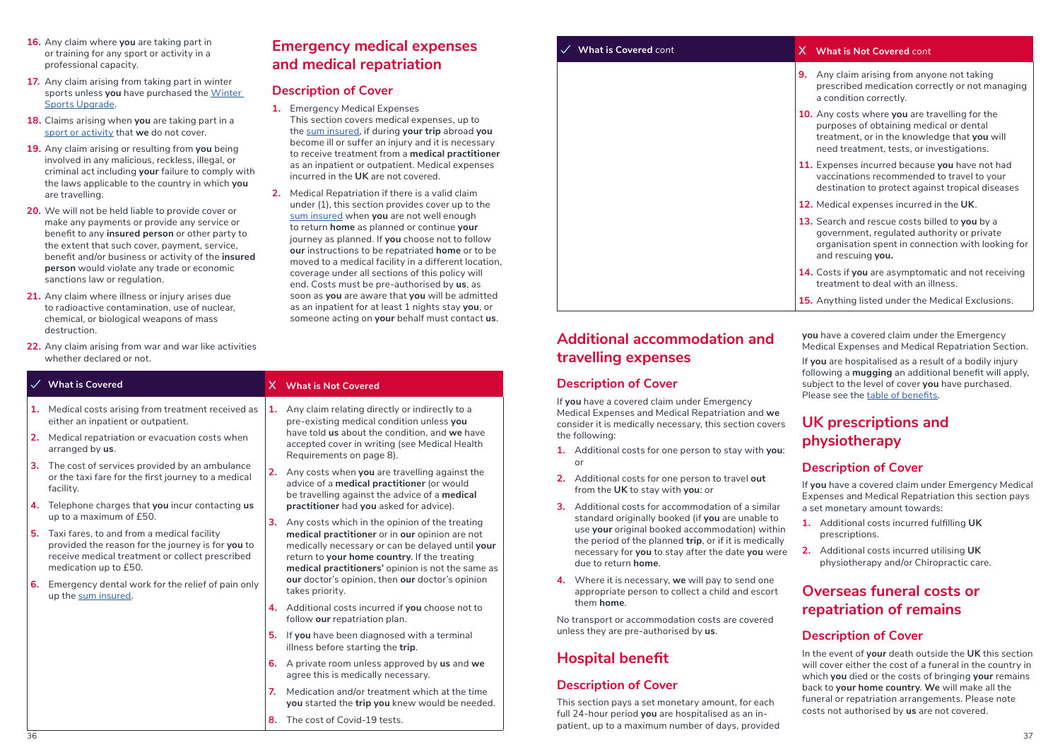16. Any claim where **you** are taking part in or training for any sport or activity in a professional capacity.

17. Any claim arising from taking part in winter sports unless **you** have purchased the Winter Sports Upgrade.

18. Claims arising when **you** are taking part in a sport or activity that **we** do not cover.

19. Any claim arising or resulting from **you** being involved in any malicious, reckless, illegal, or criminal act including **your** failure to comply with the laws applicable to the country in which **you** are travelling.

20. We will not be held liable to provide cover or make any payments or provide any service or benefit to any **insured person** or other party to the extent that such cover, payment, service, benefit and/or business or activity of the **insured person** would violate any trade or economic sanctions law or regulation.

21. Any claim where illness or injury arises due to radioactive contamination, use of nuclear, chemical, or biological weapons of mass destruction.

22. Any claim arising from war and war like activities whether declared or not.

## Emergency medical expenses and medical repatriation

### Description of Cover

1. Emergency Medical Expenses
This section covers medical expenses, up to the sum insured, if during **your trip** abroad **you** become ill or suffer an injury and it is necessary to receive treatment from a **medical practitioner** as an inpatient or outpatient. Medical expenses incurred in the **UK** are not covered.

2. Medical Repatriation if there is a valid claim under (1), this section provides cover up to the sum insured when **you** are not well enough to return **home** as planned or continue **your** journey as planned. If **you** choose not to follow **our** instructions to be repatriated **home** or to be moved to a medical facility in a different location, coverage under all sections of this policy will end. Costs must be pre-authorised by **us**, as soon as **you** are aware that **you** will be admitted as an inpatient for at least 1 nights stay **you**, or someone acting on **your** behalf must contact **us**.

| ✓ What is Covered | X What is Not Covered |
|---|---|
| 1. Medical costs arising from treatment received as either an inpatient or outpatient. | 1. Any claim relating directly or indirectly to a pre-existing medical condition unless **you** have told **us** about the condition, and **we** have accepted cover in writing (see Medical Health Requirements on page 8). |
| 2. Medical repatriation or evacuation costs when arranged by **us**. | 2. Any costs when **you** are travelling against the advice of a **medical practitioner** (or would be travelling against the advice of a **medical practitioner** had **you** asked for advice). |
| 3. The cost of services provided by an ambulance or the taxi fare for the first journey to a medical facility. | 3. Any costs which in the opinion of the treating **medical practitioner** or in **our** opinion are not medically necessary or can be delayed until **your** return to **your home country**. If the treating **medical practitioners'** opinion is not the same as **our** doctor's opinion, then **our** doctor's opinion takes priority. |
| 4. Telephone charges that **you** incur contacting **us** up to a maximum of £50. | 4. Additional costs incurred if **you** choose not to follow **our** repatriation plan. |
| 5. Taxi fares, to and from a medical facility provided the reason for the journey is for **you** to receive medical treatment or collect prescribed medication up to £50. | 5. If **you** have been diagnosed with a terminal illness before starting the **trip**. |
| 6. Emergency dental work for the relief of pain only up the sum insured. | 6. A private room unless approved by **us** and **we** agree this is medically necessary. |
| | 7. Medication and/or treatment which at the time **you** started the **trip you** knew would be needed. |
| | 8. The cost of Covid-19 tests. |
| | 9. Any claim arising from anyone not taking prescribed medication correctly or not managing a condition correctly. |
| | 10. Any costs where **you** are travelling for the purposes of obtaining medical or dental treatment, or in the knowledge that **you** will need treatment, tests, or investigations. |
| | 11. Expenses incurred because **you** have not had vaccinations recommended to travel to your destination to protect against tropical diseases |
| | 12. Medical expenses incurred in the **UK**. |
| | 13. Search and rescue costs billed to **you** by a government, regulated authority or private organisation spent in connection with looking for and rescuing **you.** |
| | 14. Costs if **you** are asymptomatic and not receiving treatment to deal with an illness. |
| | 15. Anything listed under the Medical Exclusions. |

## Additional accommodation and travelling expenses

### Description of Cover

If **you** have a covered claim under Emergency Medical Expenses and Medical Repatriation and **we** consider it is medically necessary, this section covers the following:

1. Additional costs for one person to stay with **you**: or
2. Additional costs for one person to travel **out** from the **UK** to stay with **you**: or
3. Additional costs for accommodation of a similar standard originally booked (if **you** are unable to use **your** original booked accommodation) within the period of the planned **trip**, or if it is medically necessary for **you** to stay after the date **you** were due to return **home**.
4. Where it is necessary, **we** will pay to send one appropriate person to collect a child and escort them **home**.

No transport or accommodation costs are covered unless they are pre-authorised by **us**.

## Hospital benefit

### Description of Cover

This section pays a set monetary amount, for each full 24-hour period **you** are hospitalised as an in-patient, up to a maximum number of days, provided **you** have a covered claim under the Emergency Medical Expenses and Medical Repatriation Section.

If **you** are hospitalised as a result of a bodily injury following a **mugging** an additional benefit will apply, subject to the level of cover **you** have purchased. Please see the table of benefits.

## UK prescriptions and physiotherapy

### Description of Cover

If **you** have a covered claim under Emergency Medical Expenses and Medical Repatriation this section pays a set monetary amount towards:

1. Additional costs incurred fulfilling **UK** prescriptions.
2. Additional costs incurred utilising **UK** physiotherapy and/or Chiropractic care.

## Overseas funeral costs or repatriation of remains

### Description of Cover

In the event of **your** death outside the **UK** this section will cover either the cost of a funeral in the country in which **you** died or the costs of bringing **your** remains back to **your home country**. **We** will make all the funeral or repatriation arrangements. Please note costs not authorised by **us** are not covered.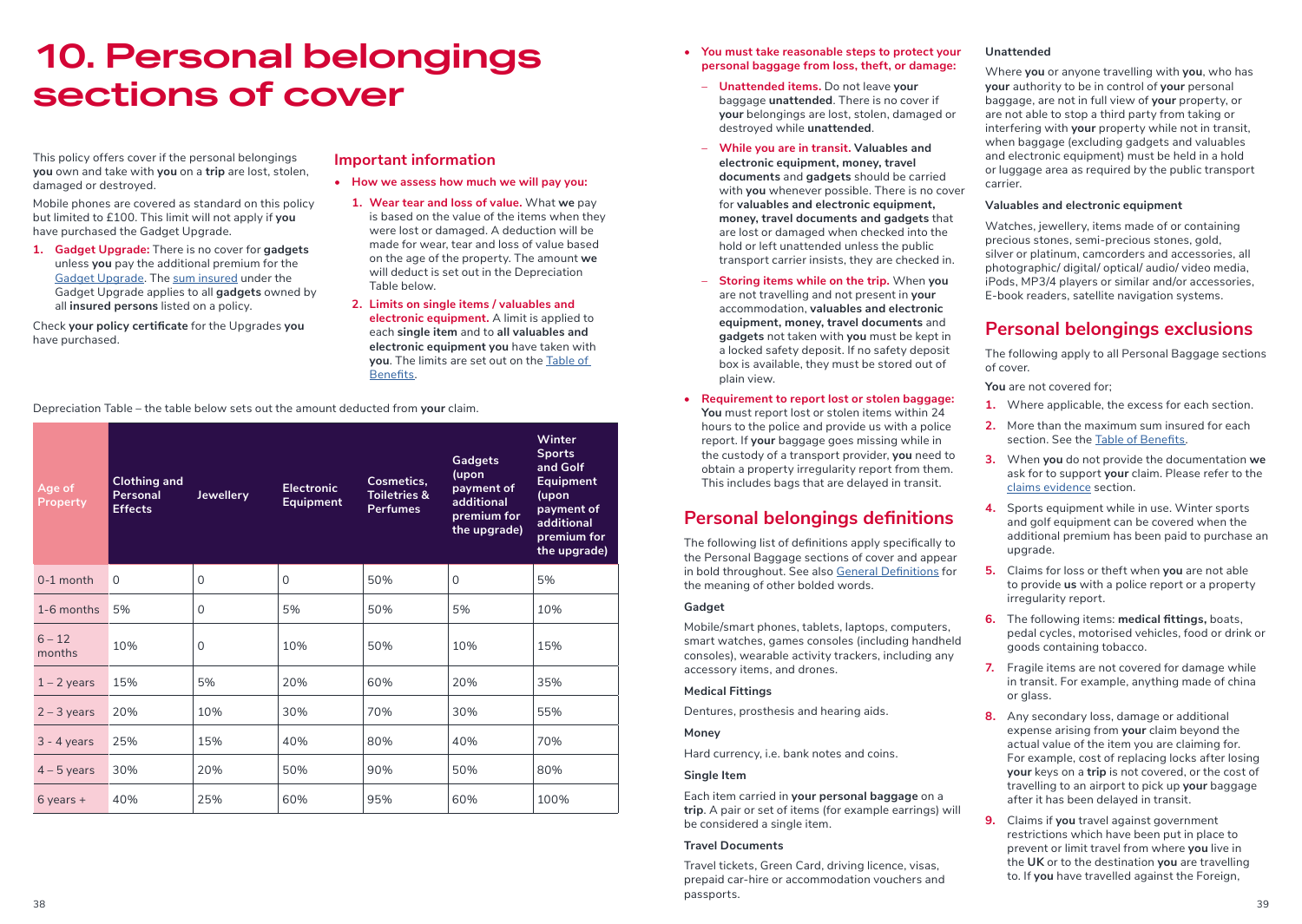# 10. Personal belongings sections of cover

This policy offers cover if the personal belongings **you** own and take with **you** on a **trip** are lost, stolen, damaged or destroyed.

Mobile phones are covered as standard on this policy but limited to £100. This limit will not apply if **you** have purchased the Gadget Upgrade.

1. **Gadget Upgrade:** There is no cover for **gadgets** unless **you** pay the additional premium for the Gadget Upgrade. The sum insured under the Gadget Upgrade applies to all **gadgets** owned by all **insured persons** listed on a policy.

Check **your policy certificate** for the Upgrades **you** have purchased.

## Important information

- **How we assess how much we will pay you:**
  1. **Wear tear and loss of value.** What **we** pay is based on the value of the items when they were lost or damaged. A deduction will be made for wear, tear and loss of value based on the age of the property. The amount **we** will deduct is set out in the Depreciation Table below.
  2. **Limits on single items / valuables and electronic equipment.** A limit is applied to each **single item** and to **all valuables and electronic equipment you** have taken with **you**. The limits are set out on the Table of Benefits.

Depreciation Table – the table below sets out the amount deducted from **your** claim.

| Age of Property | Clothing and Personal Effects | Jewellery | Electronic Equipment | Cosmetics, Toiletries & Perfumes | Gadgets (upon payment of additional premium for the upgrade) | Winter Sports and Golf Equipment (upon payment of additional premium for the upgrade) |
|---|---|---|---|---|---|---|
| 0-1 month | 0 | 0 | 0 | 50% | 0 | 5% |
| 1-6 months | 5% | 0 | 5% | 50% | 5% | 10% |
| 6 – 12 months | 10% | 0 | 10% | 50% | 10% | 15% |
| 1 – 2 years | 15% | 5% | 20% | 60% | 20% | 35% |
| 2 – 3 years | 20% | 10% | 30% | 70% | 30% | 55% |
| 3 - 4 years | 25% | 15% | 40% | 80% | 40% | 70% |
| 4 – 5 years | 30% | 20% | 50% | 90% | 50% | 80% |
| 6 years + | 40% | 25% | 60% | 95% | 60% | 100% |

- **You must take reasonable steps to protect your personal baggage from loss, theft, or damage:**
  - **Unattended items.** Do not leave **your** baggage **unattended**. There is no cover if **your** belongings are lost, stolen, damaged or destroyed while **unattended**.
  - **While you are in transit. Valuables and electronic equipment, money, travel documents** and **gadgets** should be carried with **you** whenever possible. There is no cover for **valuables and electronic equipment, money, travel documents and gadgets** that are lost or damaged when checked into the hold or left unattended unless the public transport carrier insists, they are checked in.
  - **Storing items while on the trip.** When **you** are not travelling and not present in **your** accommodation, **valuables and electronic equipment, money, travel documents** and **gadgets** not taken with **you** must be kept in a locked safety deposit. If no safety deposit box is available, they must be stored out of plain view.
- **Requirement to report lost or stolen baggage: You** must report lost or stolen items within 24 hours to the police and provide us with a police report. If **your** baggage goes missing while in the custody of a transport provider, **you** need to obtain a property irregularity report from them. This includes bags that are delayed in transit.

## Personal belongings definitions

The following list of definitions apply specifically to the Personal Baggage sections of cover and appear in bold throughout. See also General Definitions for the meaning of other bolded words.

### Gadget

Mobile/smart phones, tablets, laptops, computers, smart watches, games consoles (including handheld consoles), wearable activity trackers, including any accessory items, and drones.

### Medical Fittings

Dentures, prosthesis and hearing aids.

### Money

Hard currency, i.e. bank notes and coins.

### Single Item

Each item carried in **your personal baggage** on a **trip**. A pair or set of items (for example earrings) will be considered a single item.

### Travel Documents

Travel tickets, Green Card, driving licence, visas, prepaid car-hire or accommodation vouchers and passports.

### Unattended

Where **you** or anyone travelling with **you**, who has **your** authority to be in control of **your** personal baggage, are not in full view of **your** property, or are not able to stop a third party from taking or interfering with **your** property while not in transit, when baggage (excluding gadgets and valuables and electronic equipment) must be held in a hold or luggage area as required by the public transport carrier.

### Valuables and electronic equipment

Watches, jewellery, items made of or containing precious stones, semi-precious stones, gold, silver or platinum, camcorders and accessories, all photographic/ digital/ optical/ audio/ video media, iPods, MP3/4 players or similar and/or accessories, E-book readers, satellite navigation systems.

## Personal belongings exclusions

The following apply to all Personal Baggage sections of cover.

**You** are not covered for;

1. Where applicable, the excess for each section.
2. More than the maximum sum insured for each section. See the Table of Benefits.
3. When **you** do not provide the documentation **we** ask for to support **your** claim. Please refer to the claims evidence section.
4. Sports equipment while in use. Winter sports and golf equipment can be covered when the additional premium has been paid to purchase an upgrade.
5. Claims for loss or theft when **you** are not able to provide **us** with a police report or a property irregularity report.
6. The following items: **medical fittings,** boats, pedal cycles, motorised vehicles, food or drink or goods containing tobacco.
7. Fragile items are not covered for damage while in transit. For example, anything made of china or glass.
8. Any secondary loss, damage or additional expense arising from **your** claim beyond the actual value of the item you are claiming for. For example, cost of replacing locks after losing **your** keys on a **trip** is not covered, or the cost of travelling to an airport to pick up **your** baggage after it has been delayed in transit.
9. Claims if **you** travel against government restrictions which have been put in place to prevent or limit travel from where **you** live in the **UK** or to the destination **you** are travelling to. If **you** have travelled against the Foreign,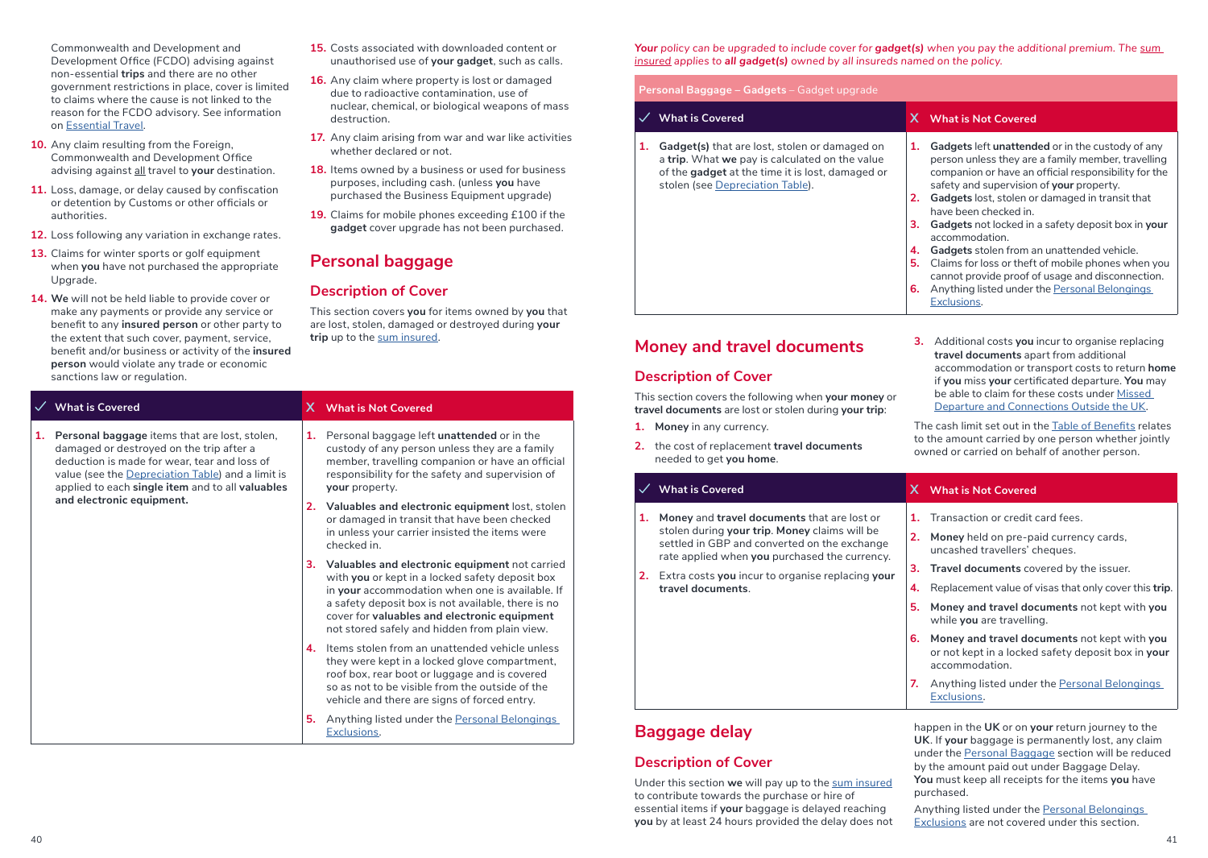Commonwealth and Development and Development Office (FCDO) advising against non-essential **trips** and there are no other government restrictions in place, cover is limited to claims where the cause is not linked to the reason for the FCDO advisory. See information on Essential Travel.

10. Any claim resulting from the Foreign, Commonwealth and Development Office advising against all travel to **your** destination.
11. Loss, damage, or delay caused by confiscation or detention by Customs or other officials or authorities.
12. Loss following any variation in exchange rates.
13. Claims for winter sports or golf equipment when **you** have not purchased the appropriate Upgrade.
14. **We** will not be held liable to provide cover or make any payments or provide any service or benefit to any **insured person** or other party to the extent that such cover, payment, service, benefit and/or business or activity of the **insured person** would violate any trade or economic sanctions law or regulation.
15. Costs associated with downloaded content or unauthorised use of **your gadget**, such as calls.
16. Any claim where property is lost or damaged due to radioactive contamination, use of nuclear, chemical, or biological weapons of mass destruction.
17. Any claim arising from war and war like activities whether declared or not.
18. Items owned by a business or used for business purposes, including cash. (unless **you** have purchased the Business Equipment upgrade)
19. Claims for mobile phones exceeding £100 if the **gadget** cover upgrade has not been purchased.

## Personal baggage

### Description of Cover

This section covers **you** for items owned by **you** that are lost, stolen, damaged or destroyed during **your trip** up to the sum insured.

| ✓ What is Covered | X What is Not Covered |
|---|---|
| 1. **Personal baggage** items that are lost, stolen, damaged or destroyed on the trip after a deduction is made for wear, tear and loss of value (see the Depreciation Table) and a limit is applied to each **single item** and to all **valuables and electronic equipment.** | 1. Personal baggage left **unattended** or in the custody of any person unless they are a family member, travelling companion or have an official responsibility for the safety and supervision of **your** property.<br>2. **Valuables and electronic equipment** lost, stolen or damaged in transit that have been checked in unless your carrier insisted the items were checked in.<br>3. **Valuables and electronic equipment** not carried with **you** or kept in a locked safety deposit box in **your** accommodation when one is available. If a safety deposit box is not available, there is no cover for **valuables and electronic equipment** not stored safely and hidden from plain view.<br>4. Items stolen from an unattended vehicle unless they were kept in a locked glove compartment, roof box, rear boot or luggage and is covered so as not to be visible from the outside of the vehicle and there are signs of forced entry.<br>5. Anything listed under the Personal Belongings Exclusions. |

*__Your__ policy can be upgraded to include cover for __gadget(s)__ when you pay the additional premium. The sum insured applies to __all gadget(s)__ owned by all insureds named on the policy.*

**Personal Baggage – Gadgets** – Gadget upgrade

| ✓ What is Covered | X What is Not Covered |
|---|---|
| 1. **Gadget(s)** that are lost, stolen or damaged on a **trip**. What **we** pay is calculated on the value of the **gadget** at the time it is lost, damaged or stolen (see Depreciation Table). | 1. **Gadgets** left **unattended** or in the custody of any person unless they are a family member, travelling companion or have an official responsibility for the safety and supervision of **your** property.<br>2. **Gadgets** lost, stolen or damaged in transit that have been checked in.<br>3. **Gadgets** not locked in a safety deposit box in **your** accommodation.<br>4. **Gadgets** stolen from an unattended vehicle.<br>5. Claims for loss or theft of mobile phones when you cannot provide proof of usage and disconnection.<br>6. Anything listed under the Personal Belongings Exclusions. |

## Money and travel documents

### Description of Cover

This section covers the following when **your money** or **travel documents** are lost or stolen during **your trip**:

1. **Money** in any currency.
2. the cost of replacement **travel documents** needed to get **you home**.
3. Additional costs **you** incur to organise replacing **travel documents** apart from additional accommodation or transport costs to return **home** if **you** miss **your** certificated departure. **You** may be able to claim for these costs under Missed Departure and Connections Outside the UK.

The cash limit set out in the Table of Benefits relates to the amount carried by one person whether jointly owned or carried on behalf of another person.

| ✓ What is Covered | X What is Not Covered |
|---|---|
| 1. **Money** and **travel documents** that are lost or stolen during **your trip**. **Money** claims will be settled in GBP and converted on the exchange rate applied when **you** purchased the currency.<br>2. Extra costs **you** incur to organise replacing **your travel documents**. | 1. Transaction or credit card fees.<br>2. **Money** held on pre-paid currency cards, uncashed travellers' cheques.<br>3. **Travel documents** covered by the issuer.<br>4. Replacement value of visas that only cover this **trip**.<br>5. **Money and travel documents** not kept with **you** while **you** are travelling.<br>6. **Money and travel documents** not kept with **you** or not kept in a locked safety deposit box in **your** accommodation.<br>7. Anything listed under the Personal Belongings Exclusions. |

## Baggage delay

### Description of Cover

Under this section **we** will pay up to the sum insured to contribute towards the purchase or hire of essential items if **your** baggage is delayed reaching **you** by at least 24 hours provided the delay does not happen in the **UK** or on **your** return journey to the **UK**. If **your** baggage is permanently lost, any claim under the Personal Baggage section will be reduced by the amount paid out under Baggage Delay. **You** must keep all receipts for the items **you** have purchased.

Anything listed under the Personal Belongings Exclusions are not covered under this section.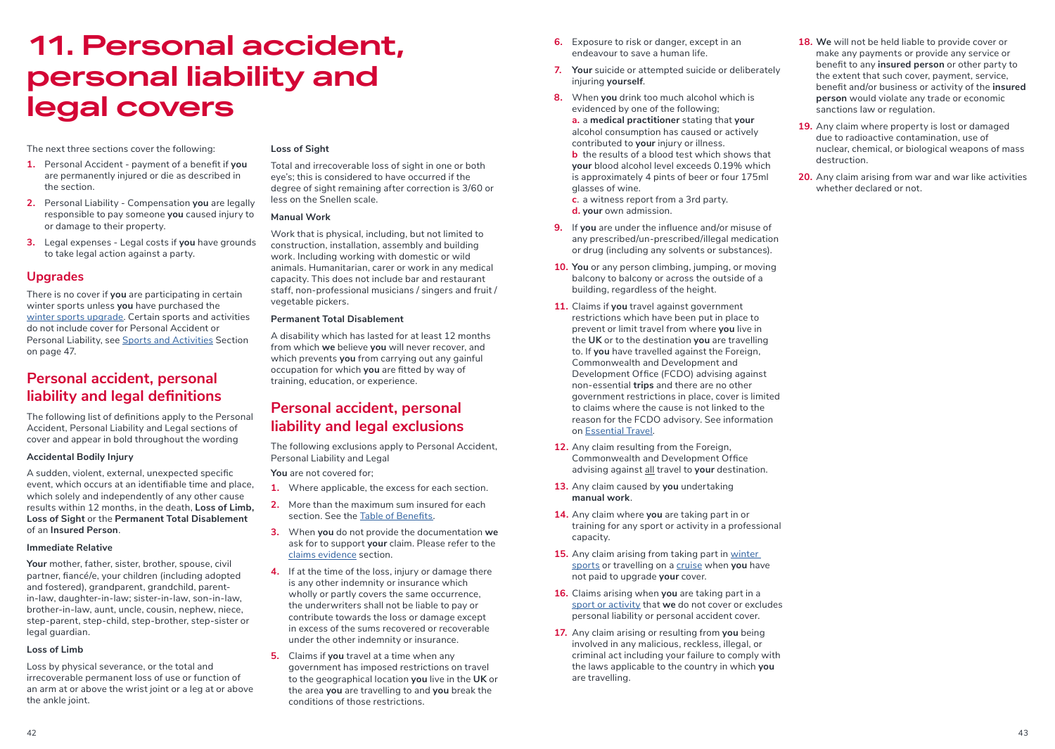# 11. Personal accident, personal liability and legal covers

The next three sections cover the following:

1. Personal Accident - payment of a benefit if **you** are permanently injured or die as described in the section.
2. Personal Liability - Compensation **you** are legally responsible to pay someone **you** caused injury to or damage to their property.
3. Legal expenses - Legal costs if **you** have grounds to take legal action against a party.

## Upgrades

There is no cover if **you** are participating in certain winter sports unless **you** have purchased the winter sports upgrade. Certain sports and activities do not include cover for Personal Accident or Personal Liability, see Sports and Activities Section on page 47.

## Personal accident, personal liability and legal definitions

The following list of definitions apply to the Personal Accident, Personal Liability and Legal sections of cover and appear in bold throughout the wording

### Accidental Bodily Injury

A sudden, violent, external, unexpected specific event, which occurs at an identifiable time and place, which solely and independently of any other cause results within 12 months, in the death, **Loss of Limb, Loss of Sight** or the **Permanent Total Disablement** of an **Insured Person**.

### Immediate Relative

**Your** mother, father, sister, brother, spouse, civil partner, fiancé/e, your children (including adopted and fostered), grandparent, grandchild, parent-in-law, daughter-in-law; sister-in-law, son-in-law, brother-in-law, aunt, uncle, cousin, nephew, niece, step-parent, step-child, step-brother, step-sister or legal guardian.

### Loss of Limb

Loss by physical severance, or the total and irrecoverable permanent loss of use or function of an arm at or above the wrist joint or a leg at or above the ankle joint.

### Loss of Sight

Total and irrecoverable loss of sight in one or both eye's; this is considered to have occurred if the degree of sight remaining after correction is 3/60 or less on the Snellen scale.

### Manual Work

Work that is physical, including, but not limited to construction, installation, assembly and building work. Including working with domestic or wild animals. Humanitarian, carer or work in any medical capacity. This does not include bar and restaurant staff, non-professional musicians / singers and fruit / vegetable pickers.

### Permanent Total Disablement

A disability which has lasted for at least 12 months from which **we** believe **you** will never recover, and which prevents **you** from carrying out any gainful occupation for which **you** are fitted by way of training, education, or experience.

## Personal accident, personal liability and legal exclusions

The following exclusions apply to Personal Accident, Personal Liability and Legal

**You** are not covered for;

1. Where applicable, the excess for each section.
2. More than the maximum sum insured for each section. See the Table of Benefits.
3. When **you** do not provide the documentation **we** ask for to support **your** claim. Please refer to the claims evidence section.
4. If at the time of the loss, injury or damage there is any other indemnity or insurance which wholly or partly covers the same occurrence, the underwriters shall not be liable to pay or contribute towards the loss or damage except in excess of the sums recovered or recoverable under the other indemnity or insurance.
5. Claims if **you** travel at a time when any government has imposed restrictions on travel to the geographical location **you** live in the **UK** or the area **you** are travelling to and **you** break the conditions of those restrictions.
6. Exposure to risk or danger, except in an endeavour to save a human life.
7. **Your** suicide or attempted suicide or deliberately injuring **yourself**.
8. When **you** drink too much alcohol which is evidenced by one of the following;
   - **a.** a **medical practitioner** stating that **your** alcohol consumption has caused or actively contributed to **your** injury or illness.
   - **b** the results of a blood test which shows that **your** blood alcohol level exceeds 0.19% which is approximately 4 pints of beer or four 175ml glasses of wine.
   - **c.** a witness report from a 3rd party.
   - **d. your** own admission.
9. If **you** are under the influence and/or misuse of any prescribed/un-prescribed/illegal medication or drug (including any solvents or substances).
10. **You** or any person climbing, jumping, or moving balcony to balcony or across the outside of a building, regardless of the height.
11. Claims if **you** travel against government restrictions which have been put in place to prevent or limit travel from where **you** live in the **UK** or to the destination **you** are travelling to. If **you** have travelled against the Foreign, Commonwealth and Development and Development Office (FCDO) advising against non-essential **trips** and there are no other government restrictions in place, cover is limited to claims where the cause is not linked to the reason for the FCDO advisory. See information on Essential Travel.
12. Any claim resulting from the Foreign, Commonwealth and Development Office advising against all travel to **your** destination.
13. Any claim caused by **you** undertaking **manual work**.
14. Any claim where **you** are taking part in or training for any sport or activity in a professional capacity.
15. Any claim arising from taking part in winter sports or travelling on a cruise when **you** have not paid to upgrade **your** cover.
16. Claims arising when **you** are taking part in a sport or activity that **we** do not cover or excludes personal liability or personal accident cover.
17. Any claim arising or resulting from **you** being involved in any malicious, reckless, illegal, or criminal act including your failure to comply with the laws applicable to the country in which **you** are travelling.
18. **We** will not be held liable to provide cover or make any payments or provide any service or benefit to any **insured person** or other party to the extent that such cover, payment, service, benefit and/or business or activity of the **insured person** would violate any trade or economic sanctions law or regulation.
19. Any claim where property is lost or damaged due to radioactive contamination, use of nuclear, chemical, or biological weapons of mass destruction.
20. Any claim arising from war and war like activities whether declared or not.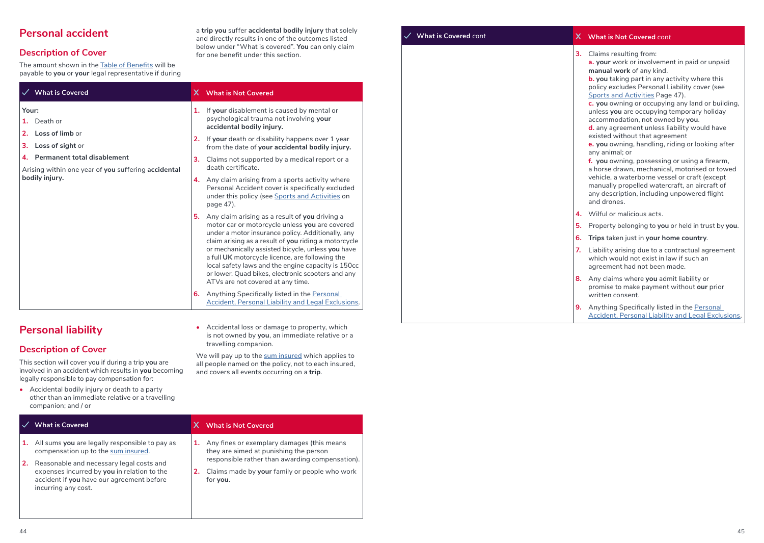## Personal accident

### Description of Cover

The amount shown in the Table of Benefits will be payable to **you** or **your** legal representative if during a **trip you** suffer **accidental bodily injury** that solely and directly results in one of the outcomes listed below under "What is covered". **You** can only claim for one benefit under this section.

| ✓ What is Covered | X What is Not Covered |
|---|---|
| Your:<br>1. Death or<br>2. **Loss of limb** or<br>3. **Loss of sight** or<br>4. **Permanent total disablement**<br>Arising within one year of **you** suffering **accidental bodily injury.** | 1. If **your** disablement is caused by mental or psychological trauma not involving **your accidental bodily injury.**<br>2. If **your** death or disability happens over 1 year from the date of **your accidental bodily injury.**<br>3. Claims not supported by a medical report or a death certificate.<br>4. Any claim arising from a sports activity where Personal Accident cover is specifically excluded under this policy (see Sports and Activities on page 47).<br>5. Any claim arising as a result of **you** driving a motor car or motorcycle unless **you** are covered under a motor insurance policy. Additionally, any claim arising as a result of **you** riding a motorcycle or mechanically assisted bicycle, unless **you** have a full **UK** motorcycle licence, are following the local safety laws and the engine capacity is 150cc or lower. Quad bikes, electronic scooters and any ATVs are not covered at any time.<br>6. Anything Specifically listed in the Personal Accident, Personal Liability and Legal Exclusions. |

## Personal liability

### Description of Cover

This section will cover you if during a trip **you** are involved in an accident which results in **you** becoming legally responsible to pay compensation for:

- Accidental bodily injury or death to a party other than an immediate relative or a travelling companion; and / or
- Accidental loss or damage to property, which is not owned by **you**, an immediate relative or a travelling companion.

We will pay up to the sum insured which applies to all people named on the policy, not to each insured, and covers all events occurring on a **trip**.

| ✓ What is Covered | X What is Not Covered |
|---|---|
| 1. All sums **you** are legally responsible to pay as compensation up to the sum insured.<br>2. Reasonable and necessary legal costs and expenses incurred by **you** in relation to the accident if **you** have our agreement before incurring any cost. | 1. Any fines or exemplary damages (this means they are aimed at punishing the person responsible rather than awarding compensation).<br>2. Claims made by **your** family or people who work for **you**.<br>3. Claims resulting from:<br>a. **your** work or involvement in paid or unpaid **manual work** of any kind.<br>b. **you** taking part in any activity where this policy excludes Personal Liability cover (see Sports and Activities Page 47).<br>c. **you** owning or occupying any land or building, unless **you** are occupying temporary holiday accommodation, not owned by **you**.<br>d. any agreement unless liability would have existed without that agreement<br>e. **you** owning, handling, riding or looking after any animal; or<br>f. **you** owning, possessing or using a firearm, a horse drawn, mechanical, motorised or towed vehicle, a waterborne vessel or craft (except manually propelled watercraft, an aircraft of any description, including unpowered flight and drones.<br>4. Wilful or malicious acts.<br>5. Property belonging to **you** or held in trust by **you**.<br>6. **Trips** taken just in **your home country**.<br>7. Liability arising due to a contractual agreement which would not exist in law if such an agreement had not been made.<br>8. Any claims where **you** admit liability or promise to make payment without **our** prior written consent.<br>9. Anything Specifically listed in the Personal Accident, Personal Liability and Legal Exclusions. |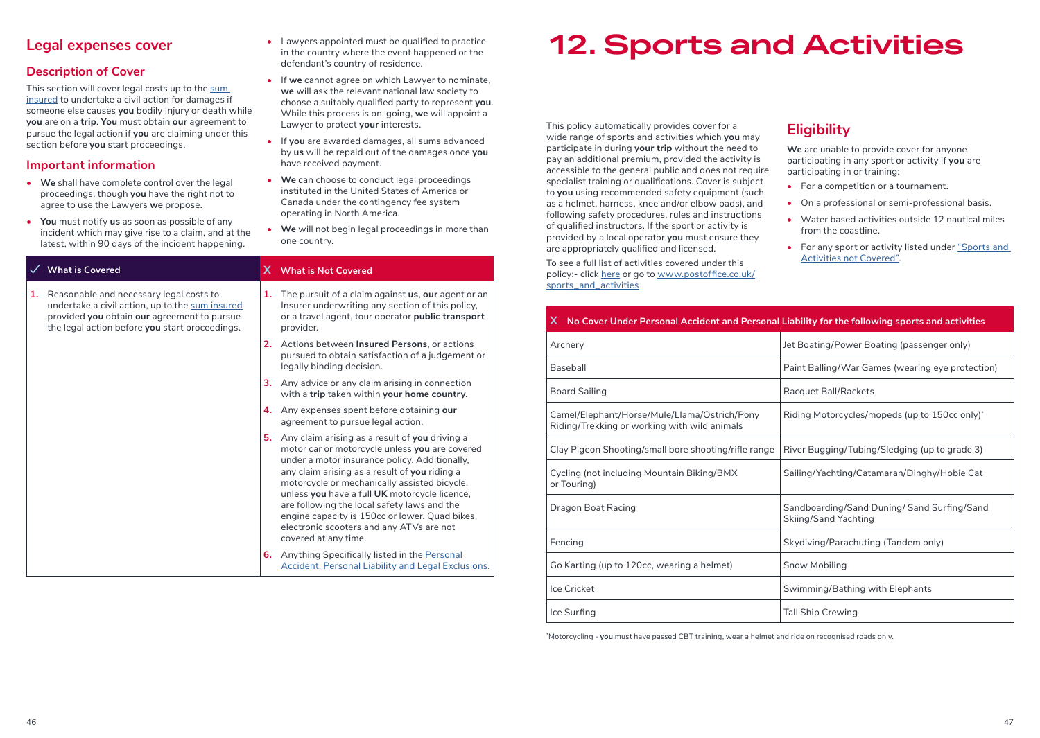## Legal expenses cover

### Description of Cover

This section will cover legal costs up to the sum insured to undertake a civil action for damages if someone else causes **you** bodily Injury or death while **you** are on a **trip**. **You** must obtain **our** agreement to pursue the legal action if **you** are claiming under this section before **you** start proceedings.

### Important information

- **We** shall have complete control over the legal proceedings, though **you** have the right not to agree to use the Lawyers **we** propose.
- **You** must notify **us** as soon as possible of any incident which may give rise to a claim, and at the latest, within 90 days of the incident happening.
- Lawyers appointed must be qualified to practice in the country where the event happened or the defendant's country of residence.
- If **we** cannot agree on which Lawyer to nominate, **we** will ask the relevant national law society to choose a suitably qualified party to represent **you**. While this process is on-going, **we** will appoint a Lawyer to protect **your** interests.
- If **you** are awarded damages, all sums advanced by **us** will be repaid out of the damages once **you** have received payment.
- **We** can choose to conduct legal proceedings instituted in the United States of America or Canada under the contingency fee system operating in North America.
- **We** will not begin legal proceedings in more than one country.

| ✓ What is Covered | X What is Not Covered |
|---|---|
| 1. Reasonable and necessary legal costs to undertake a civil action, up to the sum insured provided **you** obtain **our** agreement to pursue the legal action before **you** start proceedings. | 1. The pursuit of a claim against **us**, **our** agent or an Insurer underwriting any section of this policy, or a travel agent, tour operator **public transport** provider.<br>2. Actions between **Insured Persons**, or actions pursued to obtain satisfaction of a judgement or legally binding decision.<br>3. Any advice or any claim arising in connection with a **trip** taken within **your home country**.<br>4. Any expenses spent before obtaining **our** agreement to pursue legal action.<br>5. Any claim arising as a result of **you** driving a motor car or motorcycle unless **you** are covered under a motor insurance policy. Additionally, any claim arising as a result of **you** riding a motorcycle or mechanically assisted bicycle, unless **you** have a full **UK** motorcycle licence, are following the local safety laws and the engine capacity is 150cc or lower. Quad bikes, electronic scooters and any ATVs are not covered at any time.<br>6. Anything Specifically listed in the Personal Accident, Personal Liability and Legal Exclusions. |

# 12. Sports and Activities

This policy automatically provides cover for a wide range of sports and activities which **you** may participate in during **your trip** without the need to pay an additional premium, provided the activity is accessible to the general public and does not require specialist training or qualifications. Cover is subject to **you** using recommended safety equipment (such as a helmet, harness, knee and/or elbow pads), and following safety procedures, rules and instructions of qualified instructors. If the sport or activity is provided by a local operator **you** must ensure they are appropriately qualified and licensed.

To see a full list of activities covered under this policy:- click here or go to www.postoffice.co.uk/sports_and_activities

## Eligibility

**We** are unable to provide cover for anyone participating in any sport or activity if **you** are participating in or training:

- For a competition or a tournament.
- On a professional or semi-professional basis.
- Water based activities outside 12 nautical miles from the coastline.
- For any sport or activity listed under "Sports and Activities not Covered".

| X No Cover Under Personal Accident and Personal Liability for the following sports and activities | |
|---|---|
| Archery | Jet Boating/Power Boating (passenger only) |
| Baseball | Paint Balling/War Games (wearing eye protection) |
| Board Sailing | Racquet Ball/Rackets |
| Camel/Elephant/Horse/Mule/Llama/Ostrich/Pony Riding/Trekking or working with wild animals | Riding Motorcycles/mopeds (up to 150cc only)* |
| Clay Pigeon Shooting/small bore shooting/rifle range | River Bugging/Tubing/Sledging (up to grade 3) |
| Cycling (not including Mountain Biking/BMX or Touring) | Sailing/Yachting/Catamaran/Dinghy/Hobie Cat |
| Dragon Boat Racing | Sandboarding/Sand Duning/ Sand Surfing/Sand Skiing/Sand Yachting |
| Fencing | Skydiving/Parachuting (Tandem only) |
| Go Karting (up to 120cc, wearing a helmet) | Snow Mobiling |
| Ice Cricket | Swimming/Bathing with Elephants |
| Ice Surfing | Tall Ship Crewing |

*Motorcycling - **you** must have passed CBT training, wear a helmet and ride on recognised roads only.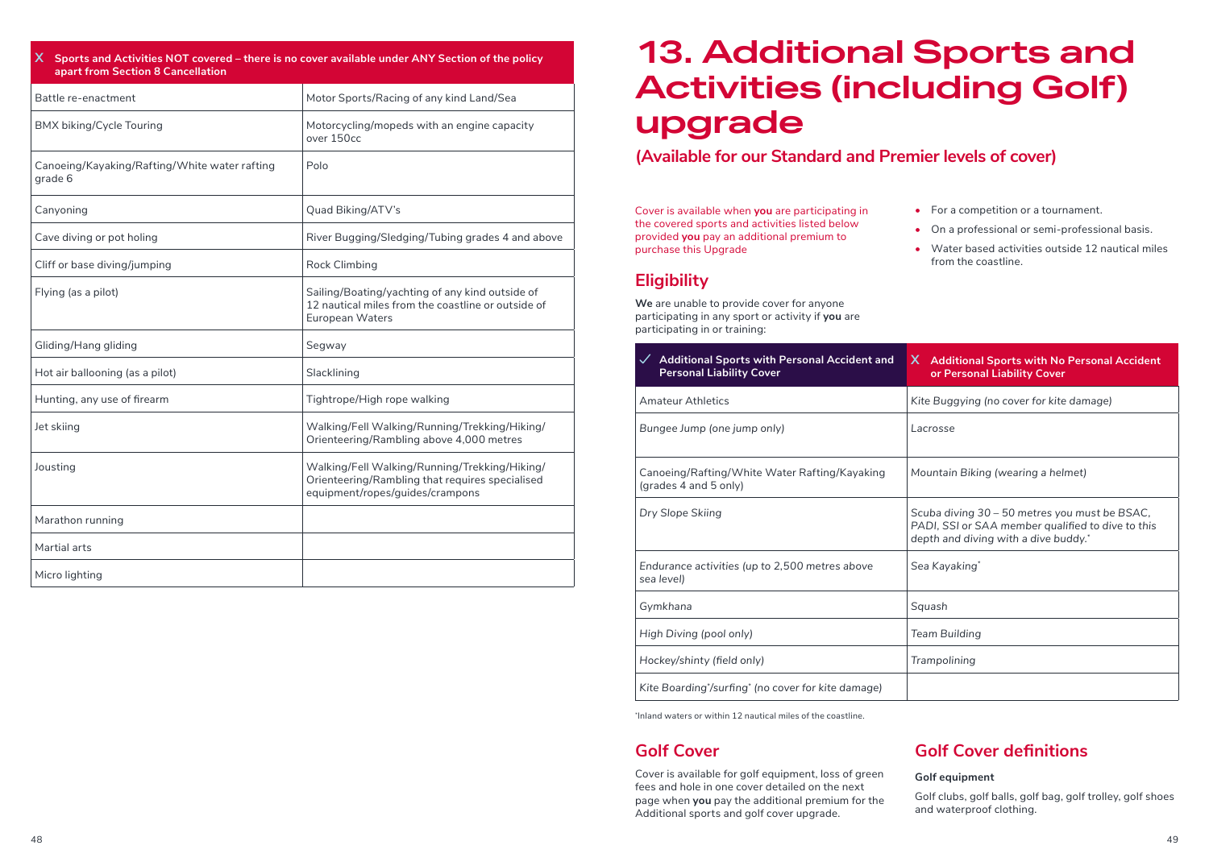| X Sports and Activities NOT covered – there is no cover available under ANY Section of the policy apart from Section 8 Cancellation | |
|---|---|
| Battle re-enactment | Motor Sports/Racing of any kind Land/Sea |
| BMX biking/Cycle Touring | Motorcycling/mopeds with an engine capacity over 150cc |
| Canoeing/Kayaking/Rafting/White water rafting grade 6 | Polo |
| Canyoning | Quad Biking/ATV's |
| Cave diving or pot holing | River Bugging/Sledging/Tubing grades 4 and above |
| Cliff or base diving/jumping | Rock Climbing |
| Flying (as a pilot) | Sailing/Boating/yachting of any kind outside of 12 nautical miles from the coastline or outside of European Waters |
| Gliding/Hang gliding | Segway |
| Hot air ballooning (as a pilot) | Slacklining |
| Hunting, any use of firearm | Tightrope/High rope walking |
| Jet skiing | Walking/Fell Walking/Running/Trekking/Hiking/Orienteering/Rambling above 4,000 metres |
| Jousting | Walking/Fell Walking/Running/Trekking/Hiking/Orienteering/Rambling that requires specialised equipment/ropes/guides/crampons |
| Marathon running | |
| Martial arts | |
| Micro lighting | |

# 13. Additional Sports and Activities (including Golf) upgrade

## (Available for our Standard and Premier levels of cover)

Cover is available when **you** are participating in the covered sports and activities listed below provided **you** pay an additional premium to purchase this Upgrade

## Eligibility

**We** are unable to provide cover for anyone participating in any sport or activity if **you** are participating in or training:

- For a competition or a tournament.
- On a professional or semi-professional basis.
- Water based activities outside 12 nautical miles from the coastline.

| ✓ Additional Sports with Personal Accident and Personal Liability Cover | X Additional Sports with No Personal Accident or Personal Liability Cover |
|---|---|
| Amateur Athletics | *Kite Buggying (no cover for kite damage)* |
| *Bungee Jump (one jump only)* | *Lacrosse* |
| Canoeing/Rafting/White Water Rafting/Kayaking (grades 4 and 5 only) | *Mountain Biking (wearing a helmet)* |
| *Dry Slope Skiing* | *Scuba diving 30 – 50 metres you must be BSAC, PADI, SSI or SAA member qualified to dive to this depth and diving with a dive buddy.** |
| *Endurance activities (up to 2,500 metres above sea level)* | *Sea Kayaking** |
| *Gymkhana* | *Squash* |
| *High Diving (pool only)* | *Team Building* |
| *Hockey/shinty (field only)* | *Trampolining* |
| *Kite Boarding*/surfing* (no cover for kite damage)* | |

*Inland waters or within 12 nautical miles of the coastline.

## Golf Cover

Cover is available for golf equipment, loss of green fees and hole in one cover detailed on the next page when **you** pay the additional premium for the Additional sports and golf cover upgrade.

## Golf Cover definitions

**Golf equipment**

Golf clubs, golf balls, golf bag, golf trolley, golf shoes and waterproof clothing.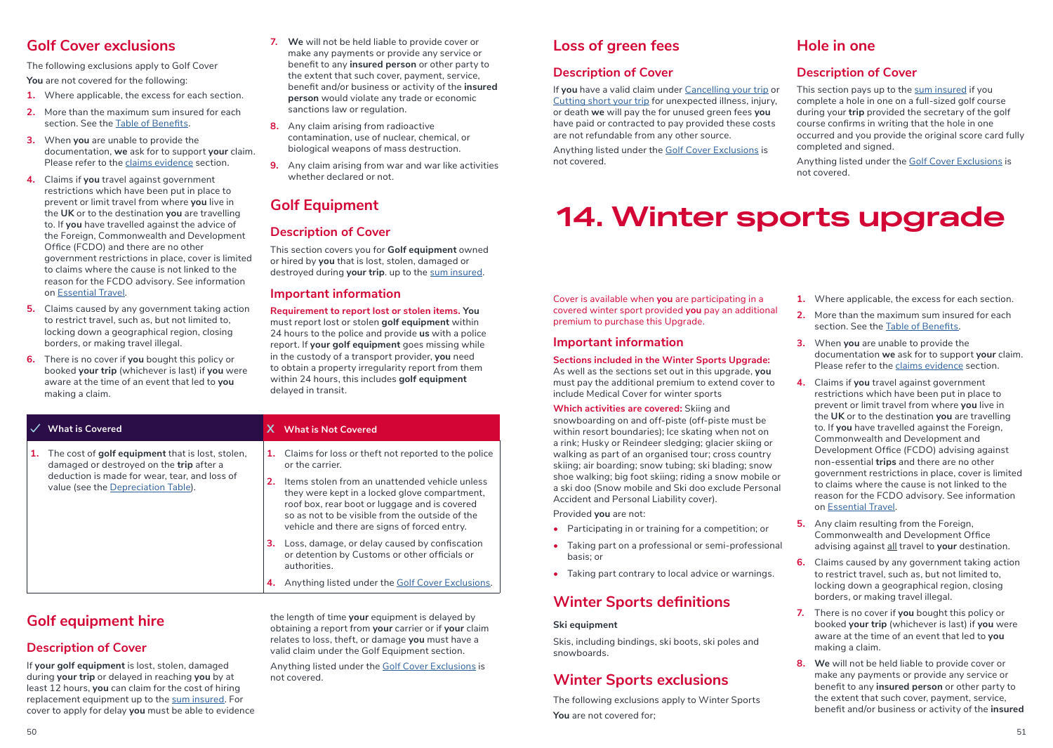## Golf Cover exclusions

The following exclusions apply to Golf Cover

**You** are not covered for the following:

1. Where applicable, the excess for each section.
2. More than the maximum sum insured for each section. See the Table of Benefits.
3. When **you** are unable to provide the documentation, **we** ask for to support **your** claim. Please refer to the claims evidence section.
4. Claims if **you** travel against government restrictions which have been put in place to prevent or limit travel from where **you** live in the **UK** or to the destination **you** are travelling to. If **you** have travelled against the advice of the Foreign, Commonwealth and Development Office (FCDO) and there are no other government restrictions in place, cover is limited to claims where the cause is not linked to the reason for the FCDO advisory. See information on Essential Travel.
5. Claims caused by any government taking action to restrict travel, such as, but not limited to, locking down a geographical region, closing borders, or making travel illegal.
6. There is no cover if **you** bought this policy or booked **your trip** (whichever is last) if **you** were aware at the time of an event that led to **you** making a claim.
7. **We** will not be held liable to provide cover or make any payments or provide any service or benefit to any **insured person** or other party to the extent that such cover, payment, service, benefit and/or business or activity of the **insured person** would violate any trade or economic sanctions law or regulation.
8. Any claim arising from radioactive contamination, use of nuclear, chemical, or biological weapons of mass destruction.
9. Any claim arising from war and war like activities whether declared or not.

## Golf Equipment

### Description of Cover

This section covers you for **Golf equipment** owned or hired by **you** that is lost, stolen, damaged or destroyed during **your trip**. up to the sum insured.

### Important information

**Requirement to report lost or stolen items. You** must report lost or stolen **golf equipment** within 24 hours to the police and provide **us** with a police report. If **your golf equipment** goes missing while in the custody of a transport provider, **you** need to obtain a property irregularity report from them within 24 hours, this includes **golf equipment** delayed in transit.

| ✓ What is Covered | X What is Not Covered |
|---|---|
| 1. The cost of **golf equipment** that is lost, stolen, damaged or destroyed on the **trip** after a deduction is made for wear, tear, and loss of value (see the Depreciation Table). | 1. Claims for loss or theft not reported to the police or the carrier.<br>2. Items stolen from an unattended vehicle unless they were kept in a locked glove compartment, roof box, rear boot or luggage and is covered so as not to be visible from the outside of the vehicle and there are signs of forced entry.<br>3. Loss, damage, or delay caused by confiscation or detention by Customs or other officials or authorities.<br>4. Anything listed under the Golf Cover Exclusions. |

## Golf equipment hire

### Description of Cover

If **your golf equipment** is lost, stolen, damaged during **your trip** or delayed in reaching **you** by at least 12 hours, **you** can claim for the cost of hiring replacement equipment up to the sum insured. For cover to apply for delay **you** must be able to evidence the length of time **your** equipment is delayed by obtaining a report from **your** carrier or if **your** claim relates to loss, theft, or damage **you** must have a valid claim under the Golf Equipment section.

Anything listed under the Golf Cover Exclusions is not covered.

## Loss of green fees

### Description of Cover

If **you** have a valid claim under Cancelling your trip or Cutting short your trip for unexpected illness, injury, or death **we** will pay for the unused green fees **you** have paid or contracted to pay provided these costs are not refundable from any other source.

Anything listed under the Golf Cover Exclusions is not covered.

## Hole in one

### Description of Cover

This section pays up to the sum insured if you complete a hole in one on a full-sized golf course during your **trip** provided the secretary of the golf course confirms in writing that the hole in one occurred and you provide the original score card fully completed and signed.

Anything listed under the Golf Cover Exclusions is not covered.

# 14. Winter sports upgrade

Cover is available when **you** are participating in a covered winter sport provided **you** pay an additional premium to purchase this Upgrade.

### Important information

**Sections included in the Winter Sports Upgrade:** As well as the sections set out in this upgrade, **you** must pay the additional premium to extend cover to include Medical Cover for winter sports

**Which activities are covered:** Skiing and snowboarding on and off-piste (off-piste must be within resort boundaries); Ice skating when not on a rink; Husky or Reindeer sledging; glacier skiing or walking as part of an organised tour; cross country skiing; air boarding; snow tubing; ski blading; snow shoe walking; big foot skiing; riding a snow mobile or a ski doo (Snow mobile and Ski doo exclude Personal Accident and Personal Liability cover).

Provided **you** are not:

- Participating in or training for a competition; or
- Taking part on a professional or semi-professional basis; or
- Taking part contrary to local advice or warnings.

## Winter Sports definitions

**Ski equipment**

Skis, including bindings, ski boots, ski poles and snowboards.

## Winter Sports exclusions

The following exclusions apply to Winter Sports

**You** are not covered for;

1. Where applicable, the excess for each section.
2. More than the maximum sum insured for each section. See the Table of Benefits.
3. When **you** are unable to provide the documentation **we** ask for to support **your** claim. Please refer to the claims evidence section.
4. Claims if **you** travel against government restrictions which have been put in place to prevent or limit travel from where **you** live in the **UK** or to the destination **you** are travelling to. If **you** have travelled against the Foreign, Commonwealth and Development Office (FCDO) advising against non-essential **trips** and there are no other government restrictions in place, cover is limited to claims where the cause is not linked to the reason for the FCDO advisory. See information on Essential Travel.
5. Any claim resulting from the Foreign, Commonwealth and Development Office advising against all travel to **your** destination.
6. Claims caused by any government taking action to restrict travel, such as, but not limited to, locking down a geographical region, closing borders, or making travel illegal.
7. There is no cover if **you** bought this policy or booked **your trip** (whichever is last) if **you** were aware at the time of an event that led to **you** making a claim.
8. **We** will not be held liable to provide cover or make any payments or provide any service or benefit to any **insured person** or other party to the extent that such cover, payment, service, benefit and/or business or activity of the **insured**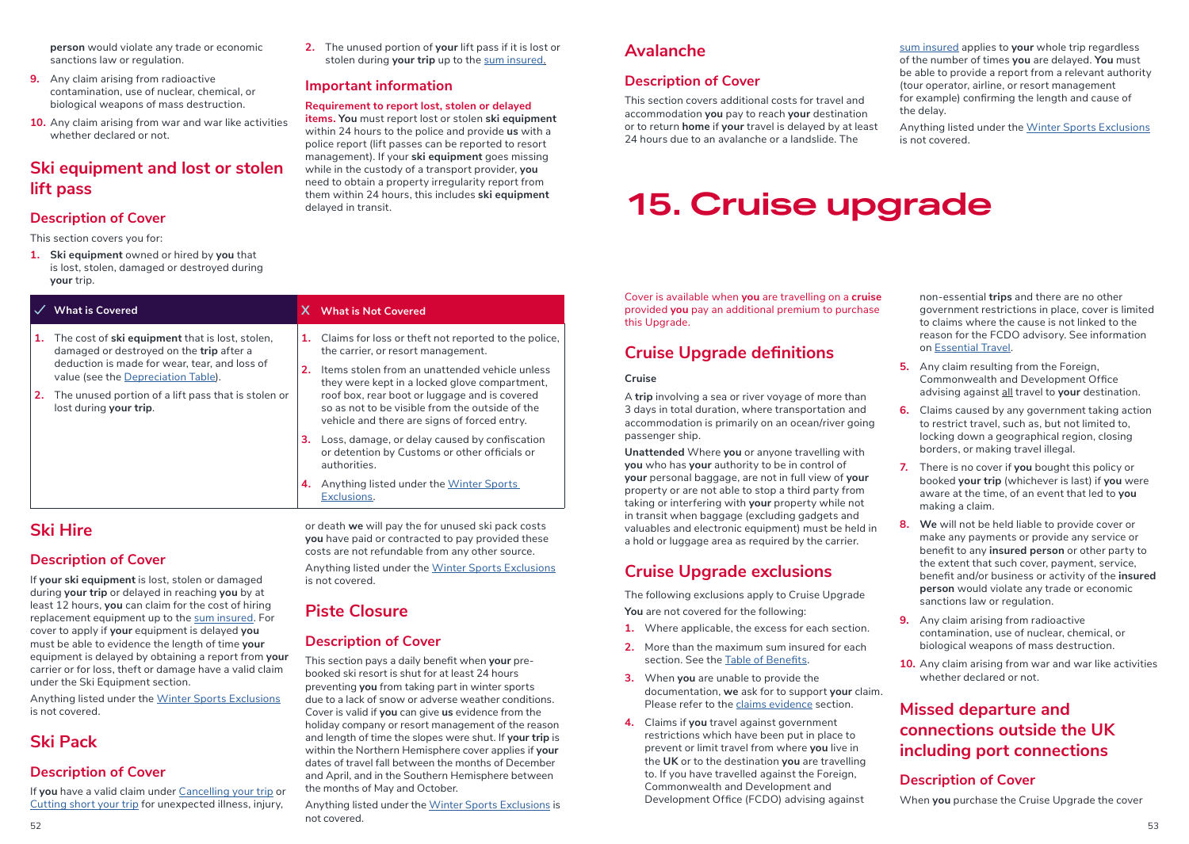**person** would violate any trade or economic sanctions law or regulation.

9. Any claim arising from radioactive contamination, use of nuclear, chemical, or biological weapons of mass destruction.
10. Any claim arising from war and war like activities whether declared or not.

## Ski equipment and lost or stolen lift pass

### Description of Cover

This section covers you for:

1. **Ski equipment** owned or hired by **you** that is lost, stolen, damaged or destroyed during **your** trip.
2. The unused portion of **your** lift pass if it is lost or stolen during **your trip** up to the sum insured.

### Important information

**Requirement to report lost, stolen or delayed items. You** must report lost or stolen **ski equipment** within 24 hours to the police and provide **us** with a police report (lift passes can be reported to resort management). If your **ski equipment** goes missing while in the custody of a transport provider, **you** need to obtain a property irregularity report from them within 24 hours, this includes **ski equipment** delayed in transit.

| ✓ What is Covered | X What is Not Covered |
|---|---|
| 1. The cost of **ski equipment** that is lost, stolen, damaged or destroyed on the **trip** after a deduction is made for wear, tear, and loss of value (see the Depreciation Table).<br>2. The unused portion of a lift pass that is stolen or lost during **your trip**. | 1. Claims for loss or theft not reported to the police, the carrier, or resort management.<br>2. Items stolen from an unattended vehicle unless they were kept in a locked glove compartment, roof box, rear boot or luggage and is covered so as not to be visible from the outside of the vehicle and there are signs of forced entry.<br>3. Loss, damage, or delay caused by confiscation or detention by Customs or other officials or authorities.<br>4. Anything listed under the Winter Sports Exclusions. |

## Ski Hire

### Description of Cover

If **your ski equipment** is lost, stolen or damaged during **your trip** or delayed in reaching **you** by at least 12 hours, **you** can claim for the cost of hiring replacement equipment up to the sum insured. For cover to apply if **your** equipment is delayed **you** must be able to evidence the length of time **your** equipment is delayed by obtaining a report from **your** carrier or for loss, theft or damage have a valid claim under the Ski Equipment section.

Anything listed under the Winter Sports Exclusions is not covered.

## Ski Pack

### Description of Cover

If **you** have a valid claim under Cancelling your trip or Cutting short your trip for unexpected illness, injury, or death **we** will pay the for unused ski pack costs **you** have paid or contracted to pay provided these costs are not refundable from any other source.

Anything listed under the Winter Sports Exclusions is not covered.

## Piste Closure

### Description of Cover

This section pays a daily benefit when **your** pre-booked ski resort is shut for at least 24 hours preventing **you** from taking part in winter sports due to a lack of snow or adverse weather conditions. Cover is valid if **you** can give **us** evidence from the holiday company or resort management of the reason and length of time the slopes were shut. If **your trip** is within the Northern Hemisphere cover applies if **your** dates of travel fall between the months of December and April, and in the Southern Hemisphere between the months of May and October.

Anything listed under the Winter Sports Exclusions is not covered.

## Avalanche

### Description of Cover

This section covers additional costs for travel and accommodation **you** pay to reach **your** destination or to return **home** if **your** travel is delayed by at least 24 hours due to an avalanche or a landslide. The sum insured applies to **your** whole trip regardless of the number of times **you** are delayed. **You** must be able to provide a report from a relevant authority (tour operator, airline, or resort management for example) confirming the length and cause of the delay.

Anything listed under the Winter Sports Exclusions is not covered.

# 15. Cruise upgrade

Cover is available when **you** are travelling on a **cruise** provided **you** pay an additional premium to purchase this Upgrade.

## Cruise Upgrade definitions

**Cruise**

A **trip** involving a sea or river voyage of more than 3 days in total duration, where transportation and accommodation is primarily on an ocean/river going passenger ship.

**Unattended** Where **you** or anyone travelling with **you** who has **your** authority to be in control of **your** personal baggage, are not in full view of **your** property or are not able to stop a third party from taking or interfering with **your** property while not in transit when baggage (excluding gadgets and valuables and electronic equipment) must be held in a hold or luggage area as required by the carrier.

## Cruise Upgrade exclusions

The following exclusions apply to Cruise Upgrade

**You** are not covered for the following:

1. Where applicable, the excess for each section.
2. More than the maximum sum insured for each section. See the Table of Benefits.
3. When **you** are unable to provide the documentation, **we** ask for to support **your** claim. Please refer to the claims evidence section.
4. Claims if **you** travel against government restrictions which have been put in place to prevent or limit travel from where **you** live in the **UK** or to the destination **you** are travelling to. If you have travelled against the Foreign, Commonwealth and Development and Development Office (FCDO) advising against non-essential **trips** and there are no other government restrictions in place, cover is limited to claims where the cause is not linked to the reason for the FCDO advisory. See information on Essential Travel.
5. Any claim resulting from the Foreign, Commonwealth and Development Office advising against all travel to **your** destination.
6. Claims caused by any government taking action to restrict travel, such as, but not limited to, locking down a geographical region, closing borders, or making travel illegal.
7. There is no cover if **you** bought this policy or booked **your trip** (whichever is last) if **you** were aware at the time, of an event that led to **you** making a claim.
8. **We** will not be held liable to provide cover or make any payments or provide any service or benefit to any **insured person** or other party to the extent that such cover, payment, service, benefit and/or business or activity of the **insured person** would violate any trade or economic sanctions law or regulation.
9. Any claim arising from radioactive contamination, use of nuclear, chemical, or biological weapons of mass destruction.
10. Any claim arising from war and war like activities whether declared or not.

## Missed departure and connections outside the UK including port connections

### Description of Cover

When **you** purchase the Cruise Upgrade the cover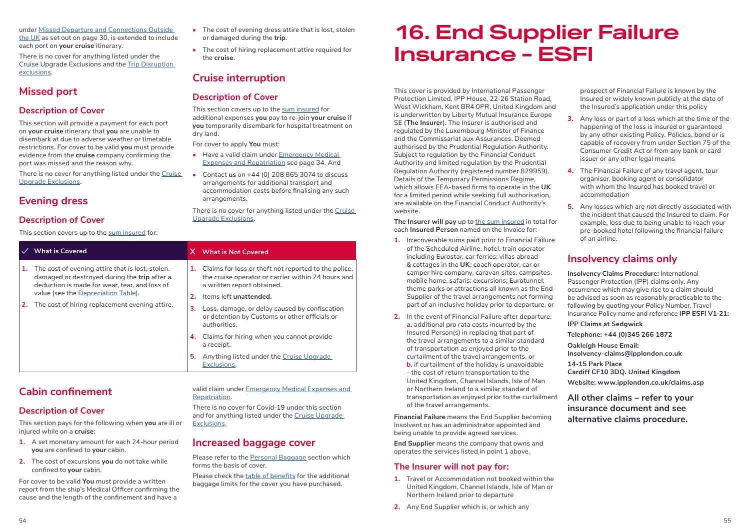under Missed Departure and Connections Outside the UK as set out on page 30, is extended to include each port on **your cruise** itinerary.

There is no cover for anything listed under the Cruise Upgrade Exclusions and the Trip Disruption exclusions.

## Missed port

### Description of Cover

This section will provide a payment for each port on **your cruise** itinerary that **you** are unable to disembark at due to adverse weather or timetable restrictions. For cover to be valid **you** must provide evidence from the **cruise** company confirming the port was missed and the reason why.

There is no cover for anything listed under the Cruise Upgrade Exclusions.

## Evening dress

### Description of Cover

This section covers up to the sum insured for:

- The cost of evening dress attire that is lost, stolen or damaged during the **trip**.
- The cost of hiring replacement attire required for the **cruise**.

| ✓ What is Covered | X What is Not Covered |
|---|---|
| **1.** The cost of evening attire that is lost, stolen, damaged or destroyed during the **trip** after a deduction is made for wear, tear, and loss of value (see the Depreciation Table). | **1.** Claims for loss or theft not reported to the police, the cruise operator or carrier within 24 hours and a written report obtained. |
| **2.** The cost of hiring replacement evening attire. | **2.** Items left **unattended**. |
| | **3.** Loss, damage, or delay caused by confiscation or detention by Customs or other officials or authorities. |
| | **4.** Claims for hiring when you cannot provide a receipt. |
| | **5.** Anything listed under the Cruise Upgrade Exclusions. |

## Cruise interruption

### Description of Cover

This section covers up to the sum insured for additional expenses **you** pay to re-join **your cruise** if **you** temporarily disembark for hospital treatment on dry land.

For cover to apply **You** must:

- Have a valid claim under Emergency Medical Expenses and Repatriation see page 34. And
- Contact **us** on +44 (0) 208 865 3074 to discuss arrangements for additional transport and accommodation costs before finalising any such arrangements.

There is no cover for anything listed under the Cruise Upgrade Exclusions.

## Cabin confinement

### Description of Cover

This section pays for the following when **you** are ill or injured while on a **cruise**:

1. A set monetary amount for each 24-hour period **you** are confined to **your** cabin.
2. The cost of excursions **you** do not take while confined to **your** cabin.

For cover to be valid **You** must provide a written report from the ship's Medical Officer confirming the cause and the length of the confinement and have a valid claim under Emergency Medical Expenses and Repatriation.

There is no cover for Covid-19 under this section and for anything listed under the Cruise Upgrade Exclusions.

## Increased baggage cover

Please refer to the Personal Baggage section which forms the basis of cover.

Please check the table of benefits for the additional baggage limits for the cover you have purchased.

# 16. End Supplier Failure Insurance - ESFI

This cover is provided by International Passenger Protection Limited, IPP House, 22-26 Station Road, West Wickham, Kent BR4 0PR, United Kingdom and is underwritten by Liberty Mutual Insurance Europe SE (**The Insurer**). The Insurer is authorised and regulated by the Luxembourg Minister of Finance and the Commissariat aux Assurances. Deemed authorised by the Prudential Regulation Authority. Subject to regulation by the Financial Conduct Authority and limited regulation by the Prudential Regulation Authority (registered number 829959). Details of the Temporary Permissions Regime, which allows EEA-based firms to operate in the **UK** for a limited period while seeking full authorisation, are available on the Financial Conduct Authority's website.

**The Insurer will pay** up to the sum insured in total for each **Insured Person** named on the Invoice for:

1. Irrecoverable sums paid prior to Financial Failure of the Scheduled Airline, hotel, train operator including Eurostar, car ferries; villas abroad & cottages in the **UK**; coach operator, car or camper hire company, caravan sites, campsites, mobile home, safaris; excursions; Eurotunnel; theme parks or attractions all known as the End Supplier of the travel arrangements not forming part of an inclusive holiday prior to departure, or
2. In the event of Financial Failure after departure: **a.** additional pro rata costs incurred by the Insured Person(s) in replacing that part of the travel arrangements to a similar standard of transportation as enjoyed prior to the curtailment of the travel arrangements, or **b.** if curtailment of the holiday is unavoidable - the cost of return transportation to the United Kingdom, Channel Islands, Isle of Man or Northern Ireland to a similar standard of transportation as enjoyed prior to the curtailment of the travel arrangements.

**Financial Failure** means the End Supplier becoming Insolvent or has an administrator appointed and being unable to provide agreed services.

**End Supplier** means the company that owns and operates the services listed in point 1 above.

### The Insurer will not pay for:

1. Travel or Accommodation not booked within the United Kingdom, Channel Islands, Isle of Man or Northern Ireland prior to departure
2. Any End Supplier which is, or which any prospect of Financial Failure is known by the Insured or widely known publicly at the date of the Insured's application under this policy
3. Any loss or part of a loss which at the time of the happening of the loss is insured or guaranteed by any other existing Policy, Policies, bond or is capable of recovery from under Section 75 of the Consumer Credit Act or from any bank or card issuer or any other legal means
4. The Financial Failure of any travel agent, tour organiser, booking agent or consolidator with whom the Insured has booked travel or accommodation
5. Any losses which are not directly associated with the incident that caused the Insured to claim. For example, loss due to being unable to reach your pre-booked hotel following the financial failure of an airline.

## Insolvency claims only

**Insolvency Claims Procedure:** International Passenger Protection (IPP) claims only. Any occurrence which may give rise to a claim should be advised as soon as reasonably practicable to the following by quoting your Policy Number, Travel Insurance Policy name and reference **IPP ESFI V1-21:**

**IPP Claims at Sedgwick**

**Telephone: +44 (0)345 266 1872**

**Oakleigh House Email: Insolvency-claims@ipplondon.co.uk**

**14-15 Park Place**
**Cardiff CF10 3DQ. United Kingdom**

**Website: www.ipplondon.co.uk/claims.asp**

**All other claims – refer to your insurance document and see alternative claims procedure.**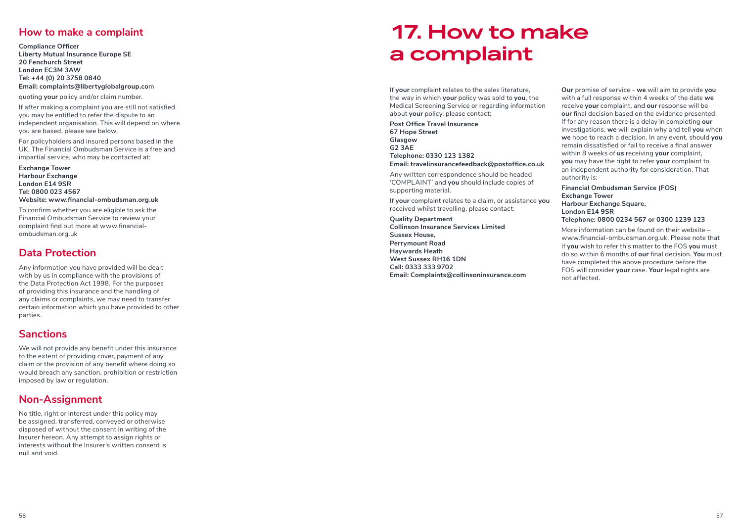## How to make a complaint

**Compliance Officer**
**Liberty Mutual Insurance Europe SE**
**20 Fenchurch Street**
**London EC3M 3AW**
**Tel: +44 (0) 20 3758 0840**
**Email: complaints@libertyglobalgroup.co**m

quoting **your** policy and/or claim number.

If after making a complaint you are still not satisfied you may be entitled to refer the dispute to an independent organisation. This will depend on where you are based, please see below.

For policyholders and insured persons based in the UK, The Financial Ombudsman Service is a free and impartial service, who may be contacted at:

**Exchange Tower**
**Harbour Exchange**
**London E14 9SR**
**Tel: 0800 023 4567**
**Website: www.financial-ombudsman.org.uk**

To confirm whether you are eligible to ask the Financial Ombudsman Service to review your complaint find out more at www.financial-ombudsman.org.uk

## Data Protection

Any information you have provided will be dealt with by us in compliance with the provisions of the Data Protection Act 1998. For the purposes of providing this insurance and the handling of any claims or complaints, we may need to transfer certain information which you have provided to other parties.

## Sanctions

We will not provide any benefit under this insurance to the extent of providing cover, payment of any claim or the provision of any benefit where doing so would breach any sanction, prohibition or restriction imposed by law or regulation.

## Non-Assignment

No title, right or interest under this policy may be assigned, transferred, conveyed or otherwise disposed of without the consent in writing of the Insurer hereon. Any attempt to assign rights or interests without the Insurer's written consent is null and void.

# 17. How to make a complaint

If **your** complaint relates to the sales literature, the way in which **your** policy was sold to **you**, the Medical Screening Service or regarding information about **your** policy, please contact:

**Post Office Travel Insurance**
**67 Hope Street**
**Glasgow**
**G2 3AE**
**Telephone: 0330 123 1382**
**Email: travelinsurancefeedback@postoffice.co.uk**

Any written correspondence should be headed 'COMPLAINT' and **you** should include copies of supporting material.

If **your** complaint relates to a claim, or assistance **you** received whilst travelling, please contact:

**Quality Department**
**Collinson Insurance Services Limited**
**Sussex House,**
**Perrymount Road**
**Haywards Heath**
**West Sussex RH16 1DN**
**Call: 0333 333 9702**
**Email: Complaints@collinsoninsurance.com**

**Our** promise of service - **we** will aim to provide **you** with a full response within 4 weeks of the date **we** receive **your** complaint, and **our** response will be **our** final decision based on the evidence presented. If for any reason there is a delay in completing **our** investigations, **we** will explain why and tell **you** when **we** hope to reach a decision. In any event, should **you** remain dissatisfied or fail to receive a final answer within 8 weeks of **us** receiving **your** complaint, **you** may have the right to refer **your** complaint to an independent authority for consideration. That authority is:

**Financial Ombudsman Service (FOS)**
**Exchange Tower**
**Harbour Exchange Square,**
**London E14 9SR**
**Telephone: 0800 0234 567 or 0300 1239 123**

More information can be found on their website – www.financial-ombudsman.org.uk. Please note that if **you** wish to refer this matter to the FOS **you** must do so within 6 months of **our** final decision. **You** must have completed the above procedure before the FOS will consider **your** case. **Your** legal rights are not affected.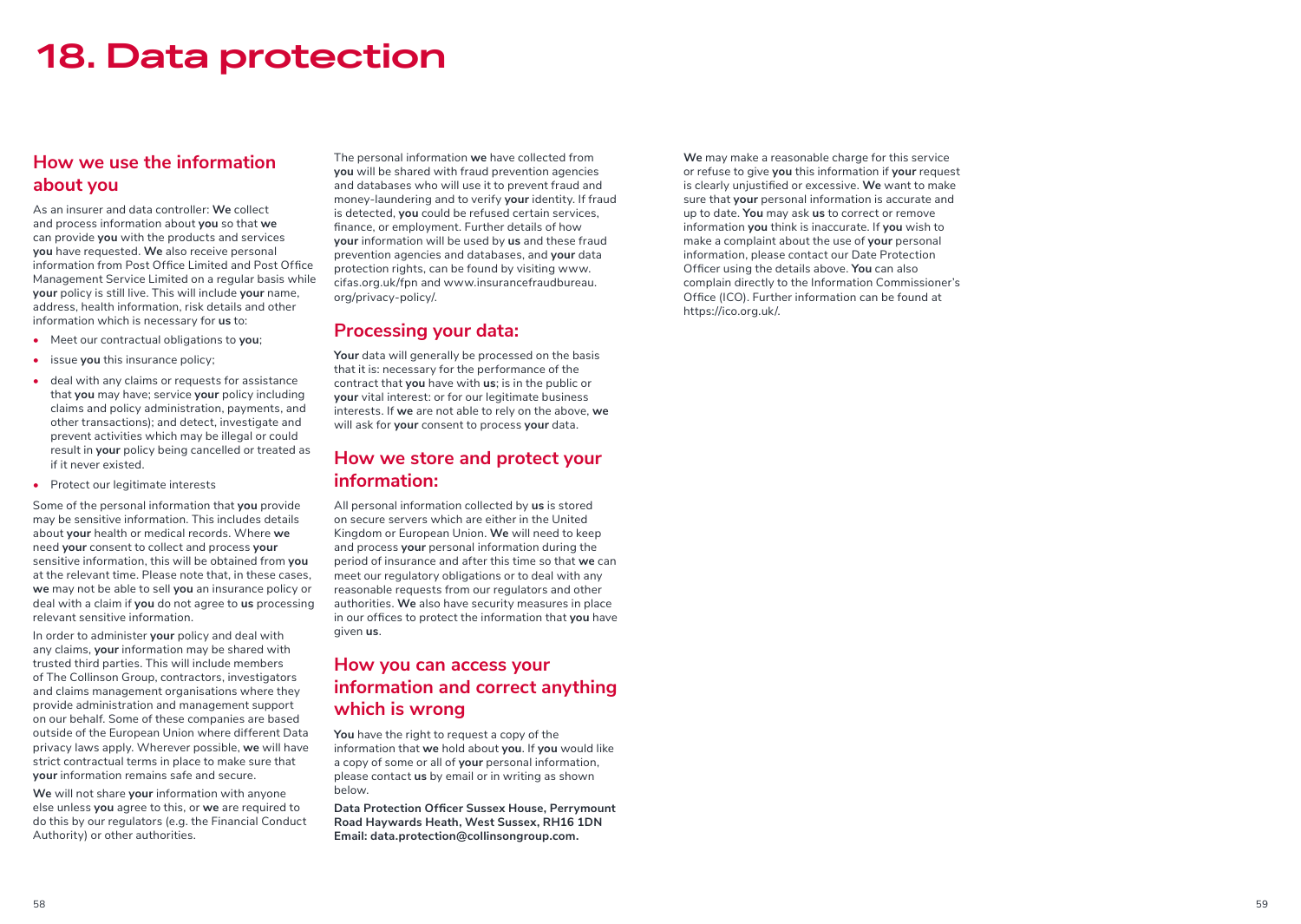# 18. Data protection

## How we use the information about you

As an insurer and data controller: **We** collect and process information about **you** so that **we** can provide **you** with the products and services **you** have requested. **We** also receive personal information from Post Office Limited and Post Office Management Service Limited on a regular basis while **your** policy is still live. This will include **your** name, address, health information, risk details and other information which is necessary for **us** to:

- Meet our contractual obligations to **you**;
- issue **you** this insurance policy;
- deal with any claims or requests for assistance that **you** may have; service **your** policy including claims and policy administration, payments, and other transactions); and detect, investigate and prevent activities which may be illegal or could result in **your** policy being cancelled or treated as if it never existed.
- Protect our legitimate interests

Some of the personal information that **you** provide may be sensitive information. This includes details about **your** health or medical records. Where **we** need **your** consent to collect and process **your** sensitive information, this will be obtained from **you** at the relevant time. Please note that, in these cases, **we** may not be able to sell **you** an insurance policy or deal with a claim if **you** do not agree to **us** processing relevant sensitive information.

In order to administer **your** policy and deal with any claims, **your** information may be shared with trusted third parties. This will include members of The Collinson Group, contractors, investigators and claims management organisations where they provide administration and management support on our behalf. Some of these companies are based outside of the European Union where different Data privacy laws apply. Wherever possible, **we** will have strict contractual terms in place to make sure that **your** information remains safe and secure.

**We** will not share **your** information with anyone else unless **you** agree to this, or **we** are required to do this by our regulators (e.g. the Financial Conduct Authority) or other authorities.

The personal information **we** have collected from **you** will be shared with fraud prevention agencies and databases who will use it to prevent fraud and money-laundering and to verify **your** identity. If fraud is detected, **you** could be refused certain services, finance, or employment. Further details of how **your** information will be used by **us** and these fraud prevention agencies and databases, and **your** data protection rights, can be found by visiting www.cifas.org.uk/fpn and www.insurancefraudbureau.org/privacy-policy/.

## Processing your data:

**Your** data will generally be processed on the basis that it is: necessary for the performance of the contract that **you** have with **us**; is in the public or **your** vital interest: or for our legitimate business interests. If **we** are not able to rely on the above, **we** will ask for **your** consent to process **your** data.

## How we store and protect your information:

All personal information collected by **us** is stored on secure servers which are either in the United Kingdom or European Union. **We** will need to keep and process **your** personal information during the period of insurance and after this time so that **we** can meet our regulatory obligations or to deal with any reasonable requests from our regulators and other authorities. **We** also have security measures in place in our offices to protect the information that **you** have given **us**.

## How you can access your information and correct anything which is wrong

**You** have the right to request a copy of the information that **we** hold about **you**. If **you** would like a copy of some or all of **your** personal information, please contact **us** by email or in writing as shown below.

**Data Protection Officer Sussex House, Perrymount Road Haywards Heath, West Sussex, RH16 1DN Email: data.protection@collinsongroup.com.**

**We** may make a reasonable charge for this service or refuse to give **you** this information if **your** request is clearly unjustified or excessive. **We** want to make sure that **your** personal information is accurate and up to date. **You** may ask **us** to correct or remove information **you** think is inaccurate. If **you** wish to make a complaint about the use of **your** personal information, please contact our Date Protection Officer using the details above. **You** can also complain directly to the Information Commissioner's Office (ICO). Further information can be found at https://ico.org.uk/.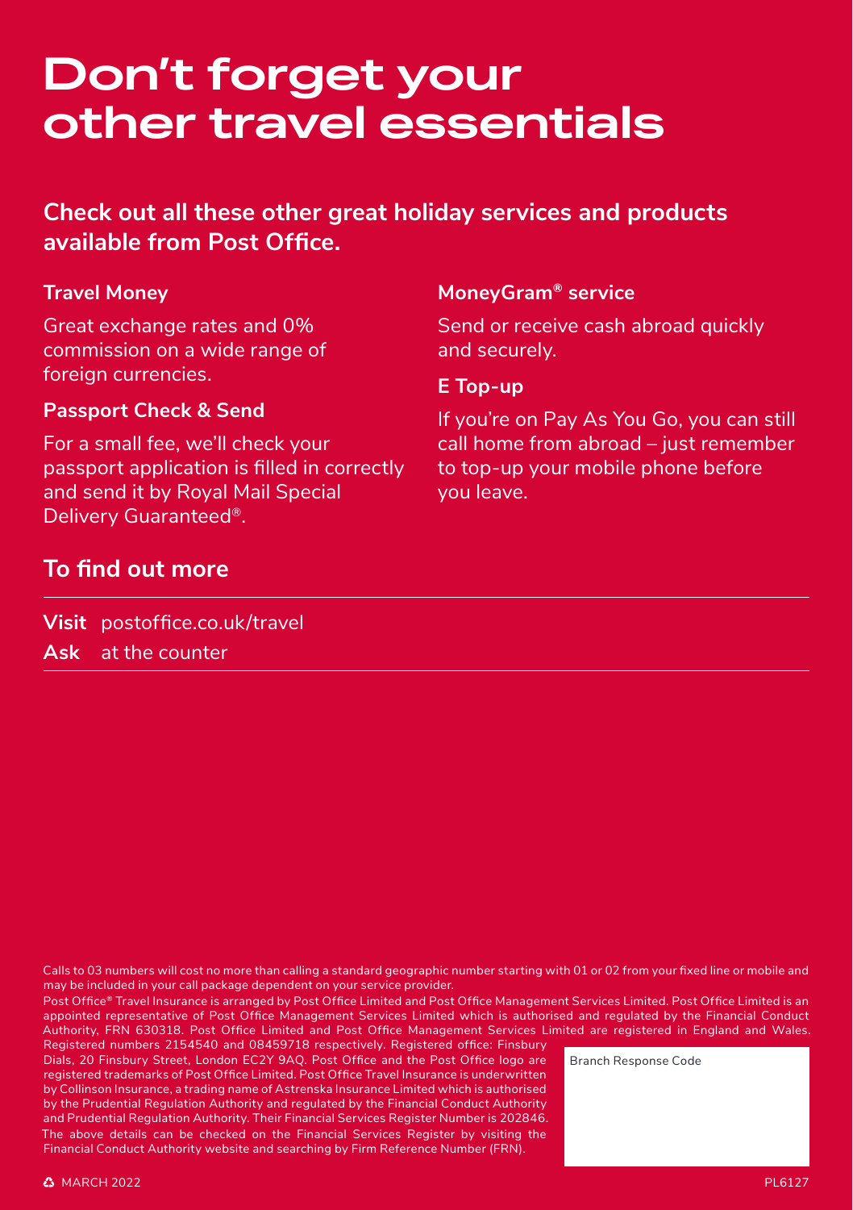# Don't forget your other travel essentials

## Check out all these other great holiday services and products available from Post Office.

### Travel Money

Great exchange rates and 0% commission on a wide range of foreign currencies.

### Passport Check & Send

For a small fee, we'll check your passport application is filled in correctly and send it by Royal Mail Special Delivery Guaranteed®.

### MoneyGram® service

Send or receive cash abroad quickly and securely.

### E Top-up

If you're on Pay As You Go, you can still call home from abroad – just remember to top-up your mobile phone before you leave.

## To find out more

**Visit** postoffice.co.uk/travel

**Ask** at the counter

Calls to 03 numbers will cost no more than calling a standard geographic number starting with 01 or 02 from your fixed line or mobile and may be included in your call package dependent on your service provider.

Post Office® Travel Insurance is arranged by Post Office Limited and Post Office Management Services Limited. Post Office Limited is an appointed representative of Post Office Management Services Limited which is authorised and regulated by the Financial Conduct Authority, FRN 630318. Post Office Limited and Post Office Management Services Limited are registered in England and Wales. Registered numbers 2154540 and 08459718 respectively. Registered office: Finsbury Dials, 20 Finsbury Street, London EC2Y 9AQ. Post Office and the Post Office logo are registered trademarks of Post Office Limited. Post Office Travel Insurance is underwritten by Collinson Insurance, a trading name of Astrenska Insurance Limited which is authorised by the Prudential Regulation Authority and regulated by the Financial Conduct Authority and Prudential Regulation Authority. Their Financial Services Register Number is 202846. The above details can be checked on the Financial Services Register by visiting the Financial Conduct Authority website and searching by Firm Reference Number (FRN).

Branch Response Code

MARCH 2022

PL6127